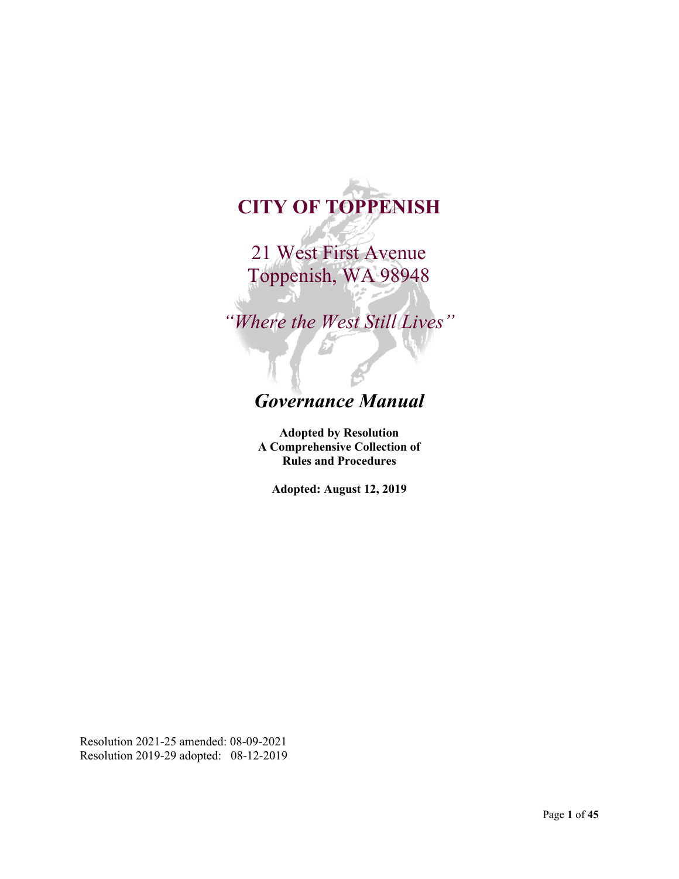# CITY OF TOPPENISH

21 West First Avenue
Toppenish, WA 98948

*"Where the West Still Lives"*

## *Governance Manual*

**Adopted by Resolution**
**A Comprehensive Collection of**
**Rules and Procedures**

**Adopted: August 12, 2019**

Resolution 2021-25 amended: 08-09-2021
Resolution 2019-29 adopted: 08-12-2019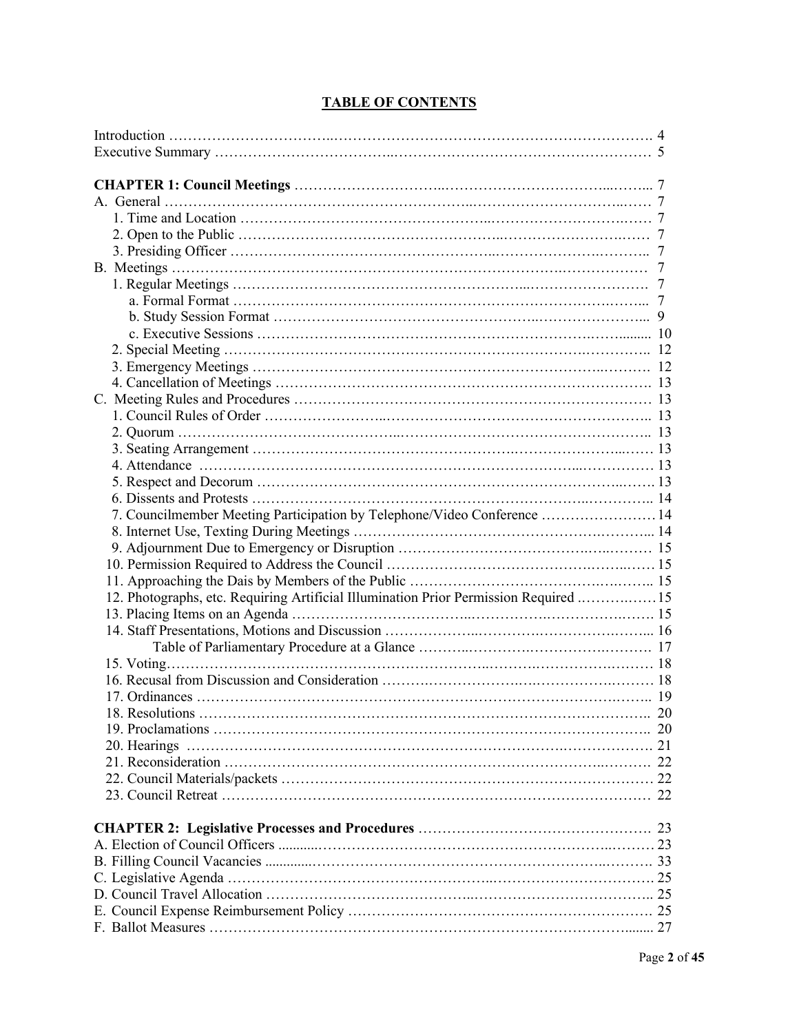# TABLE OF CONTENTS

Introduction ……………………………………………………………………………………… 4
Executive Summary ……………………………………………………………………………… 5

**CHAPTER 1: Council Meetings** ………………………………………………………………… 7
A. General ………………………………………………………………………………………… 7
  1. Time and Location …………………………………………………………………………… 7
  2. Open to the Public …………………………………………………………………………… 7
  3. Presiding Officer ……………………………………………………………………………… 7
B. Meetings ………………………………………………………………………………………… 7
  1. Regular Meetings ……………………………………………………………………………… 7
    a. Formal Format …………………………………………………………………………… 7
    b. Study Session Format …………………………………………………………………… 9
    c. Executive Sessions ……………………………………………………………………… 10
  2. Special Meeting ……………………………………………………………………………… 12
  3. Emergency Meetings ………………………………………………………………………… 12
  4. Cancellation of Meetings …………………………………………………………………… 13
C. Meeting Rules and Procedures ………………………………………………………………… 13
  1. Council Rules of Order ……………………………………………………………………… 13
  2. Quorum ……………………………………………………………………………………… 13
  3. Seating Arrangement ………………………………………………………………………… 13
  4. Attendance …………………………………………………………………………………… 13
  5. Respect and Decorum ……………………………………………………………………… 13
  6. Dissents and Protests ………………………………………………………………………… 14
  7. Councilmember Meeting Participation by Telephone/Video Conference ………………… 14
  8. Internet Use, Texting During Meetings ……………………………………………………… 14
  9. Adjournment Due to Emergency or Disruption …………………………………………… 15
  10. Permission Required to Address the Council ……………………………………………… 15
  11. Approaching the Dais by Members of the Public ………………………………………… 15
  12. Photographs, etc. Requiring Artificial Illumination Prior Permission Required ………… 15
  13. Placing Items on an Agenda ……………………………………………………………… 15
  14. Staff Presentations, Motions and Discussion ……………………………………………… 16
    Table of Parliamentary Procedure at a Glance …………………………………………… 17
  15. Voting ……………………………………………………………………………………… 18
  16. Recusal from Discussion and Consideration ……………………………………………… 18
  17. Ordinances ………………………………………………………………………………… 19
  18. Resolutions ………………………………………………………………………………… 20
  19. Proclamations ……………………………………………………………………………… 20
  20. Hearings …………………………………………………………………………………… 21
  21. Reconsideration …………………………………………………………………………… 22
  22. Council Materials/packets ………………………………………………………………… 22
  23. Council Retreat …………………………………………………………………………… 22

**CHAPTER 2: Legislative Processes and Procedures** ………………………………………… 23
A. Election of Council Officers ………………………………………………………………… 23
B. Filling Council Vacancies …………………………………………………………………… 33
C. Legislative Agenda …………………………………………………………………………… 25
D. Council Travel Allocation …………………………………………………………………… 25
E. Council Expense Reimbursement Policy ……………………………………………………… 25
F. Ballot Measures ……………………………………………………………………………… 27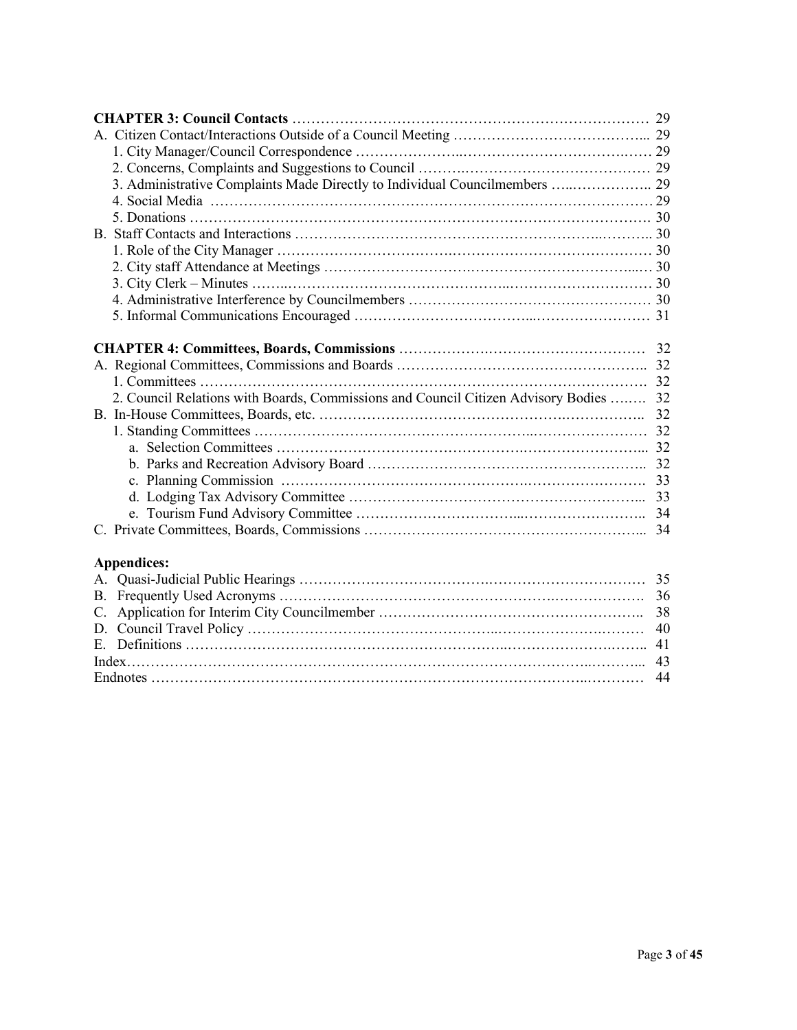**CHAPTER 3: Council Contacts** ………………………………………………………………… 29

A. Citizen Contact/Interactions Outside of a Council Meeting ………………………………….. 29

1. City Manager/Council Correspondence ………………..………………………….…… 29
2. Concerns, Complaints and Suggestions to Council ……….………………………………… 29
3. Administrative Complaints Made Directly to Individual Councilmembers …..…………….. 29
4. Social Media ……………………………………………………………………………… 29
5. Donations ………………………………………………………………………………… 30

B. Staff Contacts and Interactions ……………………………………………………..……….. 30

1. Role of the City Manager ………………………….……………………………………… 30
2. City staff Attendance at Meetings ………………………………………………………..… 30
3. City Clerk – Minutes ……..……………………………………..………………………… 30
4. Administrative Interference by Councilmembers …………………………………………… 30
5. Informal Communications Encouraged ……………………………...……………………… 31

**CHAPTER 4: Committees, Boards, Commissions** ……………….……………………………… 32

A. Regional Committees, Commissions and Boards …………………………………………….. 32

1. Committees ……………………………………………………………………………. 32
2. Council Relations with Boards, Commissions and Council Citizen Advisory Bodies …..…. 32

B. In-House Committees, Boards, etc. …………………………………………….…………….. 32

1. Standing Committees ………………………………………………..…………………… 32
   a. Selection Committees …………………………………………….……………………... 32
   b. Parks and Recreation Advisory Board ………………………………………………….. 32
   c. Planning Commission ……………………………………………….………………….. 33
   d. Lodging Tax Advisory Committee ……………………………………………………... 33
   e. Tourism Fund Advisory Committee …………………………...…………………….. 34

C. Private Committees, Boards, Commissions …………………………………………………... 34

**Appendices:**

A. Quasi-Judicial Public Hearings ………………………………….…………….………… 35
B. Frequently Used Acronyms ……………………………………………….………………. 36
C. Application for Interim City Councilmember ……………………………………………….. 38
D. Council Travel Policy ……………………………………………...………………….……… 40
E. Definitions ……………………………………………………..………………….…….. 41

Index……………………………………………………………………………………..………... 43

Endnotes ……………………………………………………………………………..………… 44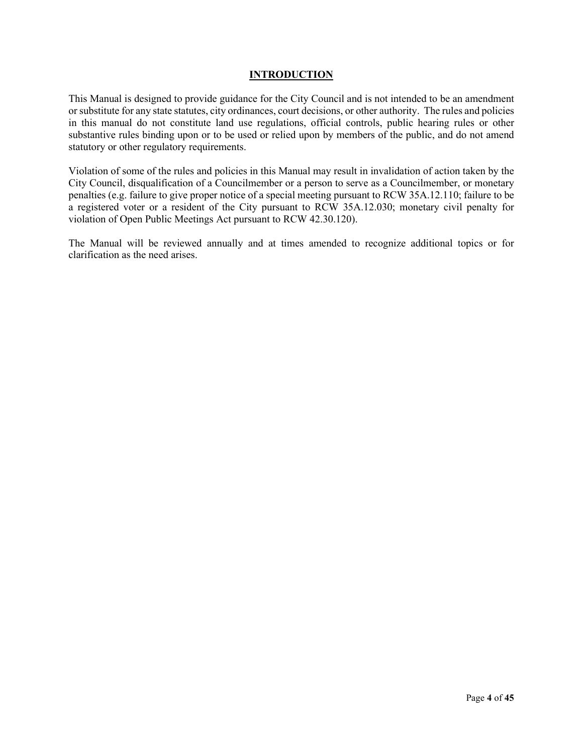## INTRODUCTION

This Manual is designed to provide guidance for the City Council and is not intended to be an amendment or substitute for any state statutes, city ordinances, court decisions, or other authority. The rules and policies in this manual do not constitute land use regulations, official controls, public hearing rules or other substantive rules binding upon or to be used or relied upon by members of the public, and do not amend statutory or other regulatory requirements.

Violation of some of the rules and policies in this Manual may result in invalidation of action taken by the City Council, disqualification of a Councilmember or a person to serve as a Councilmember, or monetary penalties (e.g. failure to give proper notice of a special meeting pursuant to RCW 35A.12.110; failure to be a registered voter or a resident of the City pursuant to RCW 35A.12.030; monetary civil penalty for violation of Open Public Meetings Act pursuant to RCW 42.30.120).

The Manual will be reviewed annually and at times amended to recognize additional topics or for clarification as the need arises.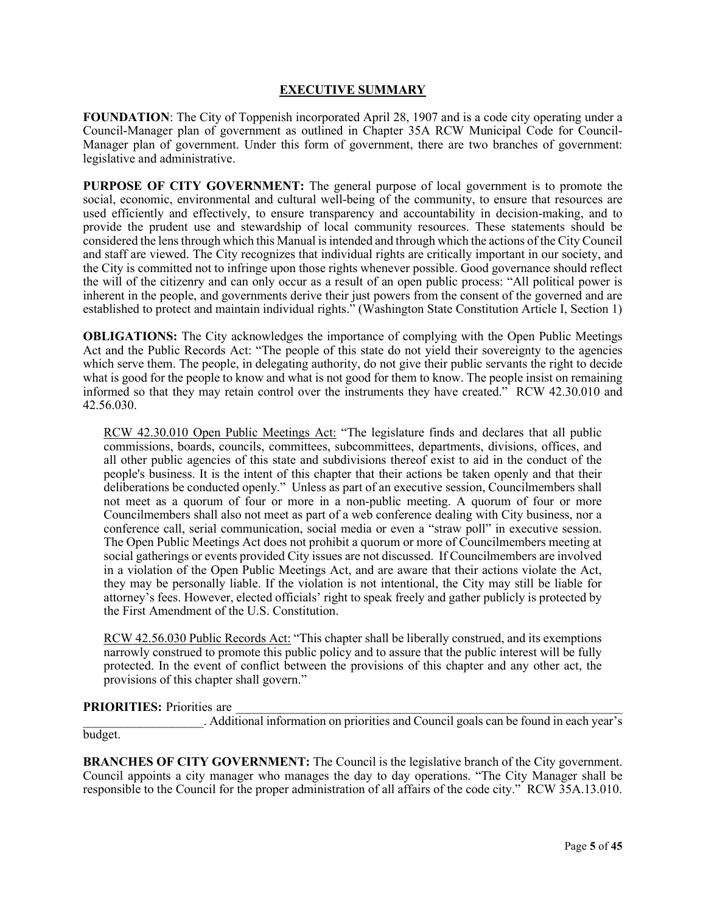## EXECUTIVE SUMMARY

**FOUNDATION**: The City of Toppenish incorporated April 28, 1907 and is a code city operating under a Council-Manager plan of government as outlined in Chapter 35A RCW Municipal Code for Council-Manager plan of government. Under this form of government, there are two branches of government: legislative and administrative.

**PURPOSE OF CITY GOVERNMENT:** The general purpose of local government is to promote the social, economic, environmental and cultural well-being of the community, to ensure that resources are used efficiently and effectively, to ensure transparency and accountability in decision-making, and to provide the prudent use and stewardship of local community resources. These statements should be considered the lens through which this Manual is intended and through which the actions of the City Council and staff are viewed. The City recognizes that individual rights are critically important in our society, and the City is committed not to infringe upon those rights whenever possible. Good governance should reflect the will of the citizenry and can only occur as a result of an open public process: "All political power is inherent in the people, and governments derive their just powers from the consent of the governed and are established to protect and maintain individual rights." (Washington State Constitution Article I, Section 1)

**OBLIGATIONS:** The City acknowledges the importance of complying with the Open Public Meetings Act and the Public Records Act: "The people of this state do not yield their sovereignty to the agencies which serve them. The people, in delegating authority, do not give their public servants the right to decide what is good for the people to know and what is not good for them to know. The people insist on remaining informed so that they may retain control over the instruments they have created." RCW 42.30.010 and 42.56.030.

> RCW 42.30.010 Open Public Meetings Act: "The legislature finds and declares that all public commissions, boards, councils, committees, subcommittees, departments, divisions, offices, and all other public agencies of this state and subdivisions thereof exist to aid in the conduct of the people's business. It is the intent of this chapter that their actions be taken openly and that their deliberations be conducted openly." Unless as part of an executive session, Councilmembers shall not meet as a quorum of four or more in a non-public meeting. A quorum of four or more Councilmembers shall also not meet as part of a web conference dealing with City business, nor a conference call, serial communication, social media or even a "straw poll" in executive session. The Open Public Meetings Act does not prohibit a quorum or more of Councilmembers meeting at social gatherings or events provided City issues are not discussed. If Councilmembers are involved in a violation of the Open Public Meetings Act, and are aware that their actions violate the Act, they may be personally liable. If the violation is not intentional, the City may still be liable for attorney's fees. However, elected officials' right to speak freely and gather publicly is protected by the First Amendment of the U.S. Constitution.
>
> RCW 42.56.030 Public Records Act: "This chapter shall be liberally construed, and its exemptions narrowly construed to promote this public policy and to assure that the public interest will be fully protected. In the event of conflict between the provisions of this chapter and any other act, the provisions of this chapter shall govern."

**PRIORITIES:** Priorities are ____________________________________________________________________ ___________________. Additional information on priorities and Council goals can be found in each year's budget.

**BRANCHES OF CITY GOVERNMENT:** The Council is the legislative branch of the City government. Council appoints a city manager who manages the day to day operations. "The City Manager shall be responsible to the Council for the proper administration of all affairs of the code city." RCW 35A.13.010.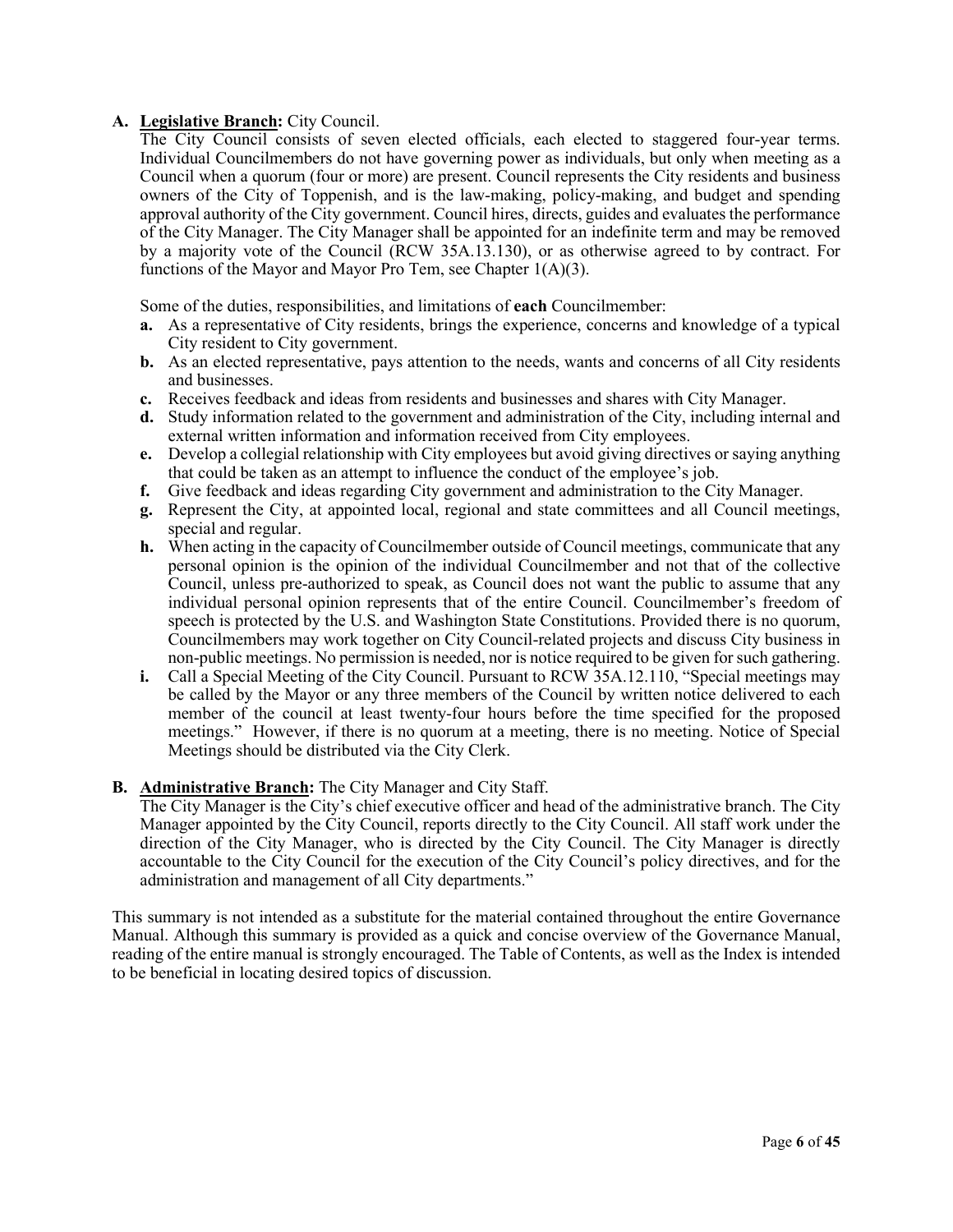**A. <u>Legislative Branch</u>:** City Council.

The City Council consists of seven elected officials, each elected to staggered four-year terms. Individual Councilmembers do not have governing power as individuals, but only when meeting as a Council when a quorum (four or more) are present. Council represents the City residents and business owners of the City of Toppenish, and is the law-making, policy-making, and budget and spending approval authority of the City government. Council hires, directs, guides and evaluates the performance of the City Manager. The City Manager shall be appointed for an indefinite term and may be removed by a majority vote of the Council (RCW 35A.13.130), or as otherwise agreed to by contract. For functions of the Mayor and Mayor Pro Tem, see Chapter 1(A)(3).

Some of the duties, responsibilities, and limitations of **each** Councilmember:

**a.** As a representative of City residents, brings the experience, concerns and knowledge of a typical City resident to City government.

**b.** As an elected representative, pays attention to the needs, wants and concerns of all City residents and businesses.

**c.** Receives feedback and ideas from residents and businesses and shares with City Manager.

**d.** Study information related to the government and administration of the City, including internal and external written information and information received from City employees.

**e.** Develop a collegial relationship with City employees but avoid giving directives or saying anything that could be taken as an attempt to influence the conduct of the employee's job.

**f.** Give feedback and ideas regarding City government and administration to the City Manager.

**g.** Represent the City, at appointed local, regional and state committees and all Council meetings, special and regular.

**h.** When acting in the capacity of Councilmember outside of Council meetings, communicate that any personal opinion is the opinion of the individual Councilmember and not that of the collective Council, unless pre-authorized to speak, as Council does not want the public to assume that any individual personal opinion represents that of the entire Council. Councilmember's freedom of speech is protected by the U.S. and Washington State Constitutions. Provided there is no quorum, Councilmembers may work together on City Council-related projects and discuss City business in non-public meetings. No permission is needed, nor is notice required to be given for such gathering.

**i.** Call a Special Meeting of the City Council. Pursuant to RCW 35A.12.110, "Special meetings may be called by the Mayor or any three members of the Council by written notice delivered to each member of the council at least twenty-four hours before the time specified for the proposed meetings." However, if there is no quorum at a meeting, there is no meeting. Notice of Special Meetings should be distributed via the City Clerk.

**B. <u>Administrative Branch</u>:** The City Manager and City Staff.

The City Manager is the City's chief executive officer and head of the administrative branch. The City Manager appointed by the City Council, reports directly to the City Council. All staff work under the direction of the City Manager, who is directed by the City Council. The City Manager is directly accountable to the City Council for the execution of the City Council's policy directives, and for the administration and management of all City departments."

This summary is not intended as a substitute for the material contained throughout the entire Governance Manual. Although this summary is provided as a quick and concise overview of the Governance Manual, reading of the entire manual is strongly encouraged. The Table of Contents, as well as the Index is intended to be beneficial in locating desired topics of discussion.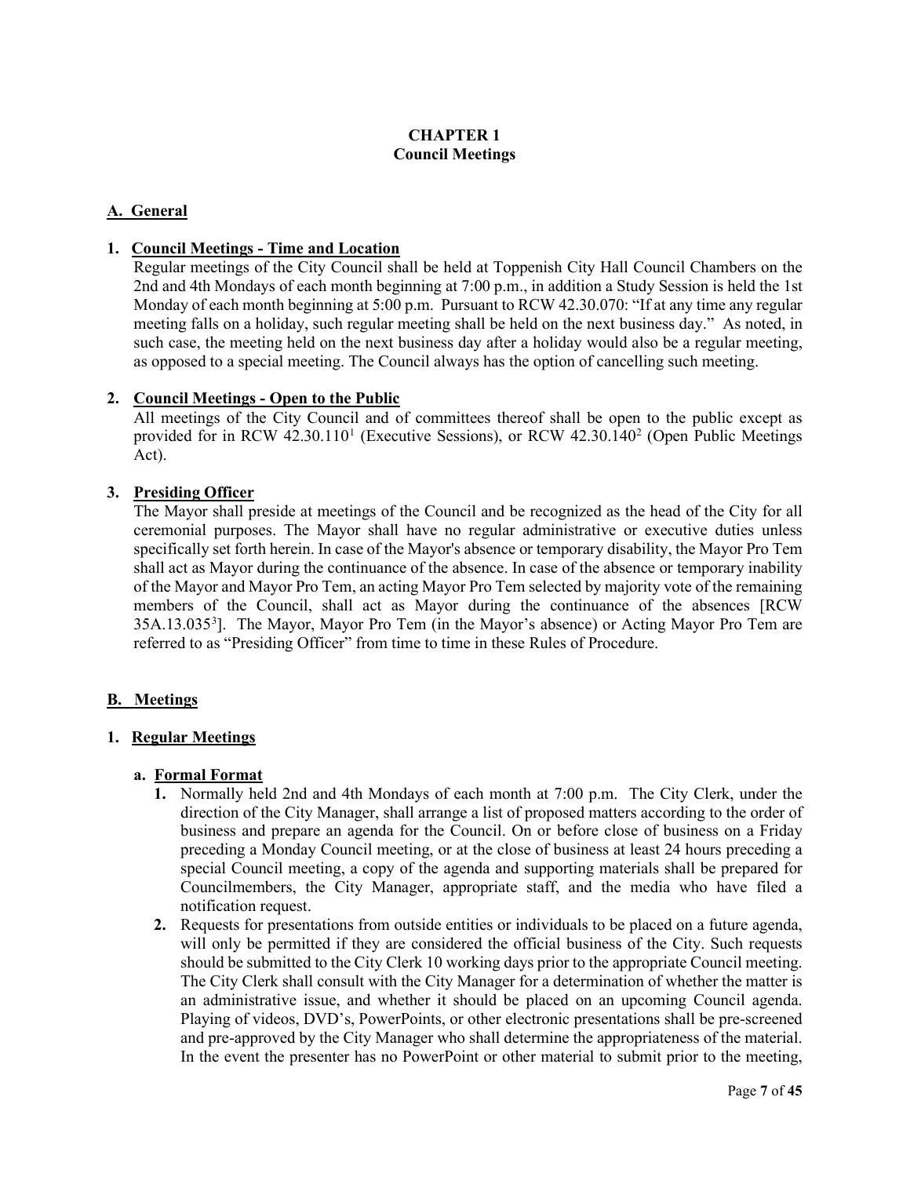# CHAPTER 1
## Council Meetings

### A. General

**1. Council Meetings - Time and Location**

Regular meetings of the City Council shall be held at Toppenish City Hall Council Chambers on the 2nd and 4th Mondays of each month beginning at 7:00 p.m., in addition a Study Session is held the 1st Monday of each month beginning at 5:00 p.m. Pursuant to RCW 42.30.070: "If at any time any regular meeting falls on a holiday, such regular meeting shall be held on the next business day." As noted, in such case, the meeting held on the next business day after a holiday would also be a regular meeting, as opposed to a special meeting. The Council always has the option of cancelling such meeting.

**2. Council Meetings - Open to the Public**

All meetings of the City Council and of committees thereof shall be open to the public except as provided for in RCW 42.30.110[1] (Executive Sessions), or RCW 42.30.140[2] (Open Public Meetings Act).

**3. Presiding Officer**

The Mayor shall preside at meetings of the Council and be recognized as the head of the City for all ceremonial purposes. The Mayor shall have no regular administrative or executive duties unless specifically set forth herein. In case of the Mayor's absence or temporary disability, the Mayor Pro Tem shall act as Mayor during the continuance of the absence. In case of the absence or temporary inability of the Mayor and Mayor Pro Tem, an acting Mayor Pro Tem selected by majority vote of the remaining members of the Council, shall act as Mayor during the continuance of the absences [RCW 35A.13.035[3]]. The Mayor, Mayor Pro Tem (in the Mayor's absence) or Acting Mayor Pro Tem are referred to as "Presiding Officer" from time to time in these Rules of Procedure.

### B. Meetings

**1. Regular Meetings**

**a. Formal Format**

1. Normally held 2nd and 4th Mondays of each month at 7:00 p.m. The City Clerk, under the direction of the City Manager, shall arrange a list of proposed matters according to the order of business and prepare an agenda for the Council. On or before close of business on a Friday preceding a Monday Council meeting, or at the close of business at least 24 hours preceding a special Council meeting, a copy of the agenda and supporting materials shall be prepared for Councilmembers, the City Manager, appropriate staff, and the media who have filed a notification request.
2. Requests for presentations from outside entities or individuals to be placed on a future agenda, will only be permitted if they are considered the official business of the City. Such requests should be submitted to the City Clerk 10 working days prior to the appropriate Council meeting. The City Clerk shall consult with the City Manager for a determination of whether the matter is an administrative issue, and whether it should be placed on an upcoming Council agenda. Playing of videos, DVD's, PowerPoints, or other electronic presentations shall be pre-screened and pre-approved by the City Manager who shall determine the appropriateness of the material. In the event the presenter has no PowerPoint or other material to submit prior to the meeting,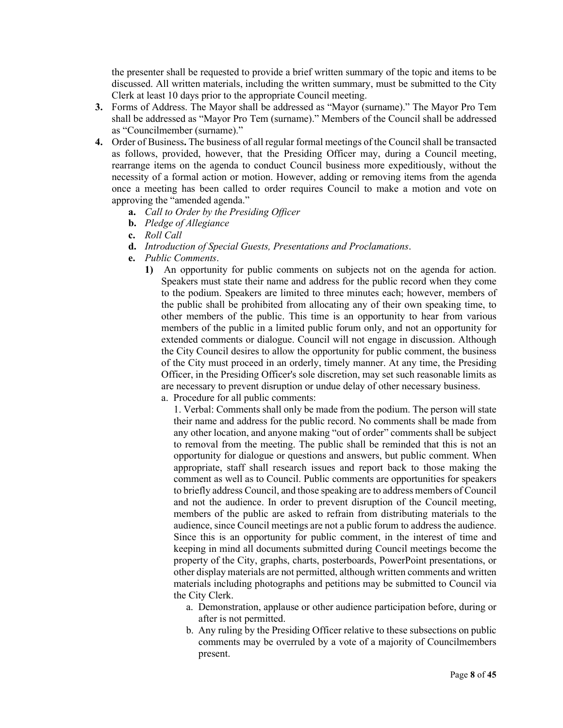the presenter shall be requested to provide a brief written summary of the topic and items to be discussed. All written materials, including the written summary, must be submitted to the City Clerk at least 10 days prior to the appropriate Council meeting.

**3.** Forms of Address. The Mayor shall be addressed as "Mayor (surname)." The Mayor Pro Tem shall be addressed as "Mayor Pro Tem (surname)." Members of the Council shall be addressed as "Councilmember (surname)."

**4.** Order of Business**.** The business of all regular formal meetings of the Council shall be transacted as follows, provided, however, that the Presiding Officer may, during a Council meeting, rearrange items on the agenda to conduct Council business more expeditiously, without the necessity of a formal action or motion. However, adding or removing items from the agenda once a meeting has been called to order requires Council to make a motion and vote on approving the "amended agenda."

- **a.** *Call to Order by the Presiding Officer*
- **b.** *Pledge of Allegiance*
- **c.** *Roll Call*
- **d.** *Introduction of Special Guests, Presentations and Proclamations*.
- **e.** *Public Comments*.
  - **1)** An opportunity for public comments on subjects not on the agenda for action. Speakers must state their name and address for the public record when they come to the podium. Speakers are limited to three minutes each; however, members of the public shall be prohibited from allocating any of their own speaking time, to other members of the public. This time is an opportunity to hear from various members of the public in a limited public forum only, and not an opportunity for extended comments or dialogue. Council will not engage in discussion. Although the City Council desires to allow the opportunity for public comment, the business of the City must proceed in an orderly, timely manner. At any time, the Presiding Officer, in the Presiding Officer's sole discretion, may set such reasonable limits as are necessary to prevent disruption or undue delay of other necessary business.
    - a. Procedure for all public comments:

      1. Verbal: Comments shall only be made from the podium. The person will state their name and address for the public record. No comments shall be made from any other location, and anyone making "out of order" comments shall be subject to removal from the meeting. The public shall be reminded that this is not an opportunity for dialogue or questions and answers, but public comment. When appropriate, staff shall research issues and report back to those making the comment as well as to Council. Public comments are opportunities for speakers to briefly address Council, and those speaking are to address members of Council and not the audience. In order to prevent disruption of the Council meeting, members of the public are asked to refrain from distributing materials to the audience, since Council meetings are not a public forum to address the audience. Since this is an opportunity for public comment, in the interest of time and keeping in mind all documents submitted during Council meetings become the property of the City, graphs, charts, posterboards, PowerPoint presentations, or other display materials are not permitted, although written comments and written materials including photographs and petitions may be submitted to Council via the City Clerk.

        - a. Demonstration, applause or other audience participation before, during or after is not permitted.
        - b. Any ruling by the Presiding Officer relative to these subsections on public comments may be overruled by a vote of a majority of Councilmembers present.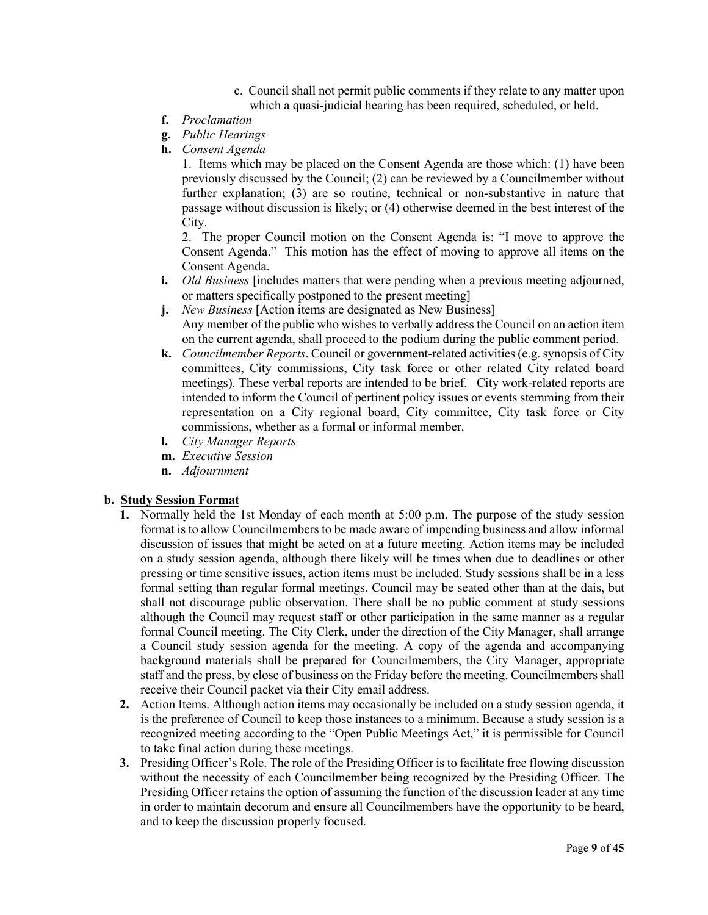c. Council shall not permit public comments if they relate to any matter upon which a quasi-judicial hearing has been required, scheduled, or held.

**f.** *Proclamation*

**g.** *Public Hearings*

**h.** *Consent Agenda*

1. Items which may be placed on the Consent Agenda are those which: (1) have been previously discussed by the Council; (2) can be reviewed by a Councilmember without further explanation; (3) are so routine, technical or non-substantive in nature that passage without discussion is likely; or (4) otherwise deemed in the best interest of the City.

2. The proper Council motion on the Consent Agenda is: "I move to approve the Consent Agenda." This motion has the effect of moving to approve all items on the Consent Agenda.

**i.** *Old Business* [includes matters that were pending when a previous meeting adjourned, or matters specifically postponed to the present meeting]

**j.** *New Business* [Action items are designated as New Business]
Any member of the public who wishes to verbally address the Council on an action item on the current agenda, shall proceed to the podium during the public comment period.

**k.** *Councilmember Reports*. Council or government-related activities (e.g. synopsis of City committees, City commissions, City task force or other related City related board meetings). These verbal reports are intended to be brief. City work-related reports are intended to inform the Council of pertinent policy issues or events stemming from their representation on a City regional board, City committee, City task force or City commissions, whether as a formal or informal member.

**l.** *City Manager Reports*

**m.** *Executive Session*

**n.** *Adjournment*

**b. <u>Study Session Format</u>**

1. Normally held the 1st Monday of each month at 5:00 p.m. The purpose of the study session format is to allow Councilmembers to be made aware of impending business and allow informal discussion of issues that might be acted on at a future meeting. Action items may be included on a study session agenda, although there likely will be times when due to deadlines or other pressing or time sensitive issues, action items must be included. Study sessions shall be in a less formal setting than regular formal meetings. Council may be seated other than at the dais, but shall not discourage public observation. There shall be no public comment at study sessions although the Council may request staff or other participation in the same manner as a regular formal Council meeting. The City Clerk, under the direction of the City Manager, shall arrange a Council study session agenda for the meeting. A copy of the agenda and accompanying background materials shall be prepared for Councilmembers, the City Manager, appropriate staff and the press, by close of business on the Friday before the meeting. Councilmembers shall receive their Council packet via their City email address.
2. Action Items. Although action items may occasionally be included on a study session agenda, it is the preference of Council to keep those instances to a minimum. Because a study session is a recognized meeting according to the "Open Public Meetings Act," it is permissible for Council to take final action during these meetings.
3. Presiding Officer's Role. The role of the Presiding Officer is to facilitate free flowing discussion without the necessity of each Councilmember being recognized by the Presiding Officer. The Presiding Officer retains the option of assuming the function of the discussion leader at any time in order to maintain decorum and ensure all Councilmembers have the opportunity to be heard, and to keep the discussion properly focused.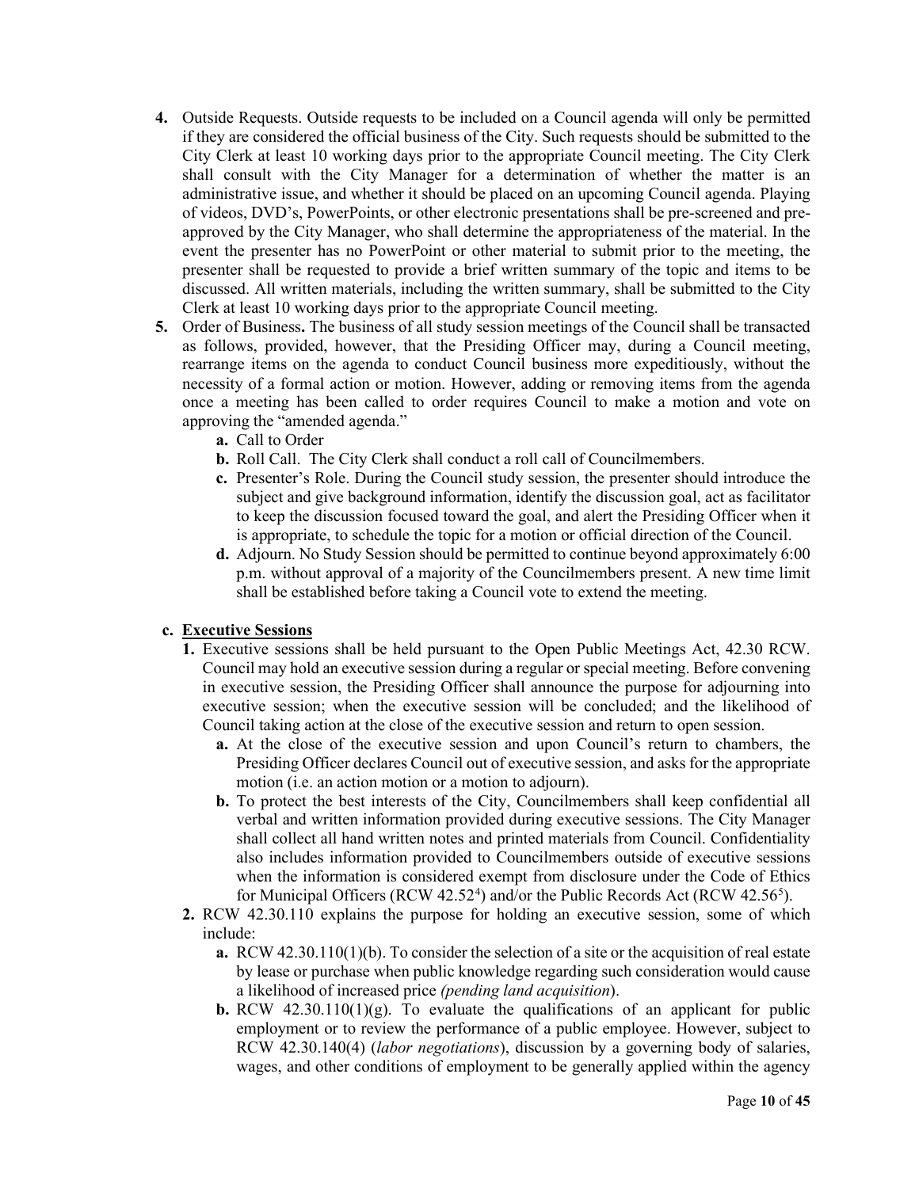4. Outside Requests. Outside requests to be included on a Council agenda will only be permitted if they are considered the official business of the City. Such requests should be submitted to the City Clerk at least 10 working days prior to the appropriate Council meeting. The City Clerk shall consult with the City Manager for a determination of whether the matter is an administrative issue, and whether it should be placed on an upcoming Council agenda. Playing of videos, DVD's, PowerPoints, or other electronic presentations shall be pre-screened and pre-approved by the City Manager, who shall determine the appropriateness of the material. In the event the presenter has no PowerPoint or other material to submit prior to the meeting, the presenter shall be requested to provide a brief written summary of the topic and items to be discussed. All written materials, including the written summary, shall be submitted to the City Clerk at least 10 working days prior to the appropriate Council meeting.
5. Order of Business**.** The business of all study session meetings of the Council shall be transacted as follows, provided, however, that the Presiding Officer may, during a Council meeting, rearrange items on the agenda to conduct Council business more expeditiously, without the necessity of a formal action or motion. However, adding or removing items from the agenda once a meeting has been called to order requires Council to make a motion and vote on approving the "amended agenda."
   - **a.** Call to Order
   - **b.** Roll Call. The City Clerk shall conduct a roll call of Councilmembers.
   - **c.** Presenter's Role. During the Council study session, the presenter should introduce the subject and give background information, identify the discussion goal, act as facilitator to keep the discussion focused toward the goal, and alert the Presiding Officer when it is appropriate, to schedule the topic for a motion or official direction of the Council.
   - **d.** Adjourn. No Study Session should be permitted to continue beyond approximately 6:00 p.m. without approval of a majority of the Councilmembers present. A new time limit shall be established before taking a Council vote to extend the meeting.

**c. <u>Executive Sessions</u>**

1. Executive sessions shall be held pursuant to the Open Public Meetings Act, 42.30 RCW. Council may hold an executive session during a regular or special meeting. Before convening in executive session, the Presiding Officer shall announce the purpose for adjourning into executive session; when the executive session will be concluded; and the likelihood of Council taking action at the close of the executive session and return to open session.
   - **a.** At the close of the executive session and upon Council's return to chambers, the Presiding Officer declares Council out of executive session, and asks for the appropriate motion (i.e. an action motion or a motion to adjourn).
   - **b.** To protect the best interests of the City, Councilmembers shall keep confidential all verbal and written information provided during executive sessions. The City Manager shall collect all hand written notes and printed materials from Council. Confidentiality also includes information provided to Councilmembers outside of executive sessions when the information is considered exempt from disclosure under the Code of Ethics for Municipal Officers (RCW 42.52[4]) and/or the Public Records Act (RCW 42.56[5]).
2. RCW 42.30.110 explains the purpose for holding an executive session, some of which include:
   - **a.** RCW 42.30.110(1)(b). To consider the selection of a site or the acquisition of real estate by lease or purchase when public knowledge regarding such consideration would cause a likelihood of increased price *(pending land acquisition*).
   - **b.** RCW 42.30.110(1)(g). To evaluate the qualifications of an applicant for public employment or to review the performance of a public employee. However, subject to RCW 42.30.140(4) (*labor negotiations*), discussion by a governing body of salaries, wages, and other conditions of employment to be generally applied within the agency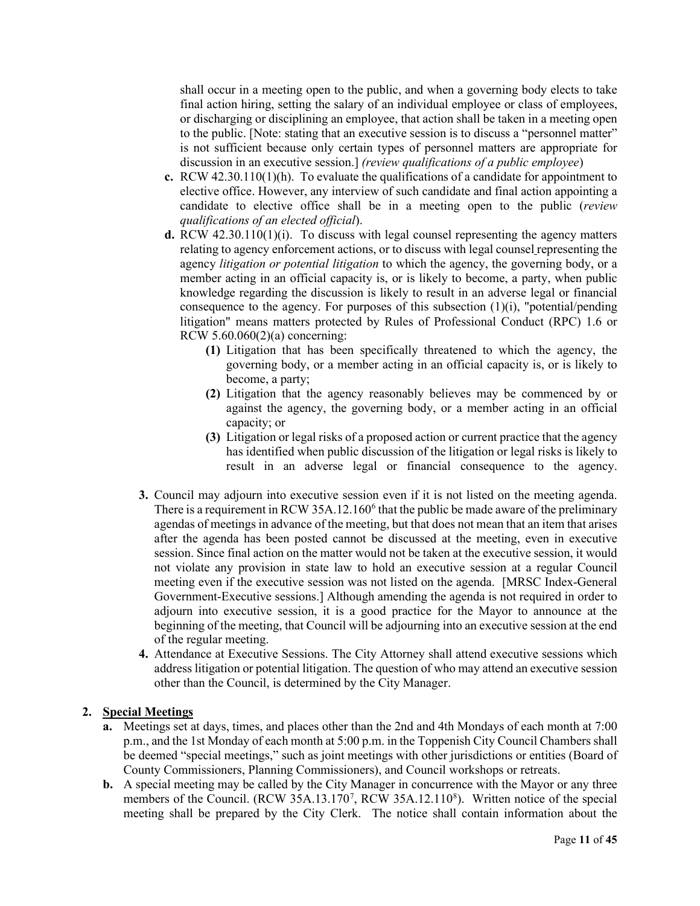shall occur in a meeting open to the public, and when a governing body elects to take final action hiring, setting the salary of an individual employee or class of employees, or discharging or disciplining an employee, that action shall be taken in a meeting open to the public. [Note: stating that an executive session is to discuss a "personnel matter" is not sufficient because only certain types of personnel matters are appropriate for discussion in an executive session.] *(review qualifications of a public employee*)

**c.** RCW 42.30.110(1)(h). To evaluate the qualifications of a candidate for appointment to elective office. However, any interview of such candidate and final action appointing a candidate to elective office shall be in a meeting open to the public (*review qualifications of an elected official*).

**d.** RCW 42.30.110(1)(i). To discuss with legal counsel representing the agency matters relating to agency enforcement actions, or to discuss with legal counsel representing the agency *litigation or potential litigation* to which the agency, the governing body, or a member acting in an official capacity is, or is likely to become, a party, when public knowledge regarding the discussion is likely to result in an adverse legal or financial consequence to the agency. For purposes of this subsection (1)(i), "potential/pending litigation" means matters protected by Rules of Professional Conduct (RPC) 1.6 or RCW 5.60.060(2)(a) concerning:

- **(1)** Litigation that has been specifically threatened to which the agency, the governing body, or a member acting in an official capacity is, or is likely to become, a party;
- **(2)** Litigation that the agency reasonably believes may be commenced by or against the agency, the governing body, or a member acting in an official capacity; or
- **(3)** Litigation or legal risks of a proposed action or current practice that the agency has identified when public discussion of the litigation or legal risks is likely to result in an adverse legal or financial consequence to the agency.

**3.** Council may adjourn into executive session even if it is not listed on the meeting agenda. There is a requirement in RCW 35A.12.160[6] that the public be made aware of the preliminary agendas of meetings in advance of the meeting, but that does not mean that an item that arises after the agenda has been posted cannot be discussed at the meeting, even in executive session. Since final action on the matter would not be taken at the executive session, it would not violate any provision in state law to hold an executive session at a regular Council meeting even if the executive session was not listed on the agenda. [MRSC Index-General Government-Executive sessions.] Although amending the agenda is not required in order to adjourn into executive session, it is a good practice for the Mayor to announce at the beginning of the meeting, that Council will be adjourning into an executive session at the end of the regular meeting.

**4.** Attendance at Executive Sessions. The City Attorney shall attend executive sessions which address litigation or potential litigation. The question of who may attend an executive session other than the Council, is determined by the City Manager.

## 2. Special Meetings

**a.** Meetings set at days, times, and places other than the 2nd and 4th Mondays of each month at 7:00 p.m., and the 1st Monday of each month at 5:00 p.m. in the Toppenish City Council Chambers shall be deemed "special meetings," such as joint meetings with other jurisdictions or entities (Board of County Commissioners, Planning Commissioners), and Council workshops or retreats.

**b.** A special meeting may be called by the City Manager in concurrence with the Mayor or any three members of the Council. (RCW 35A.13.170[7], RCW 35A.12.110[8]). Written notice of the special meeting shall be prepared by the City Clerk. The notice shall contain information about the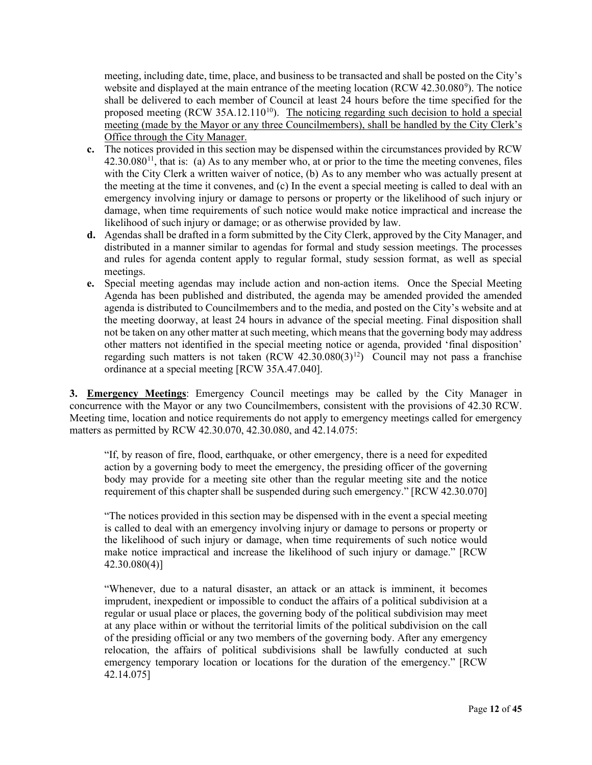meeting, including date, time, place, and business to be transacted and shall be posted on the City's website and displayed at the main entrance of the meeting location (RCW 42.30.080[9]). The notice shall be delivered to each member of Council at least 24 hours before the time specified for the proposed meeting (RCW 35A.12.110[10]). <u>The noticing regarding such decision to hold a special meeting (made by the Mayor or any three Councilmembers), shall be handled by the City Clerk's Office through the City Manager.</u>

**c.** The notices provided in this section may be dispensed within the circumstances provided by RCW 42.30.080[11], that is: (a) As to any member who, at or prior to the time the meeting convenes, files with the City Clerk a written waiver of notice, (b) As to any member who was actually present at the meeting at the time it convenes, and (c) In the event a special meeting is called to deal with an emergency involving injury or damage to persons or property or the likelihood of such injury or damage, when time requirements of such notice would make notice impractical and increase the likelihood of such injury or damage; or as otherwise provided by law.

**d.** Agendas shall be drafted in a form submitted by the City Clerk, approved by the City Manager, and distributed in a manner similar to agendas for formal and study session meetings. The processes and rules for agenda content apply to regular formal, study session format, as well as special meetings.

**e.** Special meeting agendas may include action and non-action items. Once the Special Meeting Agenda has been published and distributed, the agenda may be amended provided the amended agenda is distributed to Councilmembers and to the media, and posted on the City's website and at the meeting doorway, at least 24 hours in advance of the special meeting. Final disposition shall not be taken on any other matter at such meeting, which means that the governing body may address other matters not identified in the special meeting notice or agenda, provided 'final disposition' regarding such matters is not taken (RCW 42.30.080(3)[12]) Council may not pass a franchise ordinance at a special meeting [RCW 35A.47.040].

**3. <u>Emergency Meetings</u>**: Emergency Council meetings may be called by the City Manager in concurrence with the Mayor or any two Councilmembers, consistent with the provisions of 42.30 RCW. Meeting time, location and notice requirements do not apply to emergency meetings called for emergency matters as permitted by RCW 42.30.070, 42.30.080, and 42.14.075:

> "If, by reason of fire, flood, earthquake, or other emergency, there is a need for expedited action by a governing body to meet the emergency, the presiding officer of the governing body may provide for a meeting site other than the regular meeting site and the notice requirement of this chapter shall be suspended during such emergency." [RCW 42.30.070]

> "The notices provided in this section may be dispensed with in the event a special meeting is called to deal with an emergency involving injury or damage to persons or property or the likelihood of such injury or damage, when time requirements of such notice would make notice impractical and increase the likelihood of such injury or damage." [RCW 42.30.080(4)]

> "Whenever, due to a natural disaster, an attack or an attack is imminent, it becomes imprudent, inexpedient or impossible to conduct the affairs of a political subdivision at a regular or usual place or places, the governing body of the political subdivision may meet at any place within or without the territorial limits of the political subdivision on the call of the presiding official or any two members of the governing body. After any emergency relocation, the affairs of political subdivisions shall be lawfully conducted at such emergency temporary location or locations for the duration of the emergency." [RCW 42.14.075]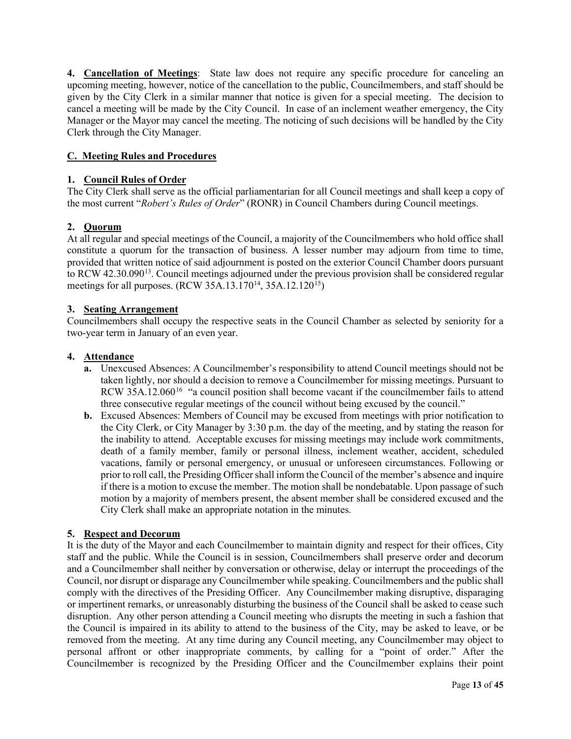**4. Cancellation of Meetings**: State law does not require any specific procedure for canceling an upcoming meeting, however, notice of the cancellation to the public, Councilmembers, and staff should be given by the City Clerk in a similar manner that notice is given for a special meeting. The decision to cancel a meeting will be made by the City Council. In case of an inclement weather emergency, the City Manager or the Mayor may cancel the meeting. The noticing of such decisions will be handled by the City Clerk through the City Manager.

## C. Meeting Rules and Procedures

### 1. Council Rules of Order

The City Clerk shall serve as the official parliamentarian for all Council meetings and shall keep a copy of the most current "*Robert's Rules of Order*" (RONR) in Council Chambers during Council meetings.

### 2. Quorum

At all regular and special meetings of the Council, a majority of the Councilmembers who hold office shall constitute a quorum for the transaction of business. A lesser number may adjourn from time to time, provided that written notice of said adjournment is posted on the exterior Council Chamber doors pursuant to RCW 42.30.090[13]. Council meetings adjourned under the previous provision shall be considered regular meetings for all purposes. (RCW 35A.13.170[14], 35A.12.120[15])

### 3. Seating Arrangement

Councilmembers shall occupy the respective seats in the Council Chamber as selected by seniority for a two-year term in January of an even year.

### 4. Attendance

- **a.** Unexcused Absences: A Councilmember's responsibility to attend Council meetings should not be taken lightly, nor should a decision to remove a Councilmember for missing meetings. Pursuant to RCW 35A.12.060[16] "a council position shall become vacant if the councilmember fails to attend three consecutive regular meetings of the council without being excused by the council."
- **b.** Excused Absences: Members of Council may be excused from meetings with prior notification to the City Clerk, or City Manager by 3:30 p.m. the day of the meeting, and by stating the reason for the inability to attend. Acceptable excuses for missing meetings may include work commitments, death of a family member, family or personal illness, inclement weather, accident, scheduled vacations, family or personal emergency, or unusual or unforeseen circumstances. Following or prior to roll call, the Presiding Officer shall inform the Council of the member's absence and inquire if there is a motion to excuse the member. The motion shall be nondebatable. Upon passage of such motion by a majority of members present, the absent member shall be considered excused and the City Clerk shall make an appropriate notation in the minutes.

### 5. Respect and Decorum

It is the duty of the Mayor and each Councilmember to maintain dignity and respect for their offices, City staff and the public. While the Council is in session, Councilmembers shall preserve order and decorum and a Councilmember shall neither by conversation or otherwise, delay or interrupt the proceedings of the Council, nor disrupt or disparage any Councilmember while speaking. Councilmembers and the public shall comply with the directives of the Presiding Officer. Any Councilmember making disruptive, disparaging or impertinent remarks, or unreasonably disturbing the business of the Council shall be asked to cease such disruption. Any other person attending a Council meeting who disrupts the meeting in such a fashion that the Council is impaired in its ability to attend to the business of the City, may be asked to leave, or be removed from the meeting. At any time during any Council meeting, any Councilmember may object to personal affront or other inappropriate comments, by calling for a "point of order." After the Councilmember is recognized by the Presiding Officer and the Councilmember explains their point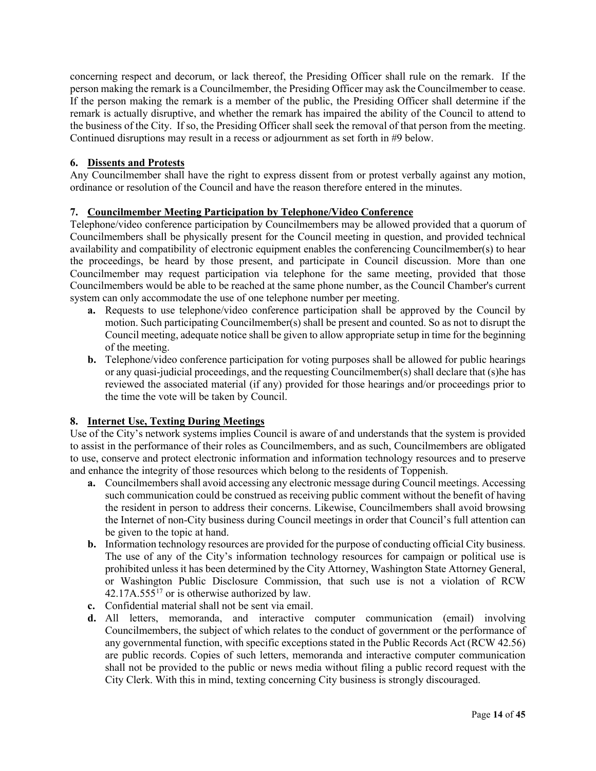concerning respect and decorum, or lack thereof, the Presiding Officer shall rule on the remark. If the person making the remark is a Councilmember, the Presiding Officer may ask the Councilmember to cease. If the person making the remark is a member of the public, the Presiding Officer shall determine if the remark is actually disruptive, and whether the remark has impaired the ability of the Council to attend to the business of the City. If so, the Presiding Officer shall seek the removal of that person from the meeting. Continued disruptions may result in a recess or adjournment as set forth in #9 below.

**6. Dissents and Protests**

Any Councilmember shall have the right to express dissent from or protest verbally against any motion, ordinance or resolution of the Council and have the reason therefore entered in the minutes.

**7. Councilmember Meeting Participation by Telephone/Video Conference**

Telephone/video conference participation by Councilmembers may be allowed provided that a quorum of Councilmembers shall be physically present for the Council meeting in question, and provided technical availability and compatibility of electronic equipment enables the conferencing Councilmember(s) to hear the proceedings, be heard by those present, and participate in Council discussion. More than one Councilmember may request participation via telephone for the same meeting, provided that those Councilmembers would be able to be reached at the same phone number, as the Council Chamber's current system can only accommodate the use of one telephone number per meeting.

- **a.** Requests to use telephone/video conference participation shall be approved by the Council by motion. Such participating Councilmember(s) shall be present and counted. So as not to disrupt the Council meeting, adequate notice shall be given to allow appropriate setup in time for the beginning of the meeting.
- **b.** Telephone/video conference participation for voting purposes shall be allowed for public hearings or any quasi-judicial proceedings, and the requesting Councilmember(s) shall declare that (s)he has reviewed the associated material (if any) provided for those hearings and/or proceedings prior to the time the vote will be taken by Council.

**8. Internet Use, Texting During Meetings**

Use of the City's network systems implies Council is aware of and understands that the system is provided to assist in the performance of their roles as Councilmembers, and as such, Councilmembers are obligated to use, conserve and protect electronic information and information technology resources and to preserve and enhance the integrity of those resources which belong to the residents of Toppenish.

- **a.** Councilmembers shall avoid accessing any electronic message during Council meetings. Accessing such communication could be construed as receiving public comment without the benefit of having the resident in person to address their concerns. Likewise, Councilmembers shall avoid browsing the Internet of non-City business during Council meetings in order that Council's full attention can be given to the topic at hand.
- **b.** Information technology resources are provided for the purpose of conducting official City business. The use of any of the City's information technology resources for campaign or political use is prohibited unless it has been determined by the City Attorney, Washington State Attorney General, or Washington Public Disclosure Commission, that such use is not a violation of RCW 42.17A.555[17] or is otherwise authorized by law.
- **c.** Confidential material shall not be sent via email.
- **d.** All letters, memoranda, and interactive computer communication (email) involving Councilmembers, the subject of which relates to the conduct of government or the performance of any governmental function, with specific exceptions stated in the Public Records Act (RCW 42.56) are public records. Copies of such letters, memoranda and interactive computer communication shall not be provided to the public or news media without filing a public record request with the City Clerk. With this in mind, texting concerning City business is strongly discouraged.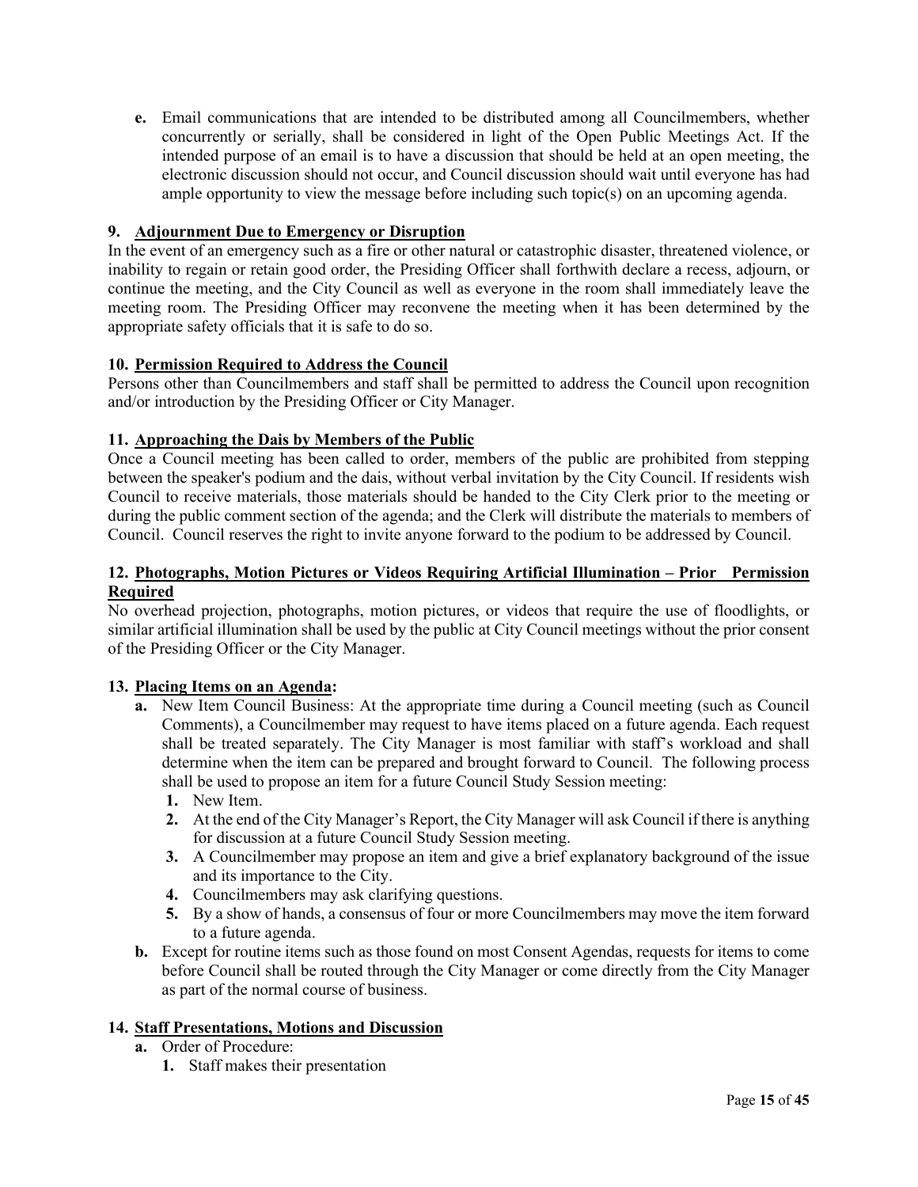**e.** Email communications that are intended to be distributed among all Councilmembers, whether concurrently or serially, shall be considered in light of the Open Public Meetings Act. If the intended purpose of an email is to have a discussion that should be held at an open meeting, the electronic discussion should not occur, and Council discussion should wait until everyone has had ample opportunity to view the message before including such topic(s) on an upcoming agenda.

**9. <u>Adjournment Due to Emergency or Disruption</u>**

In the event of an emergency such as a fire or other natural or catastrophic disaster, threatened violence, or inability to regain or retain good order, the Presiding Officer shall forthwith declare a recess, adjourn, or continue the meeting, and the City Council as well as everyone in the room shall immediately leave the meeting room. The Presiding Officer may reconvene the meeting when it has been determined by the appropriate safety officials that it is safe to do so.

**10. <u>Permission Required to Address the Council</u>**

Persons other than Councilmembers and staff shall be permitted to address the Council upon recognition and/or introduction by the Presiding Officer or City Manager.

**11. <u>Approaching the Dais by Members of the Public</u>**

Once a Council meeting has been called to order, members of the public are prohibited from stepping between the speaker's podium and the dais, without verbal invitation by the City Council. If residents wish Council to receive materials, those materials should be handed to the City Clerk prior to the meeting or during the public comment section of the agenda; and the Clerk will distribute the materials to members of Council. Council reserves the right to invite anyone forward to the podium to be addressed by Council.

**12. <u>Photographs, Motion Pictures or Videos Requiring Artificial Illumination – Prior Permission Required</u>**

No overhead projection, photographs, motion pictures, or videos that require the use of floodlights, or similar artificial illumination shall be used by the public at City Council meetings without the prior consent of the Presiding Officer or the City Manager.

**13. <u>Placing Items on an Agenda</u>:**

- **a.** New Item Council Business: At the appropriate time during a Council meeting (such as Council Comments), a Councilmember may request to have items placed on a future agenda. Each request shall be treated separately. The City Manager is most familiar with staff's workload and shall determine when the item can be prepared and brought forward to Council. The following process shall be used to propose an item for a future Council Study Session meeting:
  1. New Item.
  2. At the end of the City Manager's Report, the City Manager will ask Council if there is anything for discussion at a future Council Study Session meeting.
  3. A Councilmember may propose an item and give a brief explanatory background of the issue and its importance to the City.
  4. Councilmembers may ask clarifying questions.
  5. By a show of hands, a consensus of four or more Councilmembers may move the item forward to a future agenda.
- **b.** Except for routine items such as those found on most Consent Agendas, requests for items to come before Council shall be routed through the City Manager or come directly from the City Manager as part of the normal course of business.

**14. <u>Staff Presentations, Motions and Discussion</u>**

- **a.** Order of Procedure:
  1. Staff makes their presentation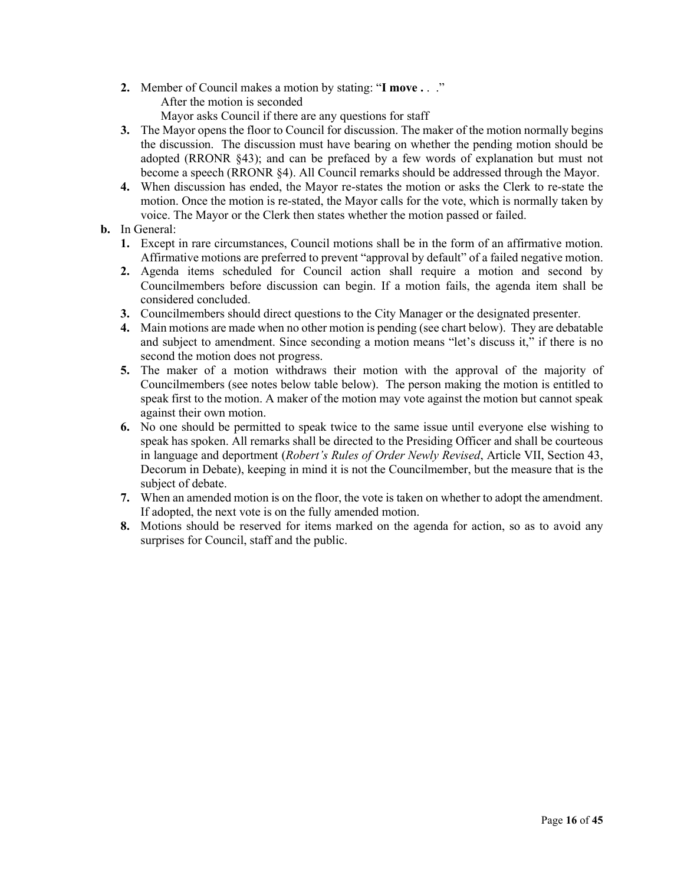2. Member of Council makes a motion by stating: "**I move .** . ."

   After the motion is seconded

   Mayor asks Council if there are any questions for staff
3. The Mayor opens the floor to Council for discussion. The maker of the motion normally begins the discussion. The discussion must have bearing on whether the pending motion should be adopted (RRONR §43); and can be prefaced by a few words of explanation but must not become a speech (RRONR §4). All Council remarks should be addressed through the Mayor.
4. When discussion has ended, the Mayor re-states the motion or asks the Clerk to re-state the motion. Once the motion is re-stated, the Mayor calls for the vote, which is normally taken by voice. The Mayor or the Clerk then states whether the motion passed or failed.

**b.** In General:

1. Except in rare circumstances, Council motions shall be in the form of an affirmative motion. Affirmative motions are preferred to prevent "approval by default" of a failed negative motion.
2. Agenda items scheduled for Council action shall require a motion and second by Councilmembers before discussion can begin. If a motion fails, the agenda item shall be considered concluded.
3. Councilmembers should direct questions to the City Manager or the designated presenter.
4. Main motions are made when no other motion is pending (see chart below). They are debatable and subject to amendment. Since seconding a motion means "let's discuss it," if there is no second the motion does not progress.
5. The maker of a motion withdraws their motion with the approval of the majority of Councilmembers (see notes below table below). The person making the motion is entitled to speak first to the motion. A maker of the motion may vote against the motion but cannot speak against their own motion.
6. No one should be permitted to speak twice to the same issue until everyone else wishing to speak has spoken. All remarks shall be directed to the Presiding Officer and shall be courteous in language and deportment (*Robert's Rules of Order Newly Revised*, Article VII, Section 43, Decorum in Debate), keeping in mind it is not the Councilmember, but the measure that is the subject of debate.
7. When an amended motion is on the floor, the vote is taken on whether to adopt the amendment. If adopted, the next vote is on the fully amended motion.
8. Motions should be reserved for items marked on the agenda for action, so as to avoid any surprises for Council, staff and the public.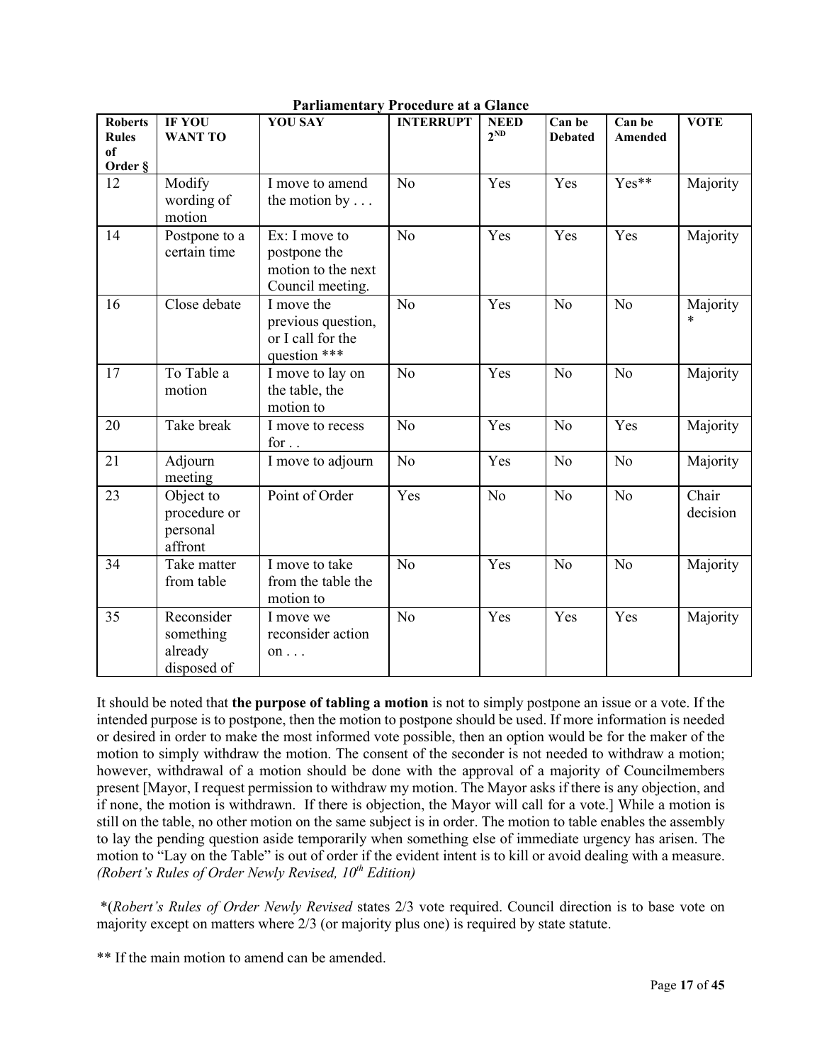## Parliamentary Procedure at a Glance

| Roberts Rules of Order § | IF YOU WANT TO | YOU SAY | INTERRUPT | NEED 2ND | Can be Debated | Can be Amended | VOTE |
|---|---|---|---|---|---|---|---|
| 12 | Modify wording of motion | I move to amend the motion by . . . | No | Yes | Yes | Yes** | Majority |
| 14 | Postpone to a certain time | Ex: I move to postpone the motion to the next Council meeting. | No | Yes | Yes | Yes | Majority |
| 16 | Close debate | I move the previous question, or I call for the question *** | No | Yes | No | No | Majority * |
| 17 | To Table a motion | I move to lay on the table, the motion to | No | Yes | No | No | Majority |
| 20 | Take break | I move to recess for . . | No | Yes | No | Yes | Majority |
| 21 | Adjourn meeting | I move to adjourn | No | Yes | No | No | Majority |
| 23 | Object to procedure or personal affront | Point of Order | Yes | No | No | No | Chair decision |
| 34 | Take matter from table | I move to take from the table the motion to | No | Yes | No | No | Majority |
| 35 | Reconsider something already disposed of | I move we reconsider action on . . . | No | Yes | Yes | Yes | Majority |

It should be noted that **the purpose of tabling a motion** is not to simply postpone an issue or a vote. If the intended purpose is to postpone, then the motion to postpone should be used. If more information is needed or desired in order to make the most informed vote possible, then an option would be for the maker of the motion to simply withdraw the motion. The consent of the seconder is not needed to withdraw a motion; however, withdrawal of a motion should be done with the approval of a majority of Councilmembers present [Mayor, I request permission to withdraw my motion. The Mayor asks if there is any objection, and if none, the motion is withdrawn. If there is objection, the Mayor will call for a vote.] While a motion is still on the table, no other motion on the same subject is in order. The motion to table enables the assembly to lay the pending question aside temporarily when something else of immediate urgency has arisen. The motion to "Lay on the Table" is out of order if the evident intent is to kill or avoid dealing with a measure. *(Robert's Rules of Order Newly Revised, 10th Edition)*

*(*Robert's Rules of Order Newly Revised* states 2/3 vote required. Council direction is to base vote on majority except on matters where 2/3 (or majority plus one) is required by state statute.

** If the main motion to amend can be amended.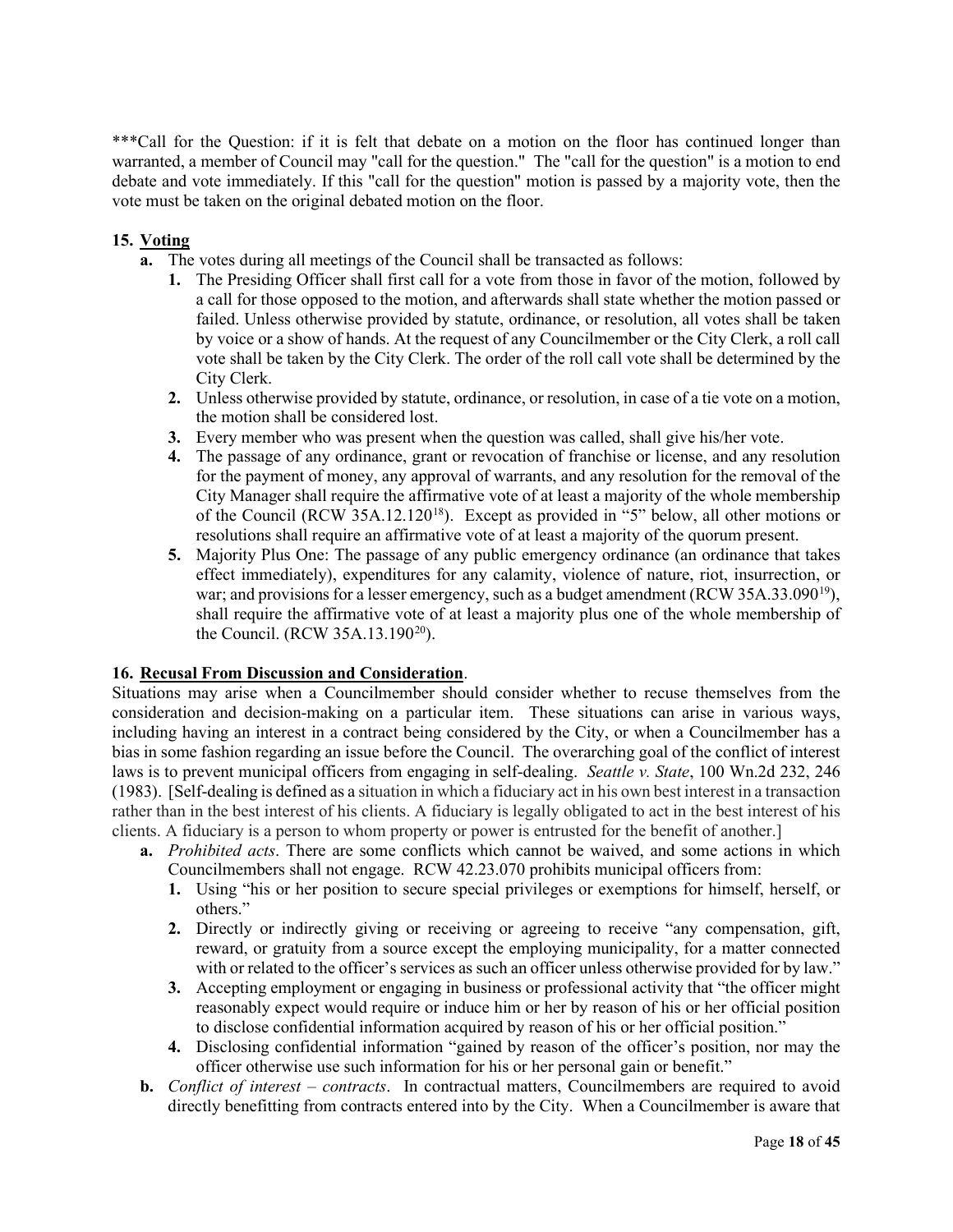***Call for the Question: if it is felt that debate on a motion on the floor has continued longer than warranted, a member of Council may "call for the question." The "call for the question" is a motion to end debate and vote immediately. If this "call for the question" motion is passed by a majority vote, then the vote must be taken on the original debated motion on the floor.

**15. <u>Voting</u>**

- **a.** The votes during all meetings of the Council shall be transacted as follows:
  1. The Presiding Officer shall first call for a vote from those in favor of the motion, followed by a call for those opposed to the motion, and afterwards shall state whether the motion passed or failed. Unless otherwise provided by statute, ordinance, or resolution, all votes shall be taken by voice or a show of hands. At the request of any Councilmember or the City Clerk, a roll call vote shall be taken by the City Clerk. The order of the roll call vote shall be determined by the City Clerk.
  2. Unless otherwise provided by statute, ordinance, or resolution, in case of a tie vote on a motion, the motion shall be considered lost.
  3. Every member who was present when the question was called, shall give his/her vote.
  4. The passage of any ordinance, grant or revocation of franchise or license, and any resolution for the payment of money, any approval of warrants, and any resolution for the removal of the City Manager shall require the affirmative vote of at least a majority of the whole membership of the Council (RCW 35A.12.120[18]). Except as provided in "5" below, all other motions or resolutions shall require an affirmative vote of at least a majority of the quorum present.
  5. Majority Plus One: The passage of any public emergency ordinance (an ordinance that takes effect immediately), expenditures for any calamity, violence of nature, riot, insurrection, or war; and provisions for a lesser emergency, such as a budget amendment (RCW 35A.33.090[19]), shall require the affirmative vote of at least a majority plus one of the whole membership of the Council. (RCW 35A.13.190[20]).

**16. <u>Recusal From Discussion and Consideration</u>.**

Situations may arise when a Councilmember should consider whether to recuse themselves from the consideration and decision-making on a particular item. These situations can arise in various ways, including having an interest in a contract being considered by the City, or when a Councilmember has a bias in some fashion regarding an issue before the Council. The overarching goal of the conflict of interest laws is to prevent municipal officers from engaging in self-dealing. *Seattle v. State*, 100 Wn.2d 232, 246 (1983). [Self-dealing is defined as a situation in which a fiduciary act in his own best interest in a transaction rather than in the best interest of his clients. A fiduciary is legally obligated to act in the best interest of his clients. A fiduciary is a person to whom property or power is entrusted for the benefit of another.]

- **a.** *Prohibited acts*. There are some conflicts which cannot be waived, and some actions in which Councilmembers shall not engage. RCW 42.23.070 prohibits municipal officers from:
  1. Using "his or her position to secure special privileges or exemptions for himself, herself, or others."
  2. Directly or indirectly giving or receiving or agreeing to receive "any compensation, gift, reward, or gratuity from a source except the employing municipality, for a matter connected with or related to the officer's services as such an officer unless otherwise provided for by law."
  3. Accepting employment or engaging in business or professional activity that "the officer might reasonably expect would require or induce him or her by reason of his or her official position to disclose confidential information acquired by reason of his or her official position."
  4. Disclosing confidential information "gained by reason of the officer's position, nor may the officer otherwise use such information for his or her personal gain or benefit."
- **b.** *Conflict of interest – contracts*. In contractual matters, Councilmembers are required to avoid directly benefitting from contracts entered into by the City. When a Councilmember is aware that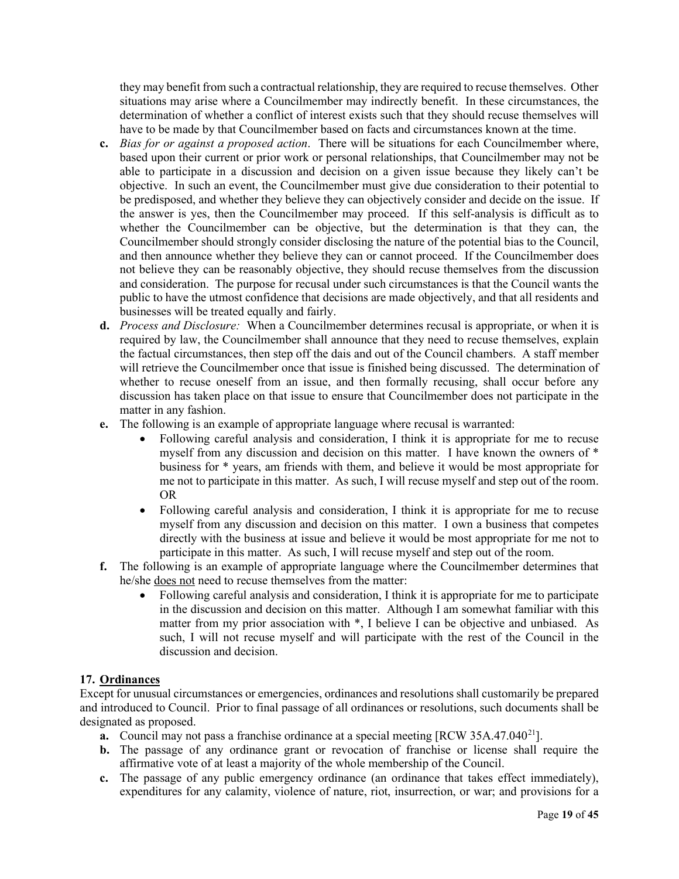they may benefit from such a contractual relationship, they are required to recuse themselves. Other situations may arise where a Councilmember may indirectly benefit. In these circumstances, the determination of whether a conflict of interest exists such that they should recuse themselves will have to be made by that Councilmember based on facts and circumstances known at the time.

- **c.** *Bias for or against a proposed action*. There will be situations for each Councilmember where, based upon their current or prior work or personal relationships, that Councilmember may not be able to participate in a discussion and decision on a given issue because they likely can't be objective. In such an event, the Councilmember must give due consideration to their potential to be predisposed, and whether they believe they can objectively consider and decide on the issue. If the answer is yes, then the Councilmember may proceed. If this self-analysis is difficult as to whether the Councilmember can be objective, but the determination is that they can, the Councilmember should strongly consider disclosing the nature of the potential bias to the Council, and then announce whether they believe they can or cannot proceed. If the Councilmember does not believe they can be reasonably objective, they should recuse themselves from the discussion and consideration. The purpose for recusal under such circumstances is that the Council wants the public to have the utmost confidence that decisions are made objectively, and that all residents and businesses will be treated equally and fairly.
- **d.** *Process and Disclosure:* When a Councilmember determines recusal is appropriate, or when it is required by law, the Councilmember shall announce that they need to recuse themselves, explain the factual circumstances, then step off the dais and out of the Council chambers. A staff member will retrieve the Councilmember once that issue is finished being discussed. The determination of whether to recuse oneself from an issue, and then formally recusing, shall occur before any discussion has taken place on that issue to ensure that Councilmember does not participate in the matter in any fashion.
- **e.** The following is an example of appropriate language where recusal is warranted:
  - Following careful analysis and consideration, I think it is appropriate for me to recuse myself from any discussion and decision on this matter. I have known the owners of * business for * years, am friends with them, and believe it would be most appropriate for me not to participate in this matter. As such, I will recuse myself and step out of the room. OR
  - Following careful analysis and consideration, I think it is appropriate for me to recuse myself from any discussion and decision on this matter. I own a business that competes directly with the business at issue and believe it would be most appropriate for me not to participate in this matter. As such, I will recuse myself and step out of the room.
- **f.** The following is an example of appropriate language where the Councilmember determines that he/she <u>does not</u> need to recuse themselves from the matter:
  - Following careful analysis and consideration, I think it is appropriate for me to participate in the discussion and decision on this matter. Although I am somewhat familiar with this matter from my prior association with *, I believe I can be objective and unbiased. As such, I will not recuse myself and will participate with the rest of the Council in the discussion and decision.

## 17. <u>Ordinances</u>

Except for unusual circumstances or emergencies, ordinances and resolutions shall customarily be prepared and introduced to Council. Prior to final passage of all ordinances or resolutions, such documents shall be designated as proposed.

- **a.** Council may not pass a franchise ordinance at a special meeting [RCW 35A.47.040[21]].
- **b.** The passage of any ordinance grant or revocation of franchise or license shall require the affirmative vote of at least a majority of the whole membership of the Council.
- **c.** The passage of any public emergency ordinance (an ordinance that takes effect immediately), expenditures for any calamity, violence of nature, riot, insurrection, or war; and provisions for a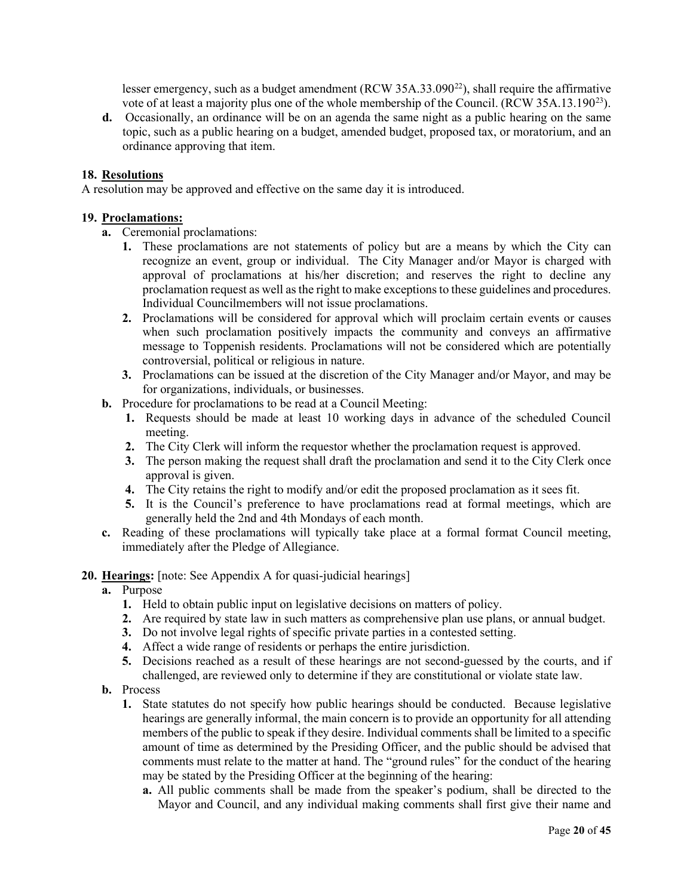lesser emergency, such as a budget amendment (RCW 35A.33.090[22]), shall require the affirmative vote of at least a majority plus one of the whole membership of the Council. (RCW 35A.13.190[23]).

**d.** Occasionally, an ordinance will be on an agenda the same night as a public hearing on the same topic, such as a public hearing on a budget, amended budget, proposed tax, or moratorium, and an ordinance approving that item.

**18. Resolutions**

A resolution may be approved and effective on the same day it is introduced.

**19. Proclamations:**

- **a.** Ceremonial proclamations:
  - **1.** These proclamations are not statements of policy but are a means by which the City can recognize an event, group or individual. The City Manager and/or Mayor is charged with approval of proclamations at his/her discretion; and reserves the right to decline any proclamation request as well as the right to make exceptions to these guidelines and procedures. Individual Councilmembers will not issue proclamations.
  - **2.** Proclamations will be considered for approval which will proclaim certain events or causes when such proclamation positively impacts the community and conveys an affirmative message to Toppenish residents. Proclamations will not be considered which are potentially controversial, political or religious in nature.
  - **3.** Proclamations can be issued at the discretion of the City Manager and/or Mayor, and may be for organizations, individuals, or businesses.
- **b.** Procedure for proclamations to be read at a Council Meeting:
  - **1.** Requests should be made at least 10 working days in advance of the scheduled Council meeting.
  - **2.** The City Clerk will inform the requestor whether the proclamation request is approved.
  - **3.** The person making the request shall draft the proclamation and send it to the City Clerk once approval is given.
  - **4.** The City retains the right to modify and/or edit the proposed proclamation as it sees fit.
  - **5.** It is the Council's preference to have proclamations read at formal meetings, which are generally held the 2nd and 4th Mondays of each month.
- **c.** Reading of these proclamations will typically take place at a formal format Council meeting, immediately after the Pledge of Allegiance.

**20. Hearings:** [note: See Appendix A for quasi-judicial hearings]

- **a.** Purpose
  - **1.** Held to obtain public input on legislative decisions on matters of policy.
  - **2.** Are required by state law in such matters as comprehensive plan use plans, or annual budget.
  - **3.** Do not involve legal rights of specific private parties in a contested setting.
  - **4.** Affect a wide range of residents or perhaps the entire jurisdiction.
  - **5.** Decisions reached as a result of these hearings are not second-guessed by the courts, and if challenged, are reviewed only to determine if they are constitutional or violate state law.
- **b.** Process
  - **1.** State statutes do not specify how public hearings should be conducted. Because legislative hearings are generally informal, the main concern is to provide an opportunity for all attending members of the public to speak if they desire. Individual comments shall be limited to a specific amount of time as determined by the Presiding Officer, and the public should be advised that comments must relate to the matter at hand. The "ground rules" for the conduct of the hearing may be stated by the Presiding Officer at the beginning of the hearing:
    - **a.** All public comments shall be made from the speaker's podium, shall be directed to the Mayor and Council, and any individual making comments shall first give their name and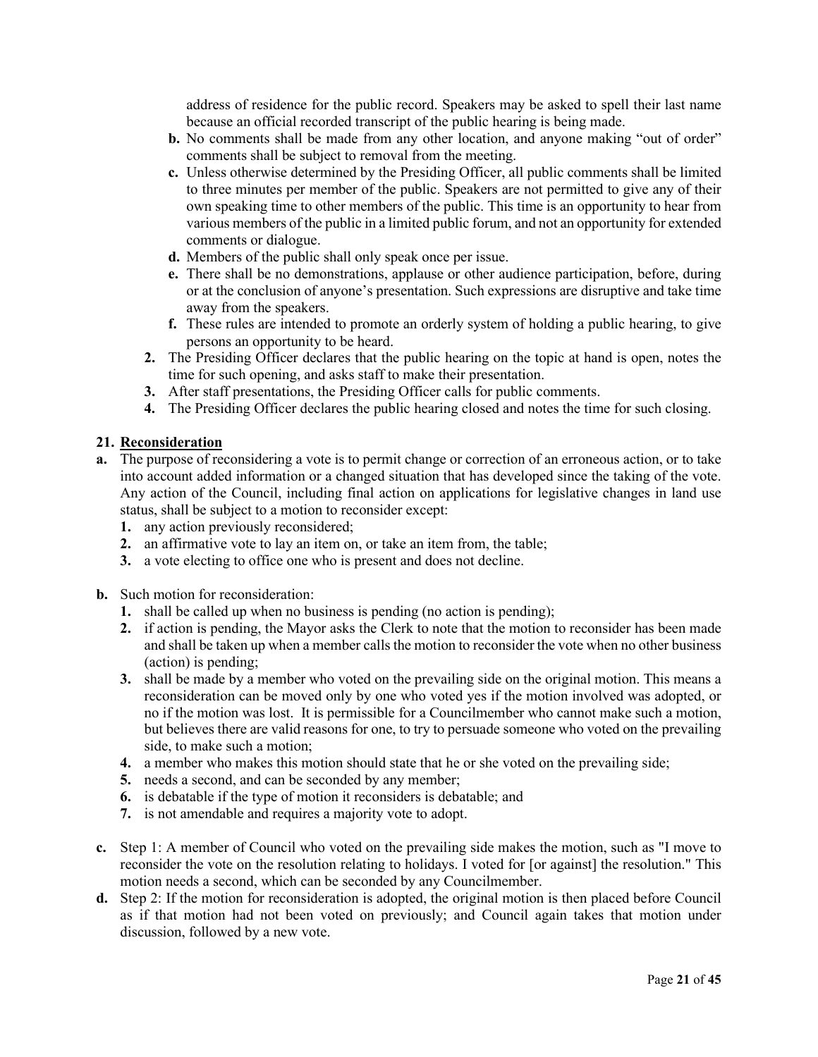address of residence for the public record. Speakers may be asked to spell their last name because an official recorded transcript of the public hearing is being made.

- **b.** No comments shall be made from any other location, and anyone making "out of order" comments shall be subject to removal from the meeting.
- **c.** Unless otherwise determined by the Presiding Officer, all public comments shall be limited to three minutes per member of the public. Speakers are not permitted to give any of their own speaking time to other members of the public. This time is an opportunity to hear from various members of the public in a limited public forum, and not an opportunity for extended comments or dialogue.
- **d.** Members of the public shall only speak once per issue.
- **e.** There shall be no demonstrations, applause or other audience participation, before, during or at the conclusion of anyone's presentation. Such expressions are disruptive and take time away from the speakers.
- **f.** These rules are intended to promote an orderly system of holding a public hearing, to give persons an opportunity to be heard.

**2.** The Presiding Officer declares that the public hearing on the topic at hand is open, notes the time for such opening, and asks staff to make their presentation.

**3.** After staff presentations, the Presiding Officer calls for public comments.

**4.** The Presiding Officer declares the public hearing closed and notes the time for such closing.

## 21. <u>Reconsideration</u>

**a.** The purpose of reconsidering a vote is to permit change or correction of an erroneous action, or to take into account added information or a changed situation that has developed since the taking of the vote. Any action of the Council, including final action on applications for legislative changes in land use status, shall be subject to a motion to reconsider except:

1. any action previously reconsidered;
2. an affirmative vote to lay an item on, or take an item from, the table;
3. a vote electing to office one who is present and does not decline.

**b.** Such motion for reconsideration:

1. shall be called up when no business is pending (no action is pending);
2. if action is pending, the Mayor asks the Clerk to note that the motion to reconsider has been made and shall be taken up when a member calls the motion to reconsider the vote when no other business (action) is pending;
3. shall be made by a member who voted on the prevailing side on the original motion. This means a reconsideration can be moved only by one who voted yes if the motion involved was adopted, or no if the motion was lost. It is permissible for a Councilmember who cannot make such a motion, but believes there are valid reasons for one, to try to persuade someone who voted on the prevailing side, to make such a motion;
4. a member who makes this motion should state that he or she voted on the prevailing side;
5. needs a second, and can be seconded by any member;
6. is debatable if the type of motion it reconsiders is debatable; and
7. is not amendable and requires a majority vote to adopt.

**c.** Step 1: A member of Council who voted on the prevailing side makes the motion, such as "I move to reconsider the vote on the resolution relating to holidays. I voted for [or against] the resolution." This motion needs a second, which can be seconded by any Councilmember.

**d.** Step 2: If the motion for reconsideration is adopted, the original motion is then placed before Council as if that motion had not been voted on previously; and Council again takes that motion under discussion, followed by a new vote.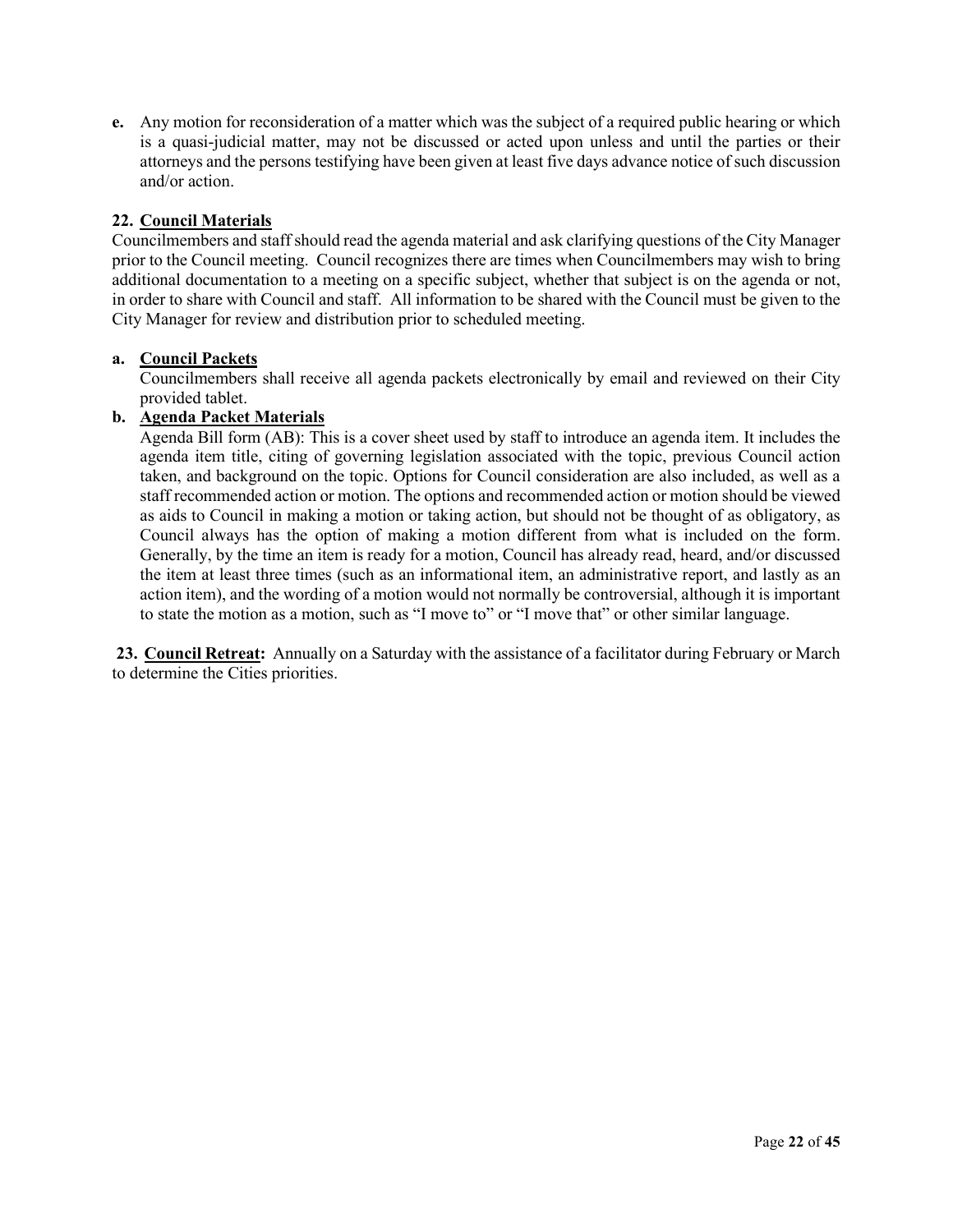**e.** Any motion for reconsideration of a matter which was the subject of a required public hearing or which is a quasi-judicial matter, may not be discussed or acted upon unless and until the parties or their attorneys and the persons testifying have been given at least five days advance notice of such discussion and/or action.

**22. <u>Council Materials</u>**

Councilmembers and staff should read the agenda material and ask clarifying questions of the City Manager prior to the Council meeting. Council recognizes there are times when Councilmembers may wish to bring additional documentation to a meeting on a specific subject, whether that subject is on the agenda or not, in order to share with Council and staff. All information to be shared with the Council must be given to the City Manager for review and distribution prior to scheduled meeting.

**a. <u>Council Packets</u>**

Councilmembers shall receive all agenda packets electronically by email and reviewed on their City provided tablet.

**b. <u>Agenda Packet Materials</u>**

Agenda Bill form (AB): This is a cover sheet used by staff to introduce an agenda item. It includes the agenda item title, citing of governing legislation associated with the topic, previous Council action taken, and background on the topic. Options for Council consideration are also included, as well as a staff recommended action or motion. The options and recommended action or motion should be viewed as aids to Council in making a motion or taking action, but should not be thought of as obligatory, as Council always has the option of making a motion different from what is included on the form. Generally, by the time an item is ready for a motion, Council has already read, heard, and/or discussed the item at least three times (such as an informational item, an administrative report, and lastly as an action item), and the wording of a motion would not normally be controversial, although it is important to state the motion as a motion, such as "I move to" or "I move that" or other similar language.

**23. <u>Council Retreat</u>:** Annually on a Saturday with the assistance of a facilitator during February or March to determine the Cities priorities.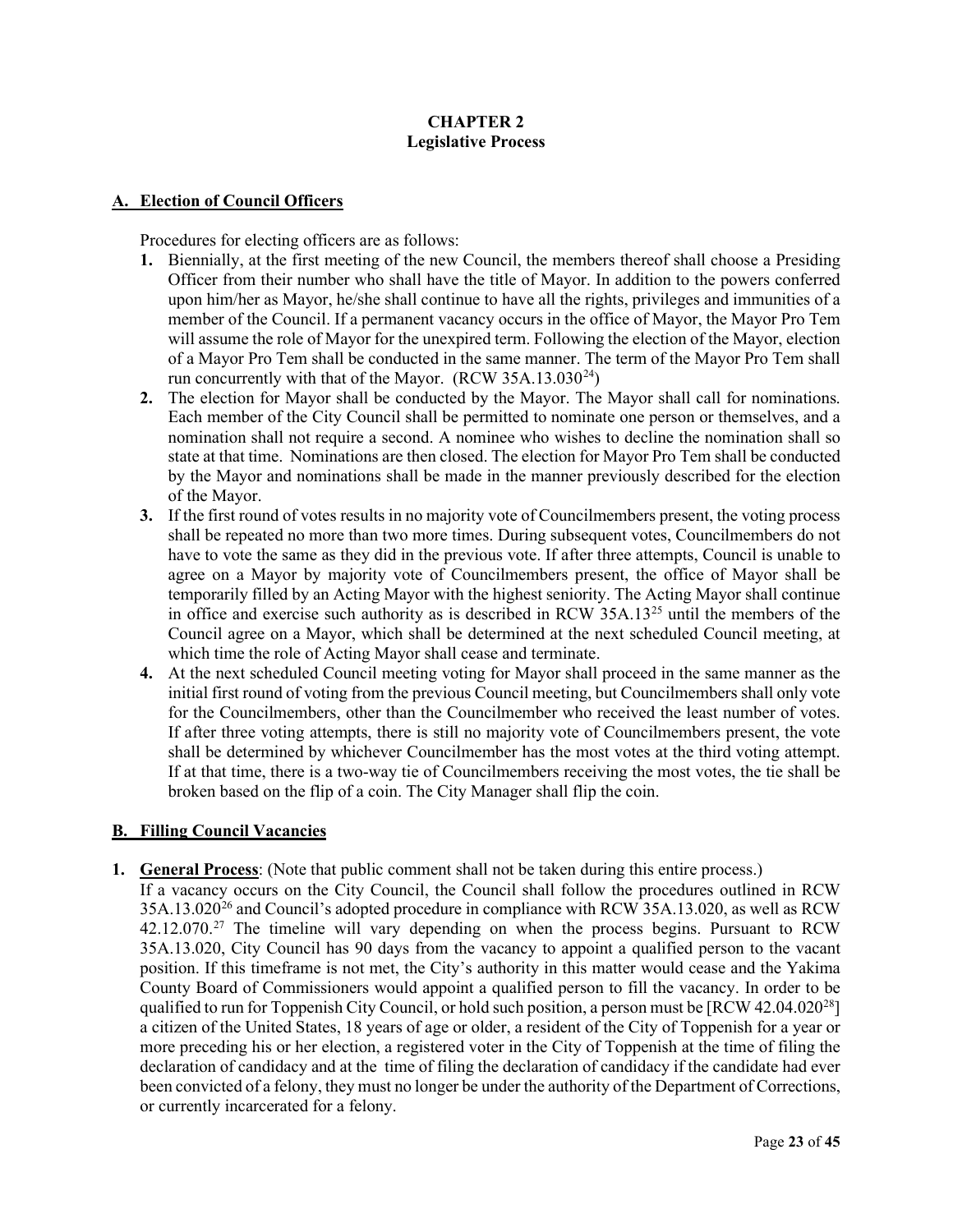# CHAPTER 2
## Legislative Process

### A. Election of Council Officers

Procedures for electing officers are as follows:

1. Biennially, at the first meeting of the new Council, the members thereof shall choose a Presiding Officer from their number who shall have the title of Mayor. In addition to the powers conferred upon him/her as Mayor, he/she shall continue to have all the rights, privileges and immunities of a member of the Council. If a permanent vacancy occurs in the office of Mayor, the Mayor Pro Tem will assume the role of Mayor for the unexpired term. Following the election of the Mayor, election of a Mayor Pro Tem shall be conducted in the same manner. The term of the Mayor Pro Tem shall run concurrently with that of the Mayor. (RCW 35A.13.030[24])
2. The election for Mayor shall be conducted by the Mayor. The Mayor shall call for nominations. Each member of the City Council shall be permitted to nominate one person or themselves, and a nomination shall not require a second. A nominee who wishes to decline the nomination shall so state at that time. Nominations are then closed. The election for Mayor Pro Tem shall be conducted by the Mayor and nominations shall be made in the manner previously described for the election of the Mayor.
3. If the first round of votes results in no majority vote of Councilmembers present, the voting process shall be repeated no more than two more times. During subsequent votes, Councilmembers do not have to vote the same as they did in the previous vote. If after three attempts, Council is unable to agree on a Mayor by majority vote of Councilmembers present, the office of Mayor shall be temporarily filled by an Acting Mayor with the highest seniority. The Acting Mayor shall continue in office and exercise such authority as is described in RCW 35A.13[25] until the members of the Council agree on a Mayor, which shall be determined at the next scheduled Council meeting, at which time the role of Acting Mayor shall cease and terminate.
4. At the next scheduled Council meeting voting for Mayor shall proceed in the same manner as the initial first round of voting from the previous Council meeting, but Councilmembers shall only vote for the Councilmembers, other than the Councilmember who received the least number of votes. If after three voting attempts, there is still no majority vote of Councilmembers present, the vote shall be determined by whichever Councilmember has the most votes at the third voting attempt. If at that time, there is a two-way tie of Councilmembers receiving the most votes, the tie shall be broken based on the flip of a coin. The City Manager shall flip the coin.

### B. Filling Council Vacancies

1. **General Process**: (Note that public comment shall not be taken during this entire process.)
If a vacancy occurs on the City Council, the Council shall follow the procedures outlined in RCW 35A.13.020[26] and Council's adopted procedure in compliance with RCW 35A.13.020, as well as RCW 42.12.070.[27] The timeline will vary depending on when the process begins. Pursuant to RCW 35A.13.020, City Council has 90 days from the vacancy to appoint a qualified person to the vacant position. If this timeframe is not met, the City's authority in this matter would cease and the Yakima County Board of Commissioners would appoint a qualified person to fill the vacancy. In order to be qualified to run for Toppenish City Council, or hold such position, a person must be [RCW 42.04.020[28]] a citizen of the United States, 18 years of age or older, a resident of the City of Toppenish for a year or more preceding his or her election, a registered voter in the City of Toppenish at the time of filing the declaration of candidacy and at the time of filing the declaration of candidacy if the candidate had ever been convicted of a felony, they must no longer be under the authority of the Department of Corrections, or currently incarcerated for a felony.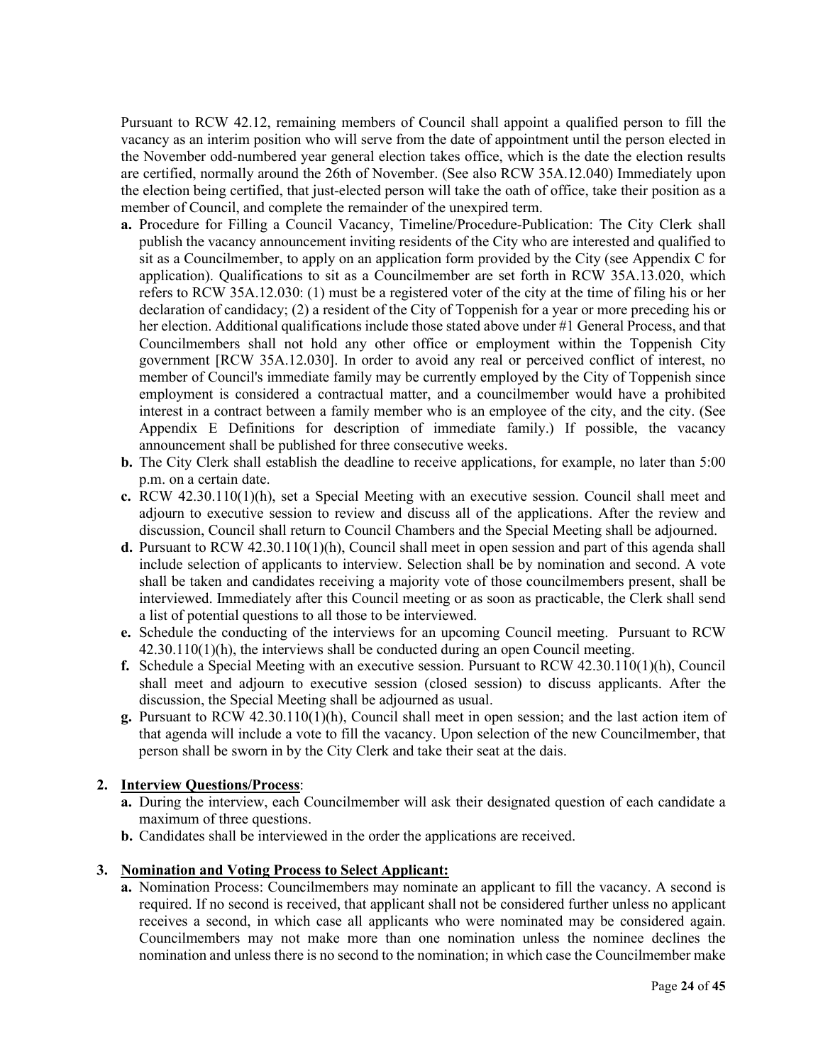Pursuant to RCW 42.12, remaining members of Council shall appoint a qualified person to fill the vacancy as an interim position who will serve from the date of appointment until the person elected in the November odd-numbered year general election takes office, which is the date the election results are certified, normally around the 26th of November. (See also RCW 35A.12.040) Immediately upon the election being certified, that just-elected person will take the oath of office, take their position as a member of Council, and complete the remainder of the unexpired term.

- **a.** Procedure for Filling a Council Vacancy, Timeline/Procedure-Publication: The City Clerk shall publish the vacancy announcement inviting residents of the City who are interested and qualified to sit as a Councilmember, to apply on an application form provided by the City (see Appendix C for application). Qualifications to sit as a Councilmember are set forth in RCW 35A.13.020, which refers to RCW 35A.12.030: (1) must be a registered voter of the city at the time of filing his or her declaration of candidacy; (2) a resident of the City of Toppenish for a year or more preceding his or her election. Additional qualifications include those stated above under #1 General Process, and that Councilmembers shall not hold any other office or employment within the Toppenish City government [RCW 35A.12.030]. In order to avoid any real or perceived conflict of interest, no member of Council's immediate family may be currently employed by the City of Toppenish since employment is considered a contractual matter, and a councilmember would have a prohibited interest in a contract between a family member who is an employee of the city, and the city. (See Appendix E Definitions for description of immediate family.) If possible, the vacancy announcement shall be published for three consecutive weeks.
- **b.** The City Clerk shall establish the deadline to receive applications, for example, no later than 5:00 p.m. on a certain date.
- **c.** RCW 42.30.110(1)(h), set a Special Meeting with an executive session. Council shall meet and adjourn to executive session to review and discuss all of the applications. After the review and discussion, Council shall return to Council Chambers and the Special Meeting shall be adjourned.
- **d.** Pursuant to RCW 42.30.110(1)(h), Council shall meet in open session and part of this agenda shall include selection of applicants to interview. Selection shall be by nomination and second. A vote shall be taken and candidates receiving a majority vote of those councilmembers present, shall be interviewed. Immediately after this Council meeting or as soon as practicable, the Clerk shall send a list of potential questions to all those to be interviewed.
- **e.** Schedule the conducting of the interviews for an upcoming Council meeting. Pursuant to RCW 42.30.110(1)(h), the interviews shall be conducted during an open Council meeting.
- **f.** Schedule a Special Meeting with an executive session. Pursuant to RCW 42.30.110(1)(h), Council shall meet and adjourn to executive session (closed session) to discuss applicants. After the discussion, the Special Meeting shall be adjourned as usual.
- **g.** Pursuant to RCW 42.30.110(1)(h), Council shall meet in open session; and the last action item of that agenda will include a vote to fill the vacancy. Upon selection of the new Councilmember, that person shall be sworn in by the City Clerk and take their seat at the dais.

2. **<u>Interview Questions/Process</u>**:
   - **a.** During the interview, each Councilmember will ask their designated question of each candidate a maximum of three questions.
   - **b.** Candidates shall be interviewed in the order the applications are received.

3. **<u>Nomination and Voting Process to Select Applicant:</u>**
   - **a.** Nomination Process: Councilmembers may nominate an applicant to fill the vacancy. A second is required. If no second is received, that applicant shall not be considered further unless no applicant receives a second, in which case all applicants who were nominated may be considered again. Councilmembers may not make more than one nomination unless the nominee declines the nomination and unless there is no second to the nomination; in which case the Councilmember make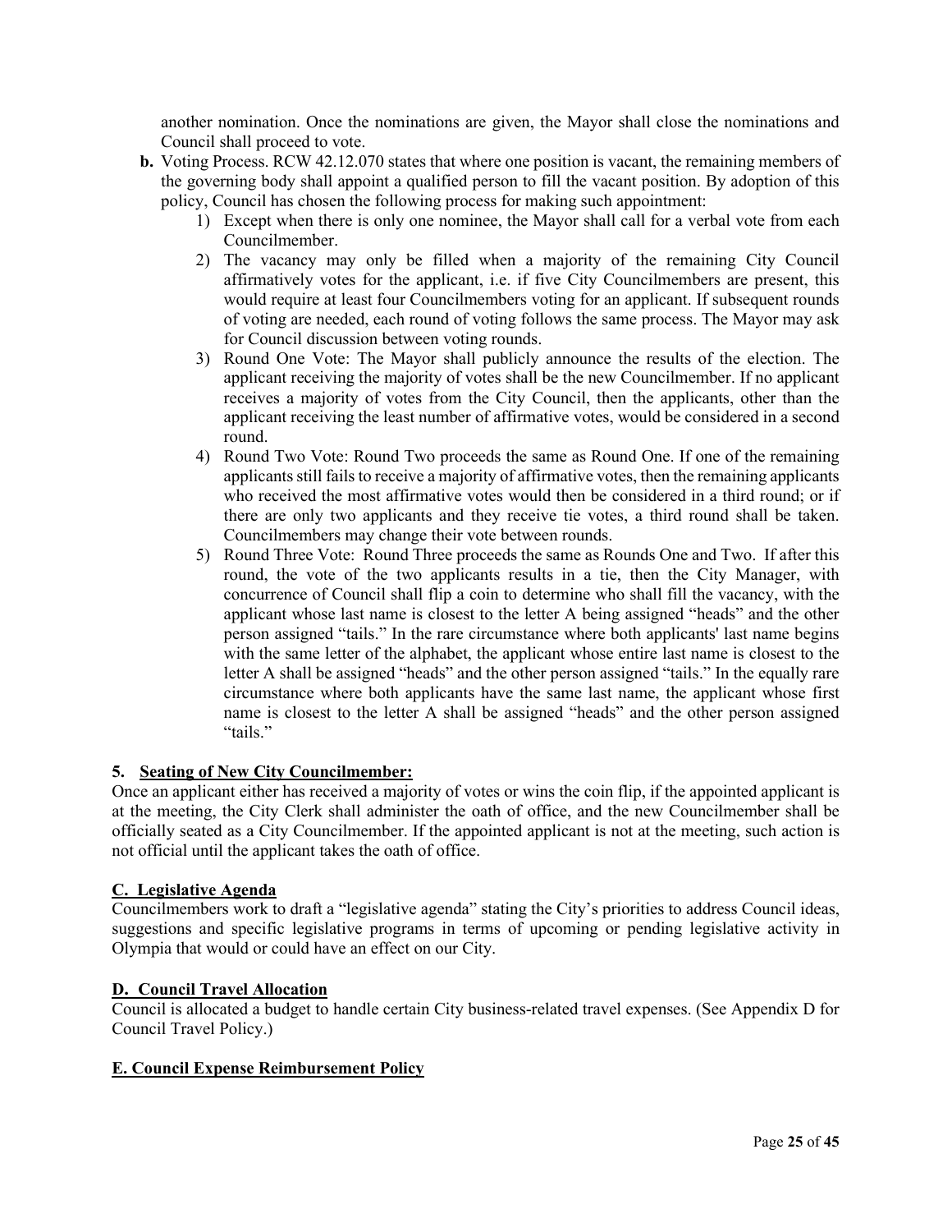another nomination. Once the nominations are given, the Mayor shall close the nominations and Council shall proceed to vote.

**b.** Voting Process. RCW 42.12.070 states that where one position is vacant, the remaining members of the governing body shall appoint a qualified person to fill the vacant position. By adoption of this policy, Council has chosen the following process for making such appointment:

1) Except when there is only one nominee, the Mayor shall call for a verbal vote from each Councilmember.
2) The vacancy may only be filled when a majority of the remaining City Council affirmatively votes for the applicant, i.e. if five City Councilmembers are present, this would require at least four Councilmembers voting for an applicant. If subsequent rounds of voting are needed, each round of voting follows the same process. The Mayor may ask for Council discussion between voting rounds.
3) Round One Vote: The Mayor shall publicly announce the results of the election. The applicant receiving the majority of votes shall be the new Councilmember. If no applicant receives a majority of votes from the City Council, then the applicants, other than the applicant receiving the least number of affirmative votes, would be considered in a second round.
4) Round Two Vote: Round Two proceeds the same as Round One. If one of the remaining applicants still fails to receive a majority of affirmative votes, then the remaining applicants who received the most affirmative votes would then be considered in a third round; or if there are only two applicants and they receive tie votes, a third round shall be taken. Councilmembers may change their vote between rounds.
5) Round Three Vote: Round Three proceeds the same as Rounds One and Two. If after this round, the vote of the two applicants results in a tie, then the City Manager, with concurrence of Council shall flip a coin to determine who shall fill the vacancy, with the applicant whose last name is closest to the letter A being assigned "heads" and the other person assigned "tails." In the rare circumstance where both applicants' last name begins with the same letter of the alphabet, the applicant whose entire last name is closest to the letter A shall be assigned "heads" and the other person assigned "tails." In the equally rare circumstance where both applicants have the same last name, the applicant whose first name is closest to the letter A shall be assigned "heads" and the other person assigned "tails."

**5. <u>Seating of New City Councilmember:</u>**

Once an applicant either has received a majority of votes or wins the coin flip, if the appointed applicant is at the meeting, the City Clerk shall administer the oath of office, and the new Councilmember shall be officially seated as a City Councilmember. If the appointed applicant is not at the meeting, such action is not official until the applicant takes the oath of office.

## C. Legislative Agenda

Councilmembers work to draft a "legislative agenda" stating the City's priorities to address Council ideas, suggestions and specific legislative programs in terms of upcoming or pending legislative activity in Olympia that would or could have an effect on our City.

## D. Council Travel Allocation

Council is allocated a budget to handle certain City business-related travel expenses. (See Appendix D for Council Travel Policy.)

## E. Council Expense Reimbursement Policy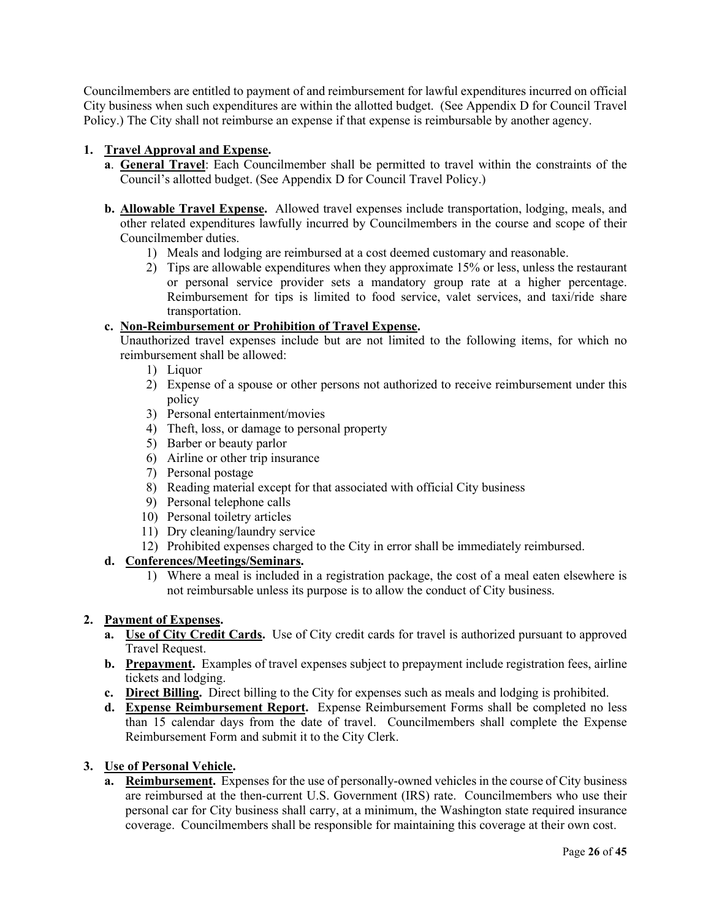Councilmembers are entitled to payment of and reimbursement for lawful expenditures incurred on official City business when such expenditures are within the allotted budget. (See Appendix D for Council Travel Policy.) The City shall not reimburse an expense if that expense is reimbursable by another agency.

1. **Travel Approval and Expense.**
   - **a**. **General Travel**: Each Councilmember shall be permitted to travel within the constraints of the Council's allotted budget. (See Appendix D for Council Travel Policy.)
   - **b. Allowable Travel Expense.** Allowed travel expenses include transportation, lodging, meals, and other related expenditures lawfully incurred by Councilmembers in the course and scope of their Councilmember duties.
     1) Meals and lodging are reimbursed at a cost deemed customary and reasonable.
     2) Tips are allowable expenditures when they approximate 15% or less, unless the restaurant or personal service provider sets a mandatory group rate at a higher percentage. Reimbursement for tips is limited to food service, valet services, and taxi/ride share transportation.
   - **c. Non-Reimbursement or Prohibition of Travel Expense.**
     Unauthorized travel expenses include but are not limited to the following items, for which no reimbursement shall be allowed:
     1) Liquor
     2) Expense of a spouse or other persons not authorized to receive reimbursement under this policy
     3) Personal entertainment/movies
     4) Theft, loss, or damage to personal property
     5) Barber or beauty parlor
     6) Airline or other trip insurance
     7) Personal postage
     8) Reading material except for that associated with official City business
     9) Personal telephone calls
     10) Personal toiletry articles
     11) Dry cleaning/laundry service
     12) Prohibited expenses charged to the City in error shall be immediately reimbursed.
   - **d. Conferences/Meetings/Seminars.**
     1) Where a meal is included in a registration package, the cost of a meal eaten elsewhere is not reimbursable unless its purpose is to allow the conduct of City business.

2. **Payment of Expenses.**
   - **a. Use of City Credit Cards.** Use of City credit cards for travel is authorized pursuant to approved Travel Request.
   - **b. Prepayment.** Examples of travel expenses subject to prepayment include registration fees, airline tickets and lodging.
   - **c. Direct Billing.** Direct billing to the City for expenses such as meals and lodging is prohibited.
   - **d. Expense Reimbursement Report.** Expense Reimbursement Forms shall be completed no less than 15 calendar days from the date of travel. Councilmembers shall complete the Expense Reimbursement Form and submit it to the City Clerk.

3. **Use of Personal Vehicle.**
   - **a. Reimbursement.** Expenses for the use of personally-owned vehicles in the course of City business are reimbursed at the then-current U.S. Government (IRS) rate. Councilmembers who use their personal car for City business shall carry, at a minimum, the Washington state required insurance coverage. Councilmembers shall be responsible for maintaining this coverage at their own cost.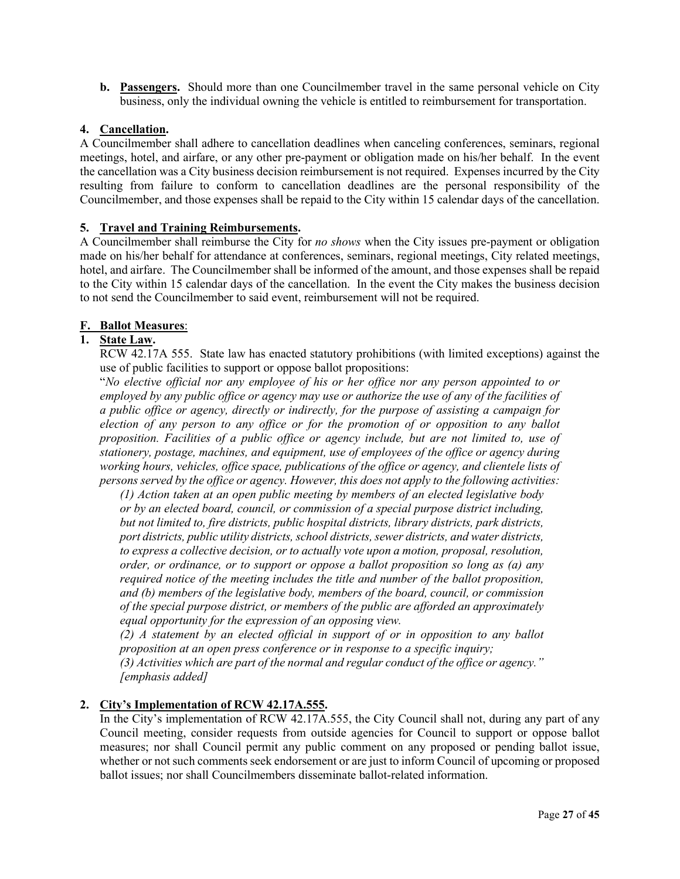**b. Passengers.** Should more than one Councilmember travel in the same personal vehicle on City business, only the individual owning the vehicle is entitled to reimbursement for transportation.

**4. Cancellation.**

A Councilmember shall adhere to cancellation deadlines when canceling conferences, seminars, regional meetings, hotel, and airfare, or any other pre-payment or obligation made on his/her behalf. In the event the cancellation was a City business decision reimbursement is not required. Expenses incurred by the City resulting from failure to conform to cancellation deadlines are the personal responsibility of the Councilmember, and those expenses shall be repaid to the City within 15 calendar days of the cancellation.

**5. Travel and Training Reimbursements.**

A Councilmember shall reimburse the City for *no shows* when the City issues pre-payment or obligation made on his/her behalf for attendance at conferences, seminars, regional meetings, City related meetings, hotel, and airfare. The Councilmember shall be informed of the amount, and those expenses shall be repaid to the City within 15 calendar days of the cancellation. In the event the City makes the business decision to not send the Councilmember to said event, reimbursement will not be required.

**F. Ballot Measures**:

**1. State Law.**

RCW 42.17A 555. State law has enacted statutory prohibitions (with limited exceptions) against the use of public facilities to support or oppose ballot propositions:

"*No elective official nor any employee of his or her office nor any person appointed to or employed by any public office or agency may use or authorize the use of any of the facilities of a public office or agency, directly or indirectly, for the purpose of assisting a campaign for election of any person to any office or for the promotion of or opposition to any ballot proposition. Facilities of a public office or agency include, but are not limited to, use of stationery, postage, machines, and equipment, use of employees of the office or agency during working hours, vehicles, office space, publications of the office or agency, and clientele lists of persons served by the office or agency. However, this does not apply to the following activities:*

*(1) Action taken at an open public meeting by members of an elected legislative body or by an elected board, council, or commission of a special purpose district including, but not limited to, fire districts, public hospital districts, library districts, park districts, port districts, public utility districts, school districts, sewer districts, and water districts, to express a collective decision, or to actually vote upon a motion, proposal, resolution, order, or ordinance, or to support or oppose a ballot proposition so long as (a) any required notice of the meeting includes the title and number of the ballot proposition, and (b) members of the legislative body, members of the board, council, or commission of the special purpose district, or members of the public are afforded an approximately equal opportunity for the expression of an opposing view.*

*(2) A statement by an elected official in support of or in opposition to any ballot proposition at an open press conference or in response to a specific inquiry;*

*(3) Activities which are part of the normal and regular conduct of the office or agency." [emphasis added]*

**2. City's Implementation of RCW 42.17A.555.**

In the City's implementation of RCW 42.17A.555, the City Council shall not, during any part of any Council meeting, consider requests from outside agencies for Council to support or oppose ballot measures; nor shall Council permit any public comment on any proposed or pending ballot issue, whether or not such comments seek endorsement or are just to inform Council of upcoming or proposed ballot issues; nor shall Councilmembers disseminate ballot-related information.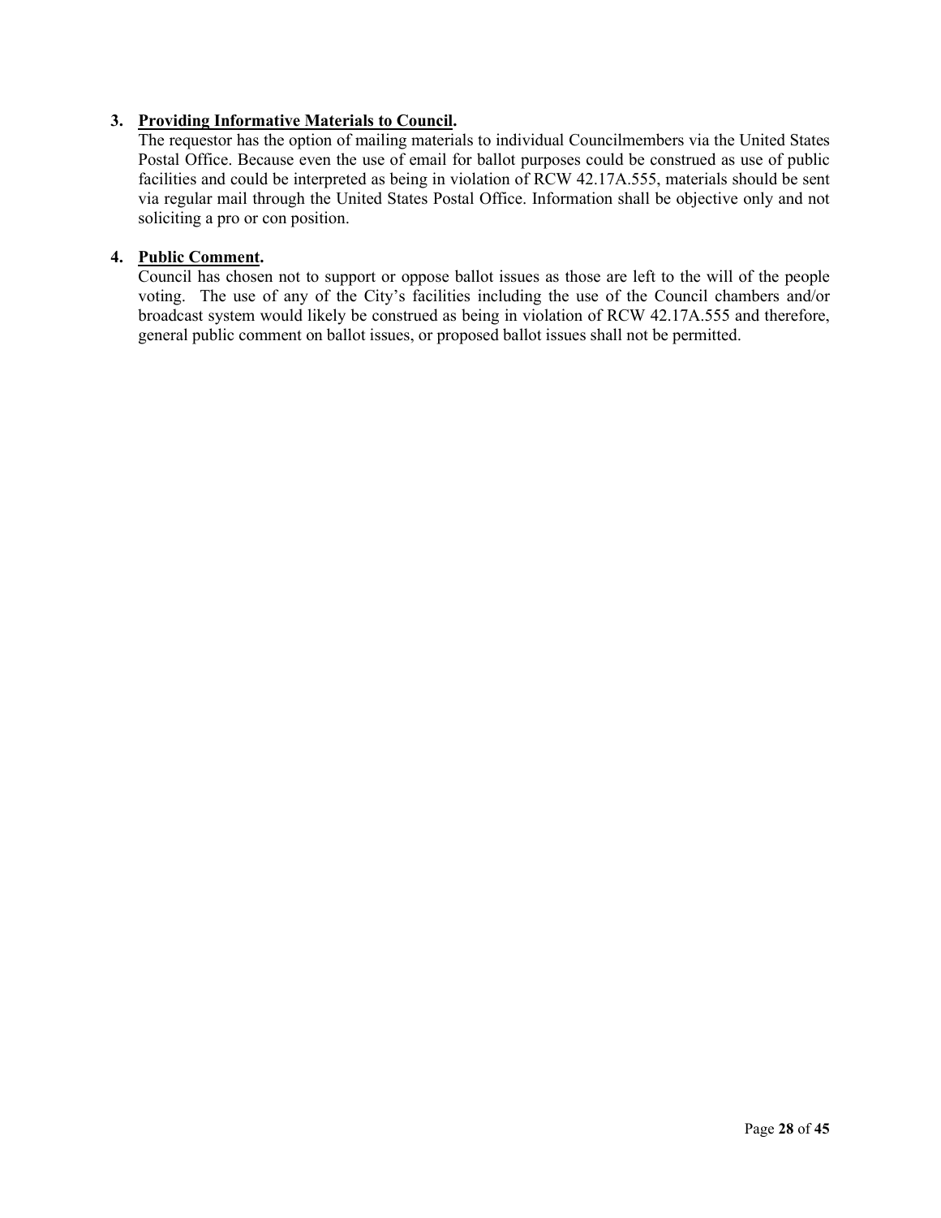3. **<u>Providing Informative Materials to Council</u>.**
   The requestor has the option of mailing materials to individual Councilmembers via the United States Postal Office. Because even the use of email for ballot purposes could be construed as use of public facilities and could be interpreted as being in violation of RCW 42.17A.555, materials should be sent via regular mail through the United States Postal Office. Information shall be objective only and not soliciting a pro or con position.

4. **<u>Public Comment</u>.**
   Council has chosen not to support or oppose ballot issues as those are left to the will of the people voting. The use of any of the City's facilities including the use of the Council chambers and/or broadcast system would likely be construed as being in violation of RCW 42.17A.555 and therefore, general public comment on ballot issues, or proposed ballot issues shall not be permitted.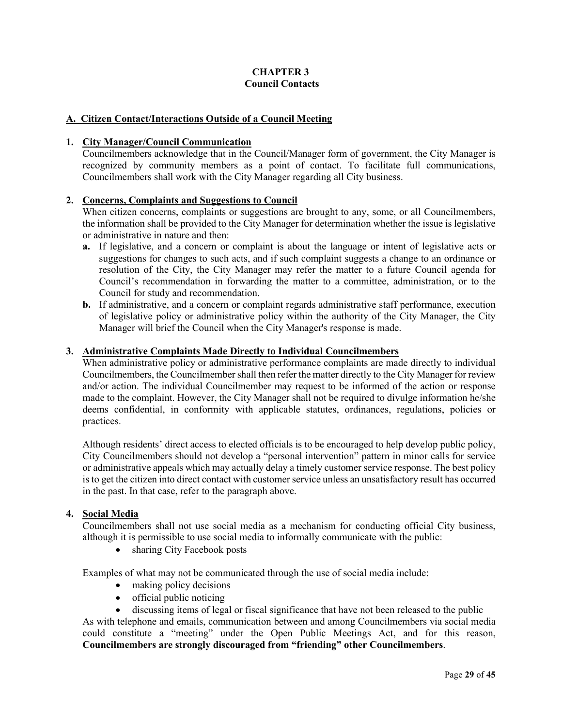# CHAPTER 3
## Council Contacts

### A. Citizen Contact/Interactions Outside of a Council Meeting

**1. City Manager/Council Communication**

Councilmembers acknowledge that in the Council/Manager form of government, the City Manager is recognized by community members as a point of contact. To facilitate full communications, Councilmembers shall work with the City Manager regarding all City business.

**2. Concerns, Complaints and Suggestions to Council**

When citizen concerns, complaints or suggestions are brought to any, some, or all Councilmembers, the information shall be provided to the City Manager for determination whether the issue is legislative or administrative in nature and then:

- **a.** If legislative, and a concern or complaint is about the language or intent of legislative acts or suggestions for changes to such acts, and if such complaint suggests a change to an ordinance or resolution of the City, the City Manager may refer the matter to a future Council agenda for Council's recommendation in forwarding the matter to a committee, administration, or to the Council for study and recommendation.
- **b.** If administrative, and a concern or complaint regards administrative staff performance, execution of legislative policy or administrative policy within the authority of the City Manager, the City Manager will brief the Council when the City Manager's response is made.

**3. Administrative Complaints Made Directly to Individual Councilmembers**

When administrative policy or administrative performance complaints are made directly to individual Councilmembers, the Councilmember shall then refer the matter directly to the City Manager for review and/or action. The individual Councilmember may request to be informed of the action or response made to the complaint. However, the City Manager shall not be required to divulge information he/she deems confidential, in conformity with applicable statutes, ordinances, regulations, policies or practices.

Although residents' direct access to elected officials is to be encouraged to help develop public policy, City Councilmembers should not develop a "personal intervention" pattern in minor calls for service or administrative appeals which may actually delay a timely customer service response. The best policy is to get the citizen into direct contact with customer service unless an unsatisfactory result has occurred in the past. In that case, refer to the paragraph above.

**4. Social Media**

Councilmembers shall not use social media as a mechanism for conducting official City business, although it is permissible to use social media to informally communicate with the public:

- sharing City Facebook posts

Examples of what may not be communicated through the use of social media include:

- making policy decisions
- official public noticing
- discussing items of legal or fiscal significance that have not been released to the public

As with telephone and emails, communication between and among Councilmembers via social media could constitute a "meeting" under the Open Public Meetings Act, and for this reason, **Councilmembers are strongly discouraged from "friending" other Councilmembers**.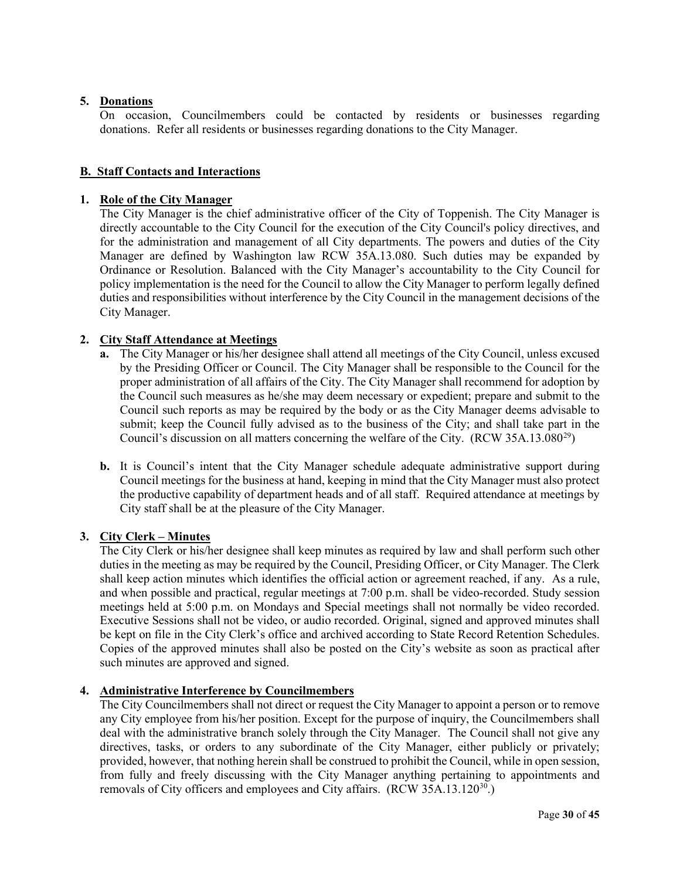**5. Donations**

On occasion, Councilmembers could be contacted by residents or businesses regarding donations. Refer all residents or businesses regarding donations to the City Manager.

## B. Staff Contacts and Interactions

**1. Role of the City Manager**

The City Manager is the chief administrative officer of the City of Toppenish. The City Manager is directly accountable to the City Council for the execution of the City Council's policy directives, and for the administration and management of all City departments. The powers and duties of the City Manager are defined by Washington law RCW 35A.13.080. Such duties may be expanded by Ordinance or Resolution. Balanced with the City Manager's accountability to the City Council for policy implementation is the need for the Council to allow the City Manager to perform legally defined duties and responsibilities without interference by the City Council in the management decisions of the City Manager.

**2. City Staff Attendance at Meetings**

**a.** The City Manager or his/her designee shall attend all meetings of the City Council, unless excused by the Presiding Officer or Council. The City Manager shall be responsible to the Council for the proper administration of all affairs of the City. The City Manager shall recommend for adoption by the Council such measures as he/she may deem necessary or expedient; prepare and submit to the Council such reports as may be required by the body or as the City Manager deems advisable to submit; keep the Council fully advised as to the business of the City; and shall take part in the Council's discussion on all matters concerning the welfare of the City. (RCW 35A.13.080[29])

**b.** It is Council's intent that the City Manager schedule adequate administrative support during Council meetings for the business at hand, keeping in mind that the City Manager must also protect the productive capability of department heads and of all staff. Required attendance at meetings by City staff shall be at the pleasure of the City Manager.

**3. City Clerk – Minutes**

The City Clerk or his/her designee shall keep minutes as required by law and shall perform such other duties in the meeting as may be required by the Council, Presiding Officer, or City Manager. The Clerk shall keep action minutes which identifies the official action or agreement reached, if any. As a rule, and when possible and practical, regular meetings at 7:00 p.m. shall be video-recorded. Study session meetings held at 5:00 p.m. on Mondays and Special meetings shall not normally be video recorded. Executive Sessions shall not be video, or audio recorded. Original, signed and approved minutes shall be kept on file in the City Clerk's office and archived according to State Record Retention Schedules. Copies of the approved minutes shall also be posted on the City's website as soon as practical after such minutes are approved and signed.

**4. Administrative Interference by Councilmembers**

The City Councilmembers shall not direct or request the City Manager to appoint a person or to remove any City employee from his/her position. Except for the purpose of inquiry, the Councilmembers shall deal with the administrative branch solely through the City Manager. The Council shall not give any directives, tasks, or orders to any subordinate of the City Manager, either publicly or privately; provided, however, that nothing herein shall be construed to prohibit the Council, while in open session, from fully and freely discussing with the City Manager anything pertaining to appointments and removals of City officers and employees and City affairs. (RCW 35A.13.120[30].)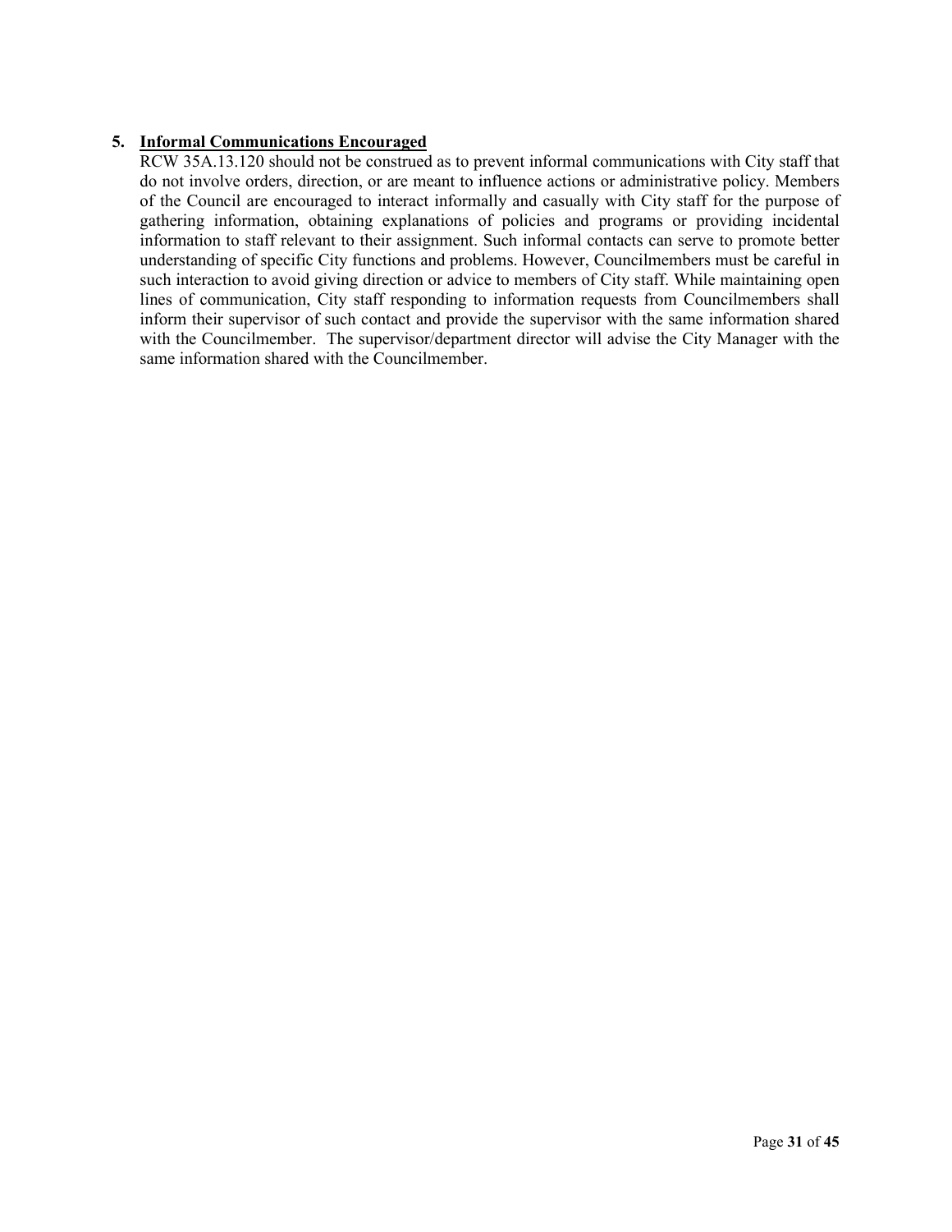5. **<u>Informal Communications Encouraged</u>**

RCW 35A.13.120 should not be construed as to prevent informal communications with City staff that do not involve orders, direction, or are meant to influence actions or administrative policy. Members of the Council are encouraged to interact informally and casually with City staff for the purpose of gathering information, obtaining explanations of policies and programs or providing incidental information to staff relevant to their assignment. Such informal contacts can serve to promote better understanding of specific City functions and problems. However, Councilmembers must be careful in such interaction to avoid giving direction or advice to members of City staff. While maintaining open lines of communication, City staff responding to information requests from Councilmembers shall inform their supervisor of such contact and provide the supervisor with the same information shared with the Councilmember. The supervisor/department director will advise the City Manager with the same information shared with the Councilmember.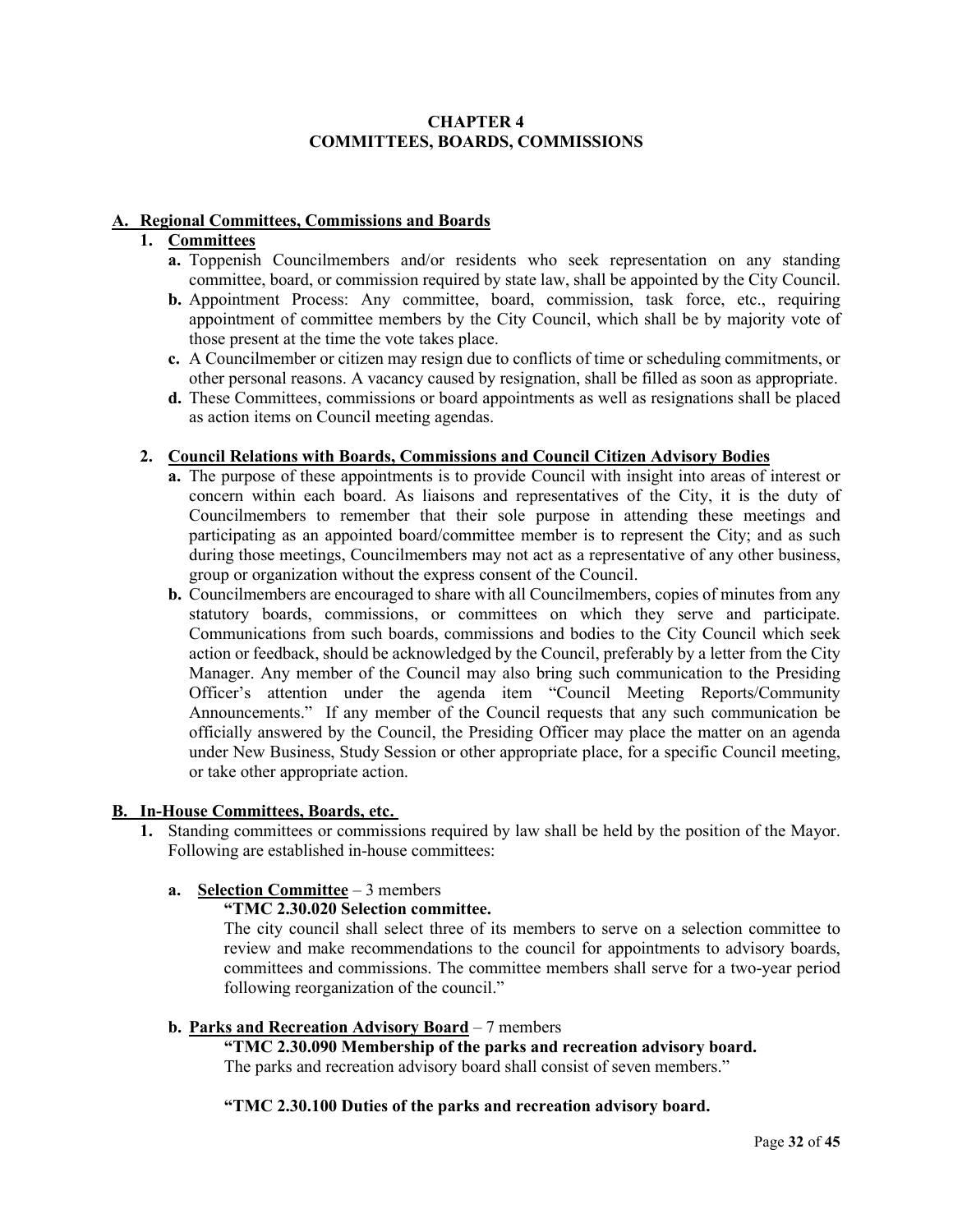# CHAPTER 4
# COMMITTEES, BOARDS, COMMISSIONS

## A. Regional Committees, Commissions and Boards

### 1. Committees

**a.** Toppenish Councilmembers and/or residents who seek representation on any standing committee, board, or commission required by state law, shall be appointed by the City Council.

**b.** Appointment Process: Any committee, board, commission, task force, etc., requiring appointment of committee members by the City Council, which shall be by majority vote of those present at the time the vote takes place.

**c.** A Councilmember or citizen may resign due to conflicts of time or scheduling commitments, or other personal reasons. A vacancy caused by resignation, shall be filled as soon as appropriate.

**d.** These Committees, commissions or board appointments as well as resignations shall be placed as action items on Council meeting agendas.

### 2. Council Relations with Boards, Commissions and Council Citizen Advisory Bodies

**a.** The purpose of these appointments is to provide Council with insight into areas of interest or concern within each board. As liaisons and representatives of the City, it is the duty of Councilmembers to remember that their sole purpose in attending these meetings and participating as an appointed board/committee member is to represent the City; and as such during those meetings, Councilmembers may not act as a representative of any other business, group or organization without the express consent of the Council.

**b.** Councilmembers are encouraged to share with all Councilmembers, copies of minutes from any statutory boards, commissions, or committees on which they serve and participate. Communications from such boards, commissions and bodies to the City Council which seek action or feedback, should be acknowledged by the Council, preferably by a letter from the City Manager. Any member of the Council may also bring such communication to the Presiding Officer's attention under the agenda item "Council Meeting Reports/Community Announcements." If any member of the Council requests that any such communication be officially answered by the Council, the Presiding Officer may place the matter on an agenda under New Business, Study Session or other appropriate place, for a specific Council meeting, or take other appropriate action.

## B. In-House Committees, Boards, etc.

**1.** Standing committees or commissions required by law shall be held by the position of the Mayor. Following are established in-house committees:

**a. Selection Committee** – 3 members

**"TMC 2.30.020 Selection committee.**

The city council shall select three of its members to serve on a selection committee to review and make recommendations to the council for appointments to advisory boards, committees and commissions. The committee members shall serve for a two-year period following reorganization of the council."

**b. Parks and Recreation Advisory Board** – 7 members

**"TMC 2.30.090 Membership of the parks and recreation advisory board.**

The parks and recreation advisory board shall consist of seven members."

**"TMC 2.30.100 Duties of the parks and recreation advisory board.**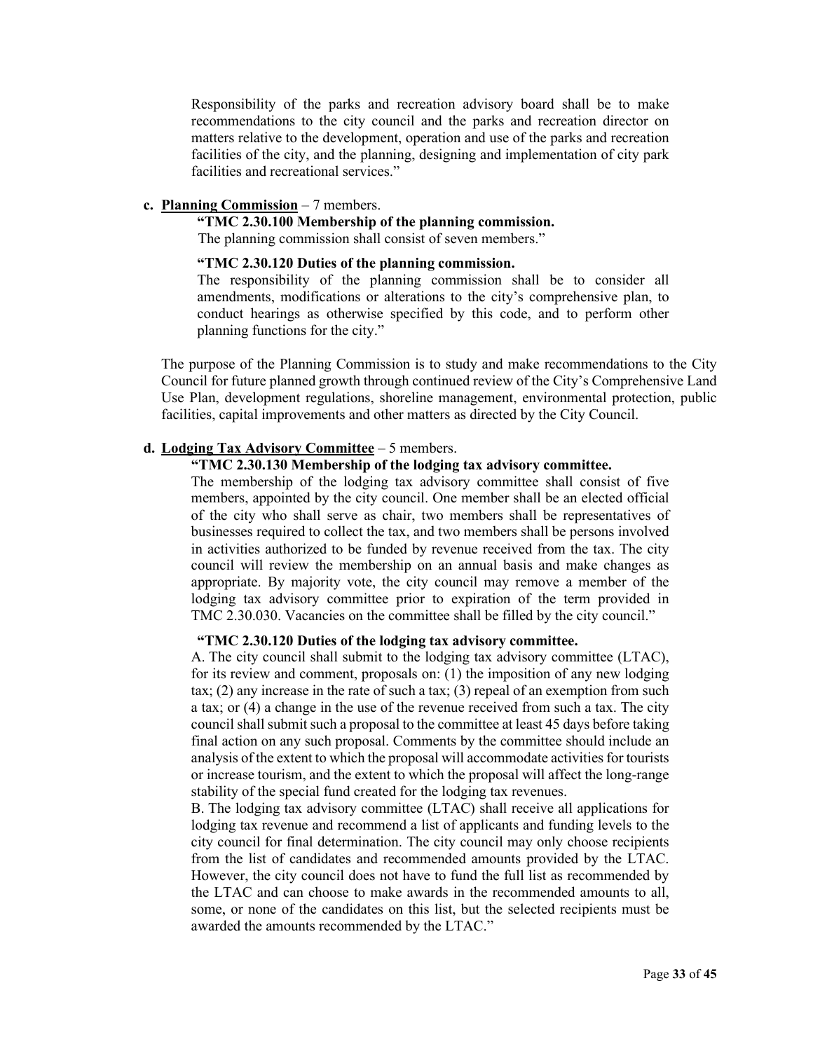Responsibility of the parks and recreation advisory board shall be to make recommendations to the city council and the parks and recreation director on matters relative to the development, operation and use of the parks and recreation facilities of the city, and the planning, designing and implementation of city park facilities and recreational services."

**c. <u>Planning Commission</u>** – 7 members.

**"TMC 2.30.100 Membership of the planning commission.**

The planning commission shall consist of seven members."

**"TMC 2.30.120 Duties of the planning commission.**

The responsibility of the planning commission shall be to consider all amendments, modifications or alterations to the city's comprehensive plan, to conduct hearings as otherwise specified by this code, and to perform other planning functions for the city."

The purpose of the Planning Commission is to study and make recommendations to the City Council for future planned growth through continued review of the City's Comprehensive Land Use Plan, development regulations, shoreline management, environmental protection, public facilities, capital improvements and other matters as directed by the City Council.

**d. <u>Lodging Tax Advisory Committee</u>** – 5 members.

**"TMC 2.30.130 Membership of the lodging tax advisory committee.**

The membership of the lodging tax advisory committee shall consist of five members, appointed by the city council. One member shall be an elected official of the city who shall serve as chair, two members shall be representatives of businesses required to collect the tax, and two members shall be persons involved in activities authorized to be funded by revenue received from the tax. The city council will review the membership on an annual basis and make changes as appropriate. By majority vote, the city council may remove a member of the lodging tax advisory committee prior to expiration of the term provided in TMC 2.30.030. Vacancies on the committee shall be filled by the city council."

**"TMC 2.30.120 Duties of the lodging tax advisory committee.**

A. The city council shall submit to the lodging tax advisory committee (LTAC), for its review and comment, proposals on: (1) the imposition of any new lodging tax; (2) any increase in the rate of such a tax; (3) repeal of an exemption from such a tax; or (4) a change in the use of the revenue received from such a tax. The city council shall submit such a proposal to the committee at least 45 days before taking final action on any such proposal. Comments by the committee should include an analysis of the extent to which the proposal will accommodate activities for tourists or increase tourism, and the extent to which the proposal will affect the long-range stability of the special fund created for the lodging tax revenues.

B. The lodging tax advisory committee (LTAC) shall receive all applications for lodging tax revenue and recommend a list of applicants and funding levels to the city council for final determination. The city council may only choose recipients from the list of candidates and recommended amounts provided by the LTAC. However, the city council does not have to fund the full list as recommended by the LTAC and can choose to make awards in the recommended amounts to all, some, or none of the candidates on this list, but the selected recipients must be awarded the amounts recommended by the LTAC."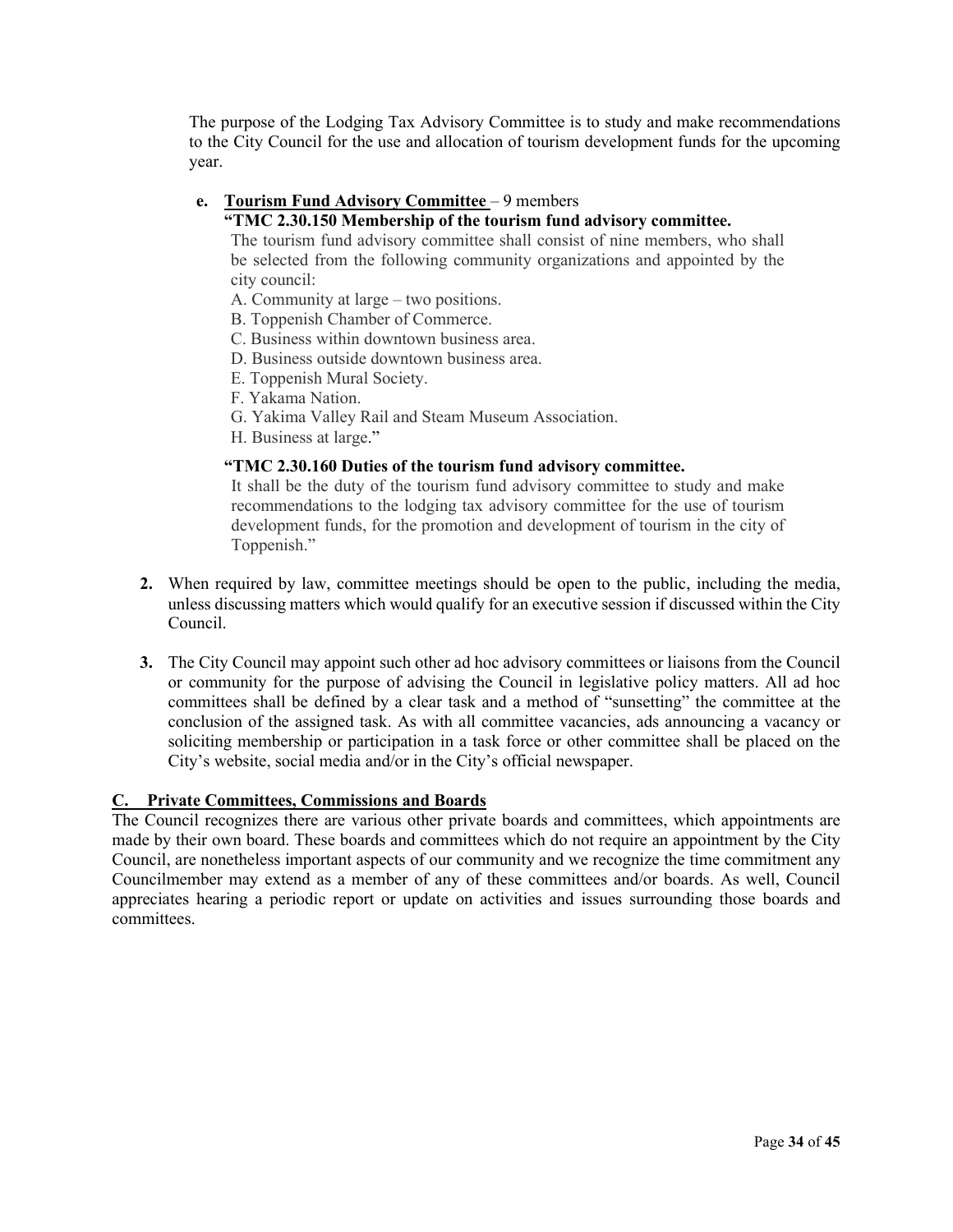The purpose of the Lodging Tax Advisory Committee is to study and make recommendations to the City Council for the use and allocation of tourism development funds for the upcoming year.

**e. <u>Tourism Fund Advisory Committee</u>** – 9 members

**"TMC 2.30.150 Membership of the tourism fund advisory committee.**

The tourism fund advisory committee shall consist of nine members, who shall be selected from the following community organizations and appointed by the city council:

A. Community at large – two positions.
B. Toppenish Chamber of Commerce.
C. Business within downtown business area.
D. Business outside downtown business area.
E. Toppenish Mural Society.
F. Yakama Nation.
G. Yakima Valley Rail and Steam Museum Association.
H. Business at large."

**"TMC 2.30.160 Duties of the tourism fund advisory committee.**

It shall be the duty of the tourism fund advisory committee to study and make recommendations to the lodging tax advisory committee for the use of tourism development funds, for the promotion and development of tourism in the city of Toppenish."

**2.** When required by law, committee meetings should be open to the public, including the media, unless discussing matters which would qualify for an executive session if discussed within the City Council.

**3.** The City Council may appoint such other ad hoc advisory committees or liaisons from the Council or community for the purpose of advising the Council in legislative policy matters. All ad hoc committees shall be defined by a clear task and a method of "sunsetting" the committee at the conclusion of the assigned task. As with all committee vacancies, ads announcing a vacancy or soliciting membership or participation in a task force or other committee shall be placed on the City's website, social media and/or in the City's official newspaper.

## <u>C. Private Committees, Commissions and Boards</u>

The Council recognizes there are various other private boards and committees, which appointments are made by their own board. These boards and committees which do not require an appointment by the City Council, are nonetheless important aspects of our community and we recognize the time commitment any Councilmember may extend as a member of any of these committees and/or boards. As well, Council appreciates hearing a periodic report or update on activities and issues surrounding those boards and committees.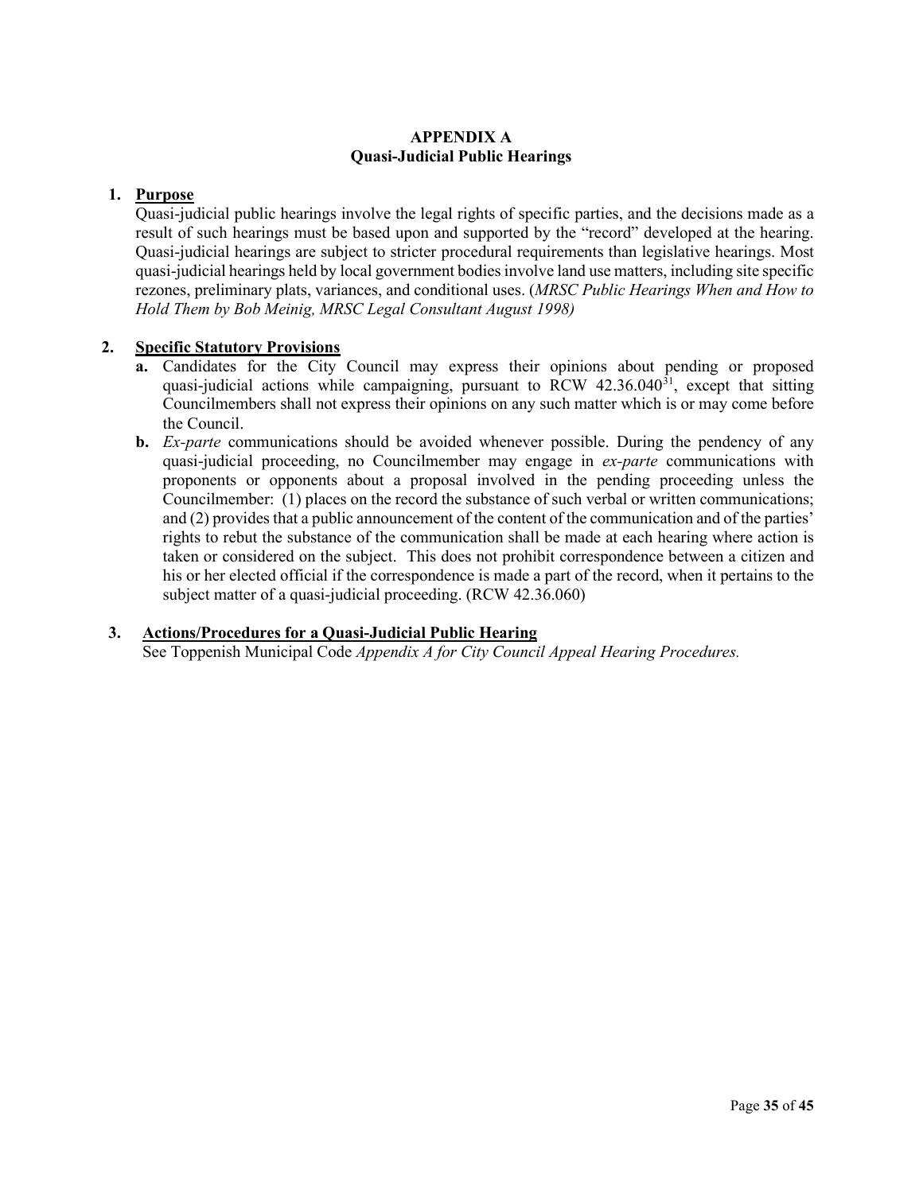# APPENDIX A
## Quasi-Judicial Public Hearings

1. **Purpose**

   Quasi-judicial public hearings involve the legal rights of specific parties, and the decisions made as a result of such hearings must be based upon and supported by the "record" developed at the hearing. Quasi-judicial hearings are subject to stricter procedural requirements than legislative hearings. Most quasi-judicial hearings held by local government bodies involve land use matters, including site specific rezones, preliminary plats, variances, and conditional uses. (*MRSC Public Hearings When and How to Hold Them by Bob Meinig, MRSC Legal Consultant August 1998)*

2. **Specific Statutory Provisions**

   **a.** Candidates for the City Council may express their opinions about pending or proposed quasi-judicial actions while campaigning, pursuant to RCW 42.36.040[31], except that sitting Councilmembers shall not express their opinions on any such matter which is or may come before the Council.

   **b.** *Ex-parte* communications should be avoided whenever possible. During the pendency of any quasi-judicial proceeding, no Councilmember may engage in *ex-parte* communications with proponents or opponents about a proposal involved in the pending proceeding unless the Councilmember: (1) places on the record the substance of such verbal or written communications; and (2) provides that a public announcement of the content of the communication and of the parties' rights to rebut the substance of the communication shall be made at each hearing where action is taken or considered on the subject. This does not prohibit correspondence between a citizen and his or her elected official if the correspondence is made a part of the record, when it pertains to the subject matter of a quasi-judicial proceeding. (RCW 42.36.060)

3. **Actions/Procedures for a Quasi-Judicial Public Hearing**

   See Toppenish Municipal Code *Appendix A for City Council Appeal Hearing Procedures.*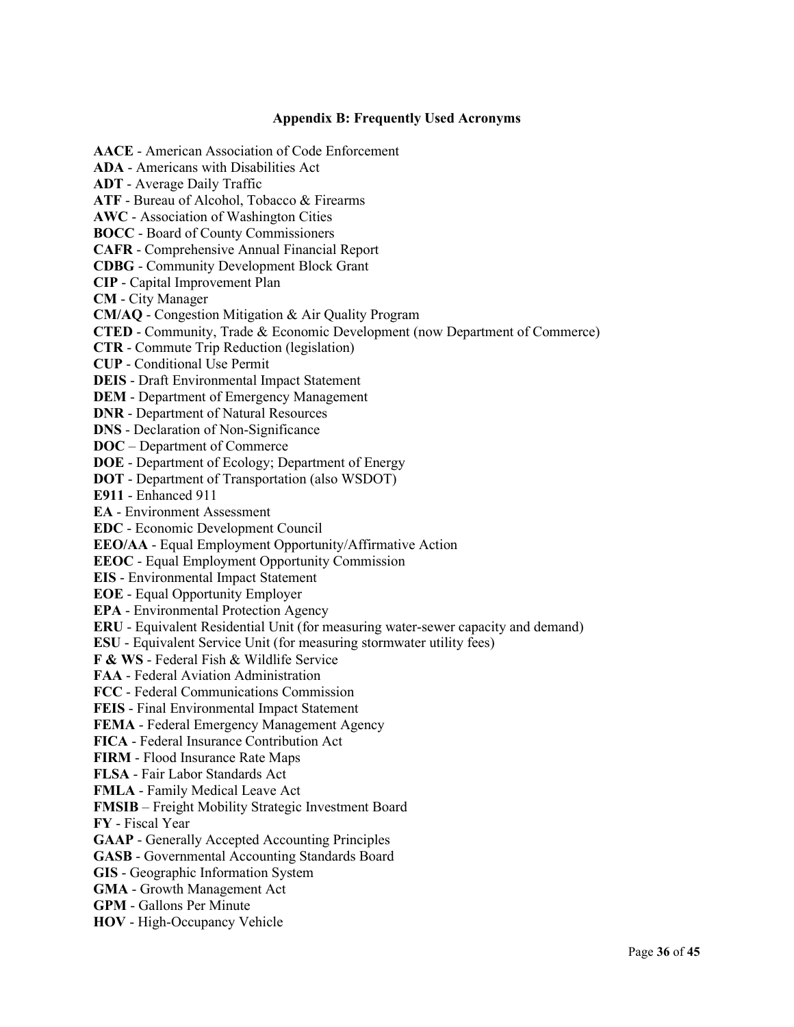## Appendix B: Frequently Used Acronyms

**AACE** - American Association of Code Enforcement
**ADA** - Americans with Disabilities Act
**ADT** - Average Daily Traffic
**ATF** - Bureau of Alcohol, Tobacco & Firearms
**AWC** - Association of Washington Cities
**BOCC** - Board of County Commissioners
**CAFR** - Comprehensive Annual Financial Report
**CDBG** - Community Development Block Grant
**CIP** - Capital Improvement Plan
**CM** - City Manager
**CM/AQ** - Congestion Mitigation & Air Quality Program
**CTED** - Community, Trade & Economic Development (now Department of Commerce)
**CTR** - Commute Trip Reduction (legislation)
**CUP** - Conditional Use Permit
**DEIS** - Draft Environmental Impact Statement
**DEM** - Department of Emergency Management
**DNR** - Department of Natural Resources
**DNS** - Declaration of Non-Significance
**DOC** – Department of Commerce
**DOE** - Department of Ecology; Department of Energy
**DOT** - Department of Transportation (also WSDOT)
**E911** - Enhanced 911
**EA** - Environment Assessment
**EDC** - Economic Development Council
**EEO/AA** - Equal Employment Opportunity/Affirmative Action
**EEOC** - Equal Employment Opportunity Commission
**EIS** - Environmental Impact Statement
**EOE** - Equal Opportunity Employer
**EPA** - Environmental Protection Agency
**ERU** - Equivalent Residential Unit (for measuring water-sewer capacity and demand)
**ESU** - Equivalent Service Unit (for measuring stormwater utility fees)
**F & WS** - Federal Fish & Wildlife Service
**FAA** - Federal Aviation Administration
**FCC** - Federal Communications Commission
**FEIS** - Final Environmental Impact Statement
**FEMA** - Federal Emergency Management Agency
**FICA** - Federal Insurance Contribution Act
**FIRM** - Flood Insurance Rate Maps
**FLSA** - Fair Labor Standards Act
**FMLA** - Family Medical Leave Act
**FMSIB** – Freight Mobility Strategic Investment Board
**FY** - Fiscal Year
**GAAP** - Generally Accepted Accounting Principles
**GASB** - Governmental Accounting Standards Board
**GIS** - Geographic Information System
**GMA** - Growth Management Act
**GPM** - Gallons Per Minute
**HOV** - High-Occupancy Vehicle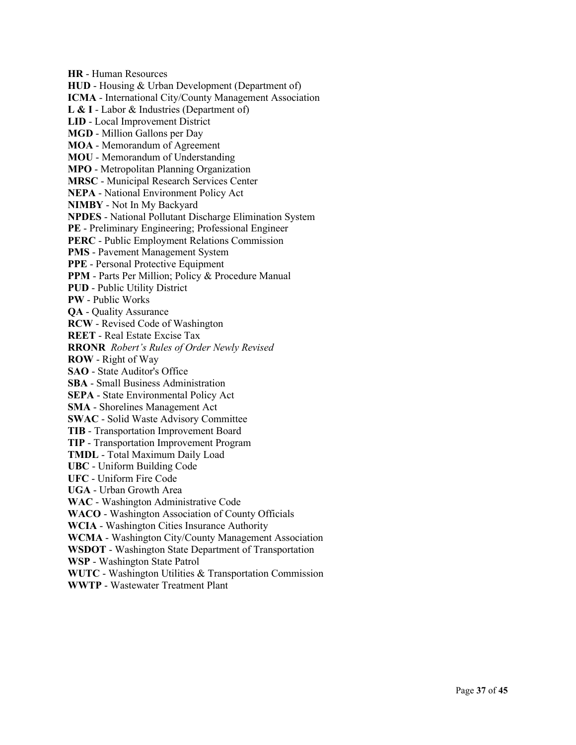**HR** - Human Resources  
**HUD** - Housing & Urban Development (Department of)  
**ICMA** - International City/County Management Association  
**L & I** - Labor & Industries (Department of)  
**LID** - Local Improvement District  
**MGD** - Million Gallons per Day  
**MOA** - Memorandum of Agreement  
**MOU** - Memorandum of Understanding  
**MPO** - Metropolitan Planning Organization  
**MRSC** - Municipal Research Services Center  
**NEPA** - National Environment Policy Act  
**NIMBY** - Not In My Backyard  
**NPDES** - National Pollutant Discharge Elimination System  
**PE** - Preliminary Engineering; Professional Engineer  
**PERC** - Public Employment Relations Commission  
**PMS** - Pavement Management System  
**PPE** - Personal Protective Equipment  
**PPM** - Parts Per Million; Policy & Procedure Manual  
**PUD** - Public Utility District  
**PW** - Public Works  
**QA** - Quality Assurance  
**RCW** - Revised Code of Washington  
**REET** - Real Estate Excise Tax  
**RRONR** *Robert's Rules of Order Newly Revised*  
**ROW** - Right of Way  
**SAO** - State Auditor's Office  
**SBA** - Small Business Administration  
**SEPA** - State Environmental Policy Act  
**SMA** - Shorelines Management Act  
**SWAC** - Solid Waste Advisory Committee  
**TIB** - Transportation Improvement Board  
**TIP** - Transportation Improvement Program  
**TMDL** - Total Maximum Daily Load  
**UBC** - Uniform Building Code  
**UFC** - Uniform Fire Code  
**UGA** - Urban Growth Area  
**WAC** - Washington Administrative Code  
**WACO** - Washington Association of County Officials  
**WCIA** - Washington Cities Insurance Authority  
**WCMA** - Washington City/County Management Association  
**WSDOT** - Washington State Department of Transportation  
**WSP** - Washington State Patrol  
**WUTC** - Washington Utilities & Transportation Commission  
**WWTP** - Wastewater Treatment Plant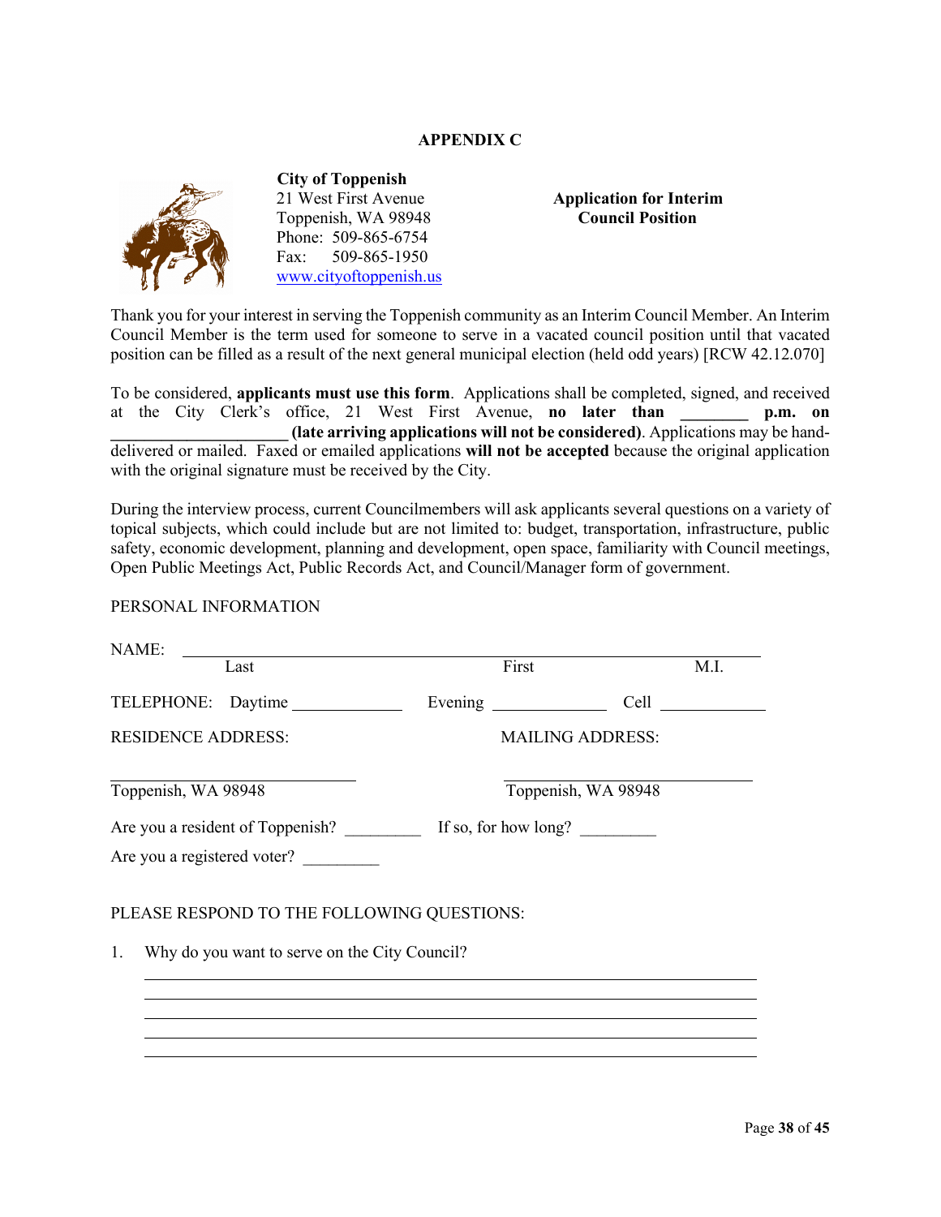# APPENDIX C

**City of Toppenish**
21 West First Avenue
Toppenish, WA 98948
Phone: 509-865-6754
Fax: 509-865-1950
www.cityoftoppenish.us

**Application for Interim Council Position**

Thank you for your interest in serving the Toppenish community as an Interim Council Member. An Interim Council Member is the term used for someone to serve in a vacated council position until that vacated position can be filled as a result of the next general municipal election (held odd years) [RCW 42.12.070]

To be considered, **applicants must use this form**. Applications shall be completed, signed, and received at the City Clerk's office, 21 West First Avenue, **no later than ________ p.m. on ____________________ (late arriving applications will not be considered)**. Applications may be hand-delivered or mailed. Faxed or emailed applications **will not be accepted** because the original application with the original signature must be received by the City.

During the interview process, current Councilmembers will ask applicants several questions on a variety of topical subjects, which could include but are not limited to: budget, transportation, infrastructure, public safety, economic development, planning and development, open space, familiarity with Council meetings, Open Public Meetings Act, Public Records Act, and Council/Manager form of government.

PERSONAL INFORMATION

NAME: ______________________________________________________________
Last First M.I.

TELEPHONE: Daytime ____________ Evening ____________ Cell ____________

RESIDENCE ADDRESS: MAILING ADDRESS:

____________________________ ____________________________
Toppenish, WA 98948 Toppenish, WA 98948

Are you a resident of Toppenish? _________ If so, for how long? _________

Are you a registered voter? _________

PLEASE RESPOND TO THE FOLLOWING QUESTIONS:

1. Why do you want to serve on the City Council?

______________________________________________________________________
______________________________________________________________________
______________________________________________________________________
______________________________________________________________________
______________________________________________________________________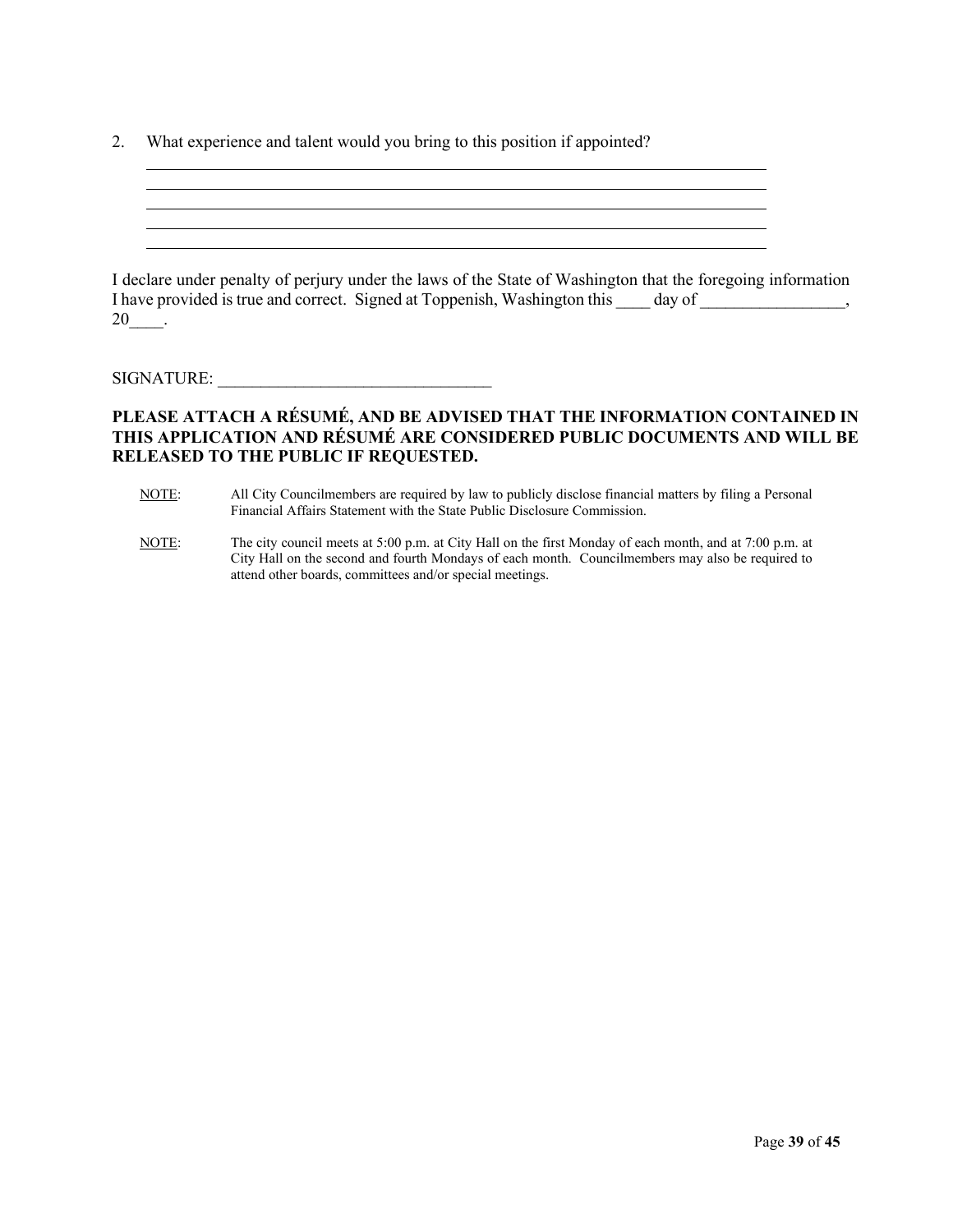2. What experience and talent would you bring to this position if appointed?

\_\_\_\_\_\_\_\_\_\_\_\_\_\_\_\_\_\_\_\_\_\_\_\_\_\_\_\_\_\_\_\_\_\_\_\_\_\_\_\_\_\_\_\_\_\_\_\_\_\_\_\_\_\_\_\_\_\_\_\_\_\_\_\_\_\_\_\_\_\_\_\_

\_\_\_\_\_\_\_\_\_\_\_\_\_\_\_\_\_\_\_\_\_\_\_\_\_\_\_\_\_\_\_\_\_\_\_\_\_\_\_\_\_\_\_\_\_\_\_\_\_\_\_\_\_\_\_\_\_\_\_\_\_\_\_\_\_\_\_\_\_\_\_\_

\_\_\_\_\_\_\_\_\_\_\_\_\_\_\_\_\_\_\_\_\_\_\_\_\_\_\_\_\_\_\_\_\_\_\_\_\_\_\_\_\_\_\_\_\_\_\_\_\_\_\_\_\_\_\_\_\_\_\_\_\_\_\_\_\_\_\_\_\_\_\_\_

\_\_\_\_\_\_\_\_\_\_\_\_\_\_\_\_\_\_\_\_\_\_\_\_\_\_\_\_\_\_\_\_\_\_\_\_\_\_\_\_\_\_\_\_\_\_\_\_\_\_\_\_\_\_\_\_\_\_\_\_\_\_\_\_\_\_\_\_\_\_\_\_

\_\_\_\_\_\_\_\_\_\_\_\_\_\_\_\_\_\_\_\_\_\_\_\_\_\_\_\_\_\_\_\_\_\_\_\_\_\_\_\_\_\_\_\_\_\_\_\_\_\_\_\_\_\_\_\_\_\_\_\_\_\_\_\_\_\_\_\_\_\_\_\_

I declare under penalty of perjury under the laws of the State of Washington that the foregoing information I have provided is true and correct. Signed at Toppenish, Washington this ____ day of _________________, 20____.

SIGNATURE: _______________________________

**PLEASE ATTACH A RÉSUMÉ, AND BE ADVISED THAT THE INFORMATION CONTAINED IN THIS APPLICATION AND RÉSUMÉ ARE CONSIDERED PUBLIC DOCUMENTS AND WILL BE RELEASED TO THE PUBLIC IF REQUESTED.**

NOTE: All City Councilmembers are required by law to publicly disclose financial matters by filing a Personal Financial Affairs Statement with the State Public Disclosure Commission.

NOTE: The city council meets at 5:00 p.m. at City Hall on the first Monday of each month, and at 7:00 p.m. at City Hall on the second and fourth Mondays of each month. Councilmembers may also be required to attend other boards, committees and/or special meetings.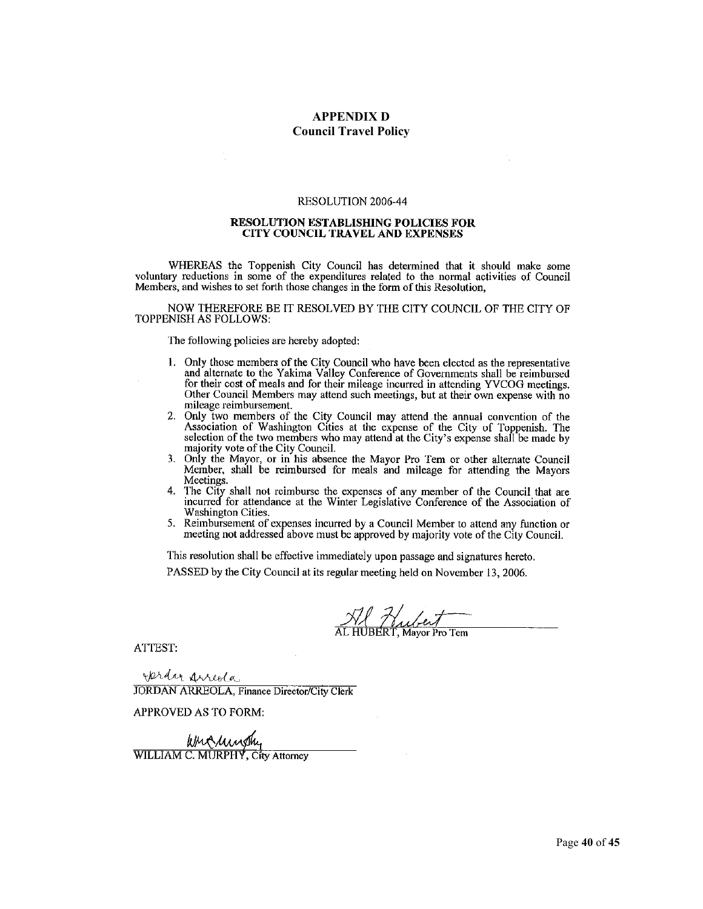# APPENDIX D
## Council Travel Policy

RESOLUTION 2006-44

**RESOLUTION ESTABLISHING POLICIES FOR CITY COUNCIL TRAVEL AND EXPENSES**

WHEREAS the Toppenish City Council has determined that it should make some voluntary reductions in some of the expenditures related to the normal activities of Council Members, and wishes to set forth those changes in the form of this Resolution,

NOW THEREFORE BE IT RESOLVED BY THE CITY COUNCIL OF THE CITY OF TOPPENISH AS FOLLOWS:

The following policies are hereby adopted:

1. Only those members of the City Council who have been elected as the representative and alternate to the Yakima Valley Conference of Governments shall be reimbursed for their cost of meals and for their mileage incurred in attending YVCOG meetings. Other Council Members may attend such meetings, but at their own expense with no mileage reimbursement.
2. Only two members of the City Council may attend the annual convention of the Association of Washington Cities at the expense of the City of Toppenish. The selection of the two members who may attend at the City's expense shall be made by majority vote of the City Council.
3. Only the Mayor, or in his absence the Mayor Pro Tem or other alternate Council Member, shall be reimbursed for meals and mileage for attending the Mayors Meetings.
4. The City shall not reimburse the expenses of any member of the Council that are incurred for attendance at the Winter Legislative Conference of the Association of Washington Cities.
5. Reimbursement of expenses incurred by a Council Member to attend any function or meeting not addressed above must be approved by majority vote of the City Council.

This resolution shall be effective immediately upon passage and signatures hereto.

PASSED by the City Council at its regular meeting held on November 13, 2006.

Al Hubert
AL HUBERT, Mayor Pro Tem

ATTEST:

Jordan Arreola
JORDAN ARREOLA, Finance Director/City Clerk

APPROVED AS TO FORM:

William Murphy
WILLIAM C. MURPHY, City Attorney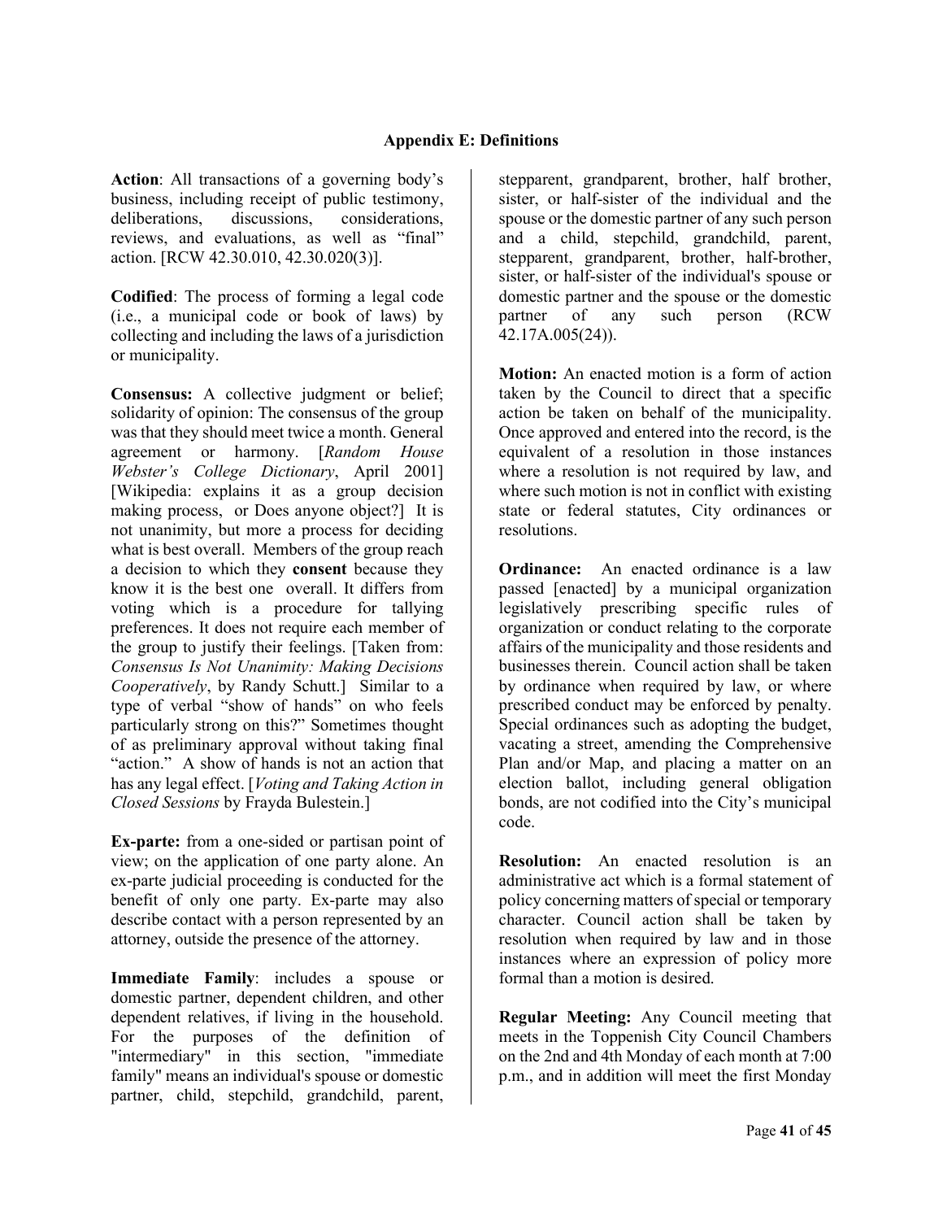## Appendix E: Definitions

**Action**: All transactions of a governing body's business, including receipt of public testimony, deliberations, discussions, considerations, reviews, and evaluations, as well as "final" action. [RCW 42.30.010, 42.30.020(3)].

**Codified**: The process of forming a legal code (i.e., a municipal code or book of laws) by collecting and including the laws of a jurisdiction or municipality.

**Consensus:** A collective judgment or belief; solidarity of opinion: The consensus of the group was that they should meet twice a month. General agreement or harmony. [*Random House Webster's College Dictionary*, April 2001] [Wikipedia: explains it as a group decision making process, or Does anyone object?] It is not unanimity, but more a process for deciding what is best overall. Members of the group reach a decision to which they **consent** because they know it is the best one overall. It differs from voting which is a procedure for tallying preferences. It does not require each member of the group to justify their feelings. [Taken from: *Consensus Is Not Unanimity: Making Decisions Cooperatively*, by Randy Schutt.] Similar to a type of verbal "show of hands" on who feels particularly strong on this?" Sometimes thought of as preliminary approval without taking final "action." A show of hands is not an action that has any legal effect. [*Voting and Taking Action in Closed Sessions* by Frayda Bulestein.]

**Ex-parte:** from a one-sided or partisan point of view; on the application of one party alone. An ex-parte judicial proceeding is conducted for the benefit of only one party. Ex-parte may also describe contact with a person represented by an attorney, outside the presence of the attorney.

**Immediate Family**: includes a spouse or domestic partner, dependent children, and other dependent relatives, if living in the household. For the purposes of the definition of "intermediary" in this section, "immediate family" means an individual's spouse or domestic partner, child, stepchild, grandchild, parent, stepparent, grandparent, brother, half brother, sister, or half-sister of the individual and the spouse or the domestic partner of any such person and a child, stepchild, grandchild, parent, stepparent, grandparent, brother, half-brother, sister, or half-sister of the individual's spouse or domestic partner and the spouse or the domestic partner of any such person (RCW 42.17A.005(24)).

**Motion:** An enacted motion is a form of action taken by the Council to direct that a specific action be taken on behalf of the municipality. Once approved and entered into the record, is the equivalent of a resolution in those instances where a resolution is not required by law, and where such motion is not in conflict with existing state or federal statutes, City ordinances or resolutions.

**Ordinance:** An enacted ordinance is a law passed [enacted] by a municipal organization legislatively prescribing specific rules of organization or conduct relating to the corporate affairs of the municipality and those residents and businesses therein. Council action shall be taken by ordinance when required by law, or where prescribed conduct may be enforced by penalty. Special ordinances such as adopting the budget, vacating a street, amending the Comprehensive Plan and/or Map, and placing a matter on an election ballot, including general obligation bonds, are not codified into the City's municipal code.

**Resolution:** An enacted resolution is an administrative act which is a formal statement of policy concerning matters of special or temporary character. Council action shall be taken by resolution when required by law and in those instances where an expression of policy more formal than a motion is desired.

**Regular Meeting:** Any Council meeting that meets in the Toppenish City Council Chambers on the 2nd and 4th Monday of each month at 7:00 p.m., and in addition will meet the first Monday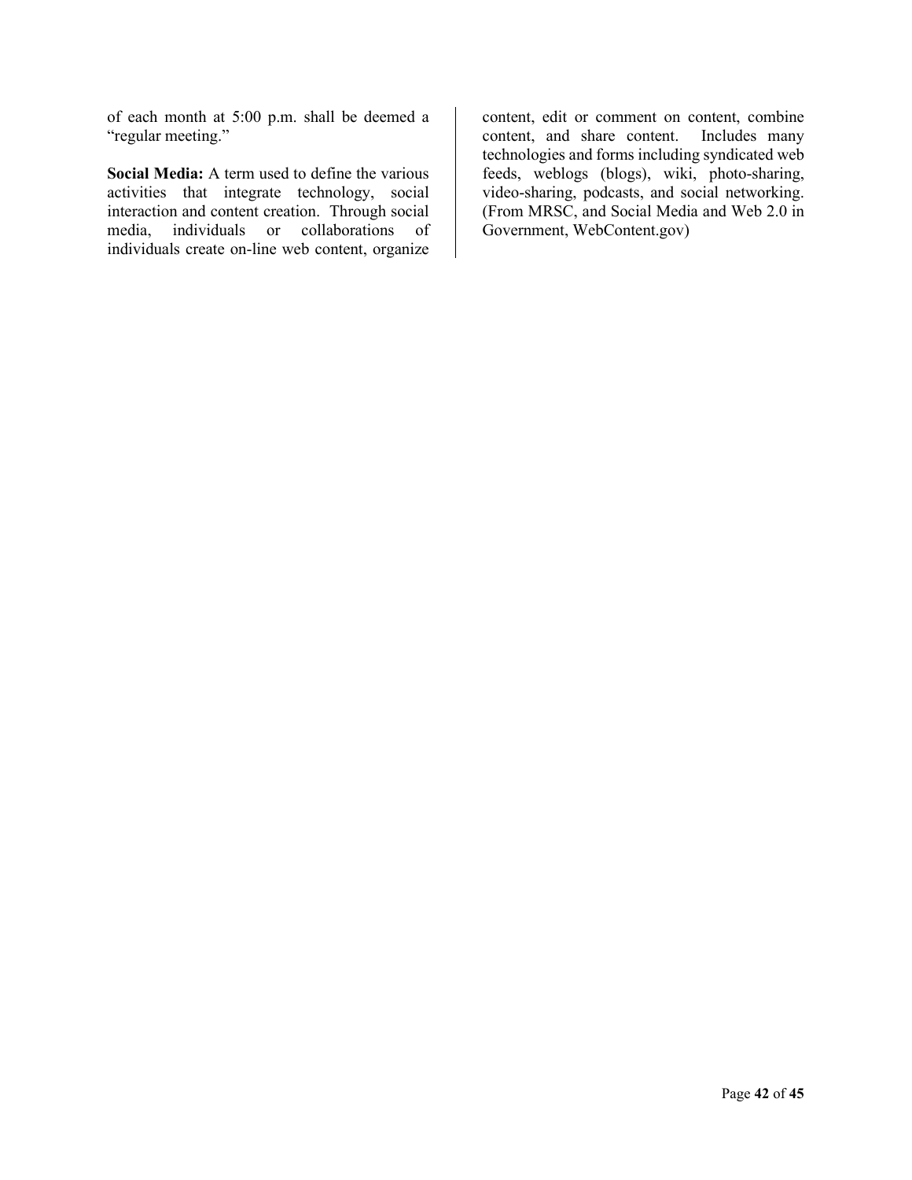of each month at 5:00 p.m. shall be deemed a "regular meeting."

**Social Media:** A term used to define the various activities that integrate technology, social interaction and content creation. Through social media, individuals or collaborations of individuals create on-line web content, organize content, edit or comment on content, combine content, and share content. Includes many technologies and forms including syndicated web feeds, weblogs (blogs), wiki, photo-sharing, video-sharing, podcasts, and social networking. (From MRSC, and Social Media and Web 2.0 in Government, WebContent.gov)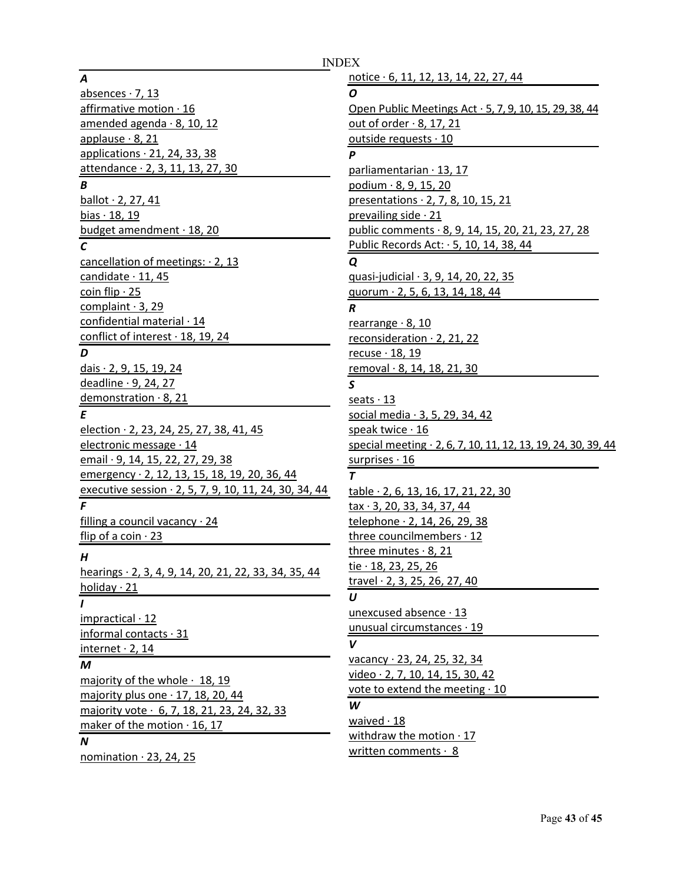# INDEX

### A

absences · 7, 13
affirmative motion · 16
amended agenda · 8, 10, 12
applause · 8, 21
applications · 21, 24, 33, 38
attendance · 2, 3, 11, 13, 27, 30

### B

ballot · 2, 27, 41
bias · 18, 19
budget amendment · 18, 20

### C

cancellation of meetings: · 2, 13
candidate · 11, 45
coin flip · 25
complaint · 3, 29
confidential material · 14
conflict of interest · 18, 19, 24

### D

dais · 2, 9, 15, 19, 24
deadline · 9, 24, 27
demonstration · 8, 21

### E

election · 2, 23, 24, 25, 27, 38, 41, 45
electronic message · 14
email · 9, 14, 15, 22, 27, 29, 38
emergency · 2, 12, 13, 15, 18, 19, 20, 36, 44
executive session · 2, 5, 7, 9, 10, 11, 24, 30, 34, 44

### F

filling a council vacancy · 24
flip of a coin · 23

### H

hearings · 2, 3, 4, 9, 14, 20, 21, 22, 33, 34, 35, 44
holiday · 21

### I

impractical · 12
informal contacts · 31
internet · 2, 14

### M

majority of the whole · 18, 19
majority plus one · 17, 18, 20, 44
majority vote · 6, 7, 18, 21, 23, 24, 32, 33
maker of the motion · 16, 17

### N

nomination · 23, 24, 25
notice · 6, 11, 12, 13, 14, 22, 27, 44

### O

Open Public Meetings Act · 5, 7, 9, 10, 15, 29, 38, 44
out of order · 8, 17, 21
outside requests · 10

### P

parliamentarian · 13, 17
podium · 8, 9, 15, 20
presentations · 2, 7, 8, 10, 15, 21
prevailing side · 21
public comments · 8, 9, 14, 15, 20, 21, 23, 27, 28
Public Records Act: · 5, 10, 14, 38, 44

### Q

quasi-judicial · 3, 9, 14, 20, 22, 35
quorum · 2, 5, 6, 13, 14, 18, 44

### R

rearrange · 8, 10
reconsideration · 2, 21, 22
recuse · 18, 19
removal · 8, 14, 18, 21, 30

### S

seats · 13
social media · 3, 5, 29, 34, 42
speak twice · 16
special meeting · 2, 6, 7, 10, 11, 12, 13, 19, 24, 30, 39, 44
surprises · 16

### T

table · 2, 6, 13, 16, 17, 21, 22, 30
tax · 3, 20, 33, 34, 37, 44
telephone · 2, 14, 26, 29, 38
three councilmembers · 12
three minutes · 8, 21
tie · 18, 23, 25, 26
travel · 2, 3, 25, 26, 27, 40

### U

unexcused absence · 13
unusual circumstances · 19

### V

vacancy · 23, 24, 25, 32, 34
video · 2, 7, 10, 14, 15, 30, 42
vote to extend the meeting · 10

### W

waived · 18
withdraw the motion · 17
written comments · 8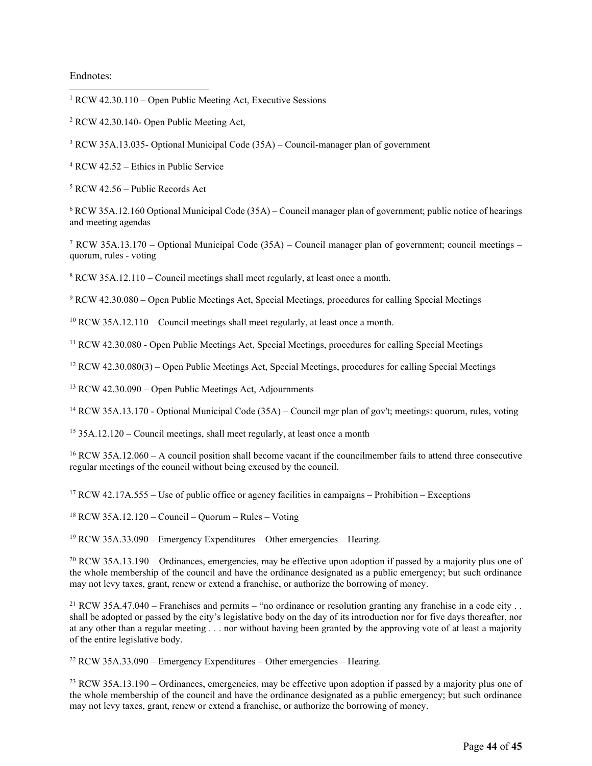Endnotes:

[1] RCW 42.30.110 – Open Public Meeting Act, Executive Sessions

[2] RCW 42.30.140- Open Public Meeting Act,

[3] RCW 35A.13.035- Optional Municipal Code (35A) – Council-manager plan of government

[4] RCW 42.52 – Ethics in Public Service

[5] RCW 42.56 – Public Records Act

[6] RCW 35A.12.160 Optional Municipal Code (35A) – Council manager plan of government; public notice of hearings and meeting agendas

[7] RCW 35A.13.170 – Optional Municipal Code (35A) – Council manager plan of government; council meetings – quorum, rules - voting

[8] RCW 35A.12.110 – Council meetings shall meet regularly, at least once a month.

[9] RCW 42.30.080 – Open Public Meetings Act, Special Meetings, procedures for calling Special Meetings

[10] RCW 35A.12.110 – Council meetings shall meet regularly, at least once a month.

[11] RCW 42.30.080 - Open Public Meetings Act, Special Meetings, procedures for calling Special Meetings

[12] RCW 42.30.080(3) – Open Public Meetings Act, Special Meetings, procedures for calling Special Meetings

[13] RCW 42.30.090 – Open Public Meetings Act, Adjournments

[14] RCW 35A.13.170 - Optional Municipal Code (35A) – Council mgr plan of gov't; meetings: quorum, rules, voting

[15] 35A.12.120 – Council meetings, shall meet regularly, at least once a month

[16] RCW 35A.12.060 – A council position shall become vacant if the councilmember fails to attend three consecutive regular meetings of the council without being excused by the council.

[17] RCW 42.17A.555 – Use of public office or agency facilities in campaigns – Prohibition – Exceptions

[18] RCW 35A.12.120 – Council – Quorum – Rules – Voting

[19] RCW 35A.33.090 – Emergency Expenditures – Other emergencies – Hearing.

[20] RCW 35A.13.190 – Ordinances, emergencies, may be effective upon adoption if passed by a majority plus one of the whole membership of the council and have the ordinance designated as a public emergency; but such ordinance may not levy taxes, grant, renew or extend a franchise, or authorize the borrowing of money.

[21] RCW 35A.47.040 – Franchises and permits – "no ordinance or resolution granting any franchise in a code city . . shall be adopted or passed by the city's legislative body on the day of its introduction nor for five days thereafter, nor at any other than a regular meeting . . . nor without having been granted by the approving vote of at least a majority of the entire legislative body.

[22] RCW 35A.33.090 – Emergency Expenditures – Other emergencies – Hearing.

[23] RCW 35A.13.190 – Ordinances, emergencies, may be effective upon adoption if passed by a majority plus one of the whole membership of the council and have the ordinance designated as a public emergency; but such ordinance may not levy taxes, grant, renew or extend a franchise, or authorize the borrowing of money.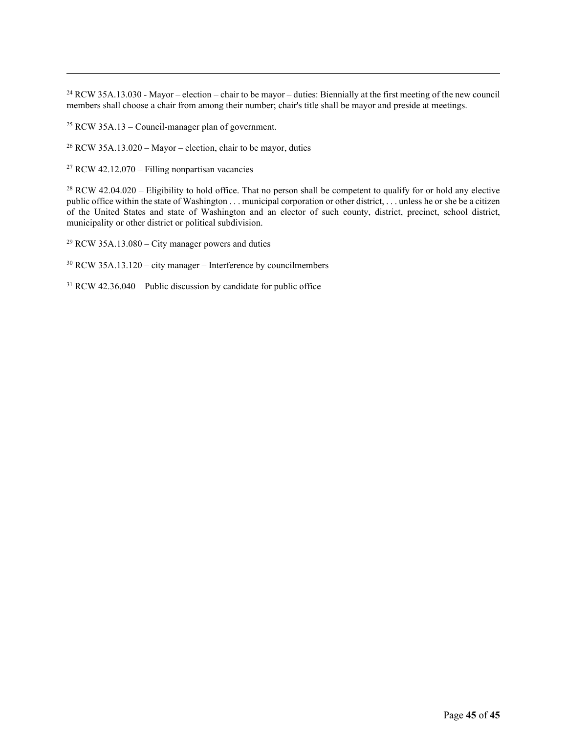[24] RCW 35A.13.030 - Mayor – election – chair to be mayor – duties: Biennially at the first meeting of the new council members shall choose a chair from among their number; chair's title shall be mayor and preside at meetings.

[25] RCW 35A.13 – Council-manager plan of government.

[26] RCW 35A.13.020 – Mayor – election, chair to be mayor, duties

[27] RCW 42.12.070 – Filling nonpartisan vacancies

[28] RCW 42.04.020 – Eligibility to hold office. That no person shall be competent to qualify for or hold any elective public office within the state of Washington . . . municipal corporation or other district, . . . unless he or she be a citizen of the United States and state of Washington and an elector of such county, district, precinct, school district, municipality or other district or political subdivision.

[29] RCW 35A.13.080 – City manager powers and duties

[30] RCW 35A.13.120 – city manager – Interference by councilmembers

[31] RCW 42.36.040 – Public discussion by candidate for public office